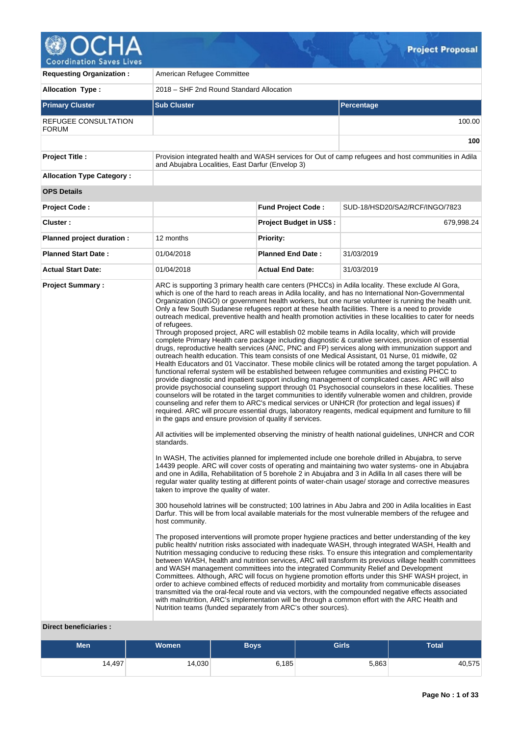# Project Proposal

| | | | |
|---|---|---|---|
| **Requesting Organization :** | American Refugee Committee | | |
| **Allocation Type :** | 2018 – SHF 2nd Round Standard Allocation | | |

| **Primary Cluster** | **Sub Cluster** | **Percentage** |
|---|---|---|
| REFUGEE CONSULTATION FORUM | | 100.00 |
| | | **100** |

| | | | |
|---|---|---|---|
| **Project Title :** | Provision integrated health and WASH services for Out of camp refugees and host communities in Adila and Abujabra Localities, East Darfur (Envelop 3) | | |
| **Allocation Type Category :** | | | |
| **OPS Details** | | | |
| **Project Code :** | | **Fund Project Code :** | SUD-18/HSD20/SA2/RCF/INGO/7823 |
| **Cluster :** | | **Project Budget in US$ :** | 679,998.24 |
| **Planned project duration :** | 12 months | **Priority:** | |
| **Planned Start Date :** | 01/04/2018 | **Planned End Date :** | 31/03/2019 |
| **Actual Start Date:** | 01/04/2018 | **Actual End Date:** | 31/03/2019 |

**Project Summary :**

ARC is supporting 3 primary health care centers (PHCCs) in Adila locality. These exclude Al Gora, which is one of the hard to reach areas in Adila locality, and has no International Non-Governmental Organization (INGO) or government health workers, but one nurse volunteer is running the health unit. Only a few South Sudanese refugees report at these health facilities. There is a need to provide outreach medical, preventive health and health promotion activities in these localities to cater for needs of refugees.
Through proposed project, ARC will establish 02 mobile teams in Adila locality, which will provide complete Primary Health care package including diagnostic & curative services, provision of essential drugs, reproductive health services (ANC, PNC and FP) services along with immunization support and outreach health education. This team consists of one Medical Assistant, 01 Nurse, 01 midwife, 02 Health Educators and 01 Vaccinator. These mobile clinics will be rotated among the target population. A functional referral system will be established between refugee communities and existing PHCC to provide diagnostic and inpatient support including management of complicated cases. ARC will also provide psychosocial counseling support through 01 Psychosocial counselors in these localities. These counselors will be rotated in the target communities to identify vulnerable women and children, provide counseling and refer them to ARC's medical services or UNHCR (for protection and legal issues) if required. ARC will procure essential drugs, laboratory reagents, medical equipment and furniture to fill in the gaps and ensure provision of quality if services.

All activities will be implemented observing the ministry of health national guidelines, UNHCR and COR standards.

In WASH, The activities planned for implemented include one borehole drilled in Abujabra, to serve 14439 people. ARC will cover costs of operating and maintaining two water systems- one in Abujabra and one in Adilla, Rehabilitation of 5 borehole 2 in Abujabra and 3 in Adilla In all cases there will be regular water quality testing at different points of water-chain usage/ storage and corrective measures taken to improve the quality of water.

300 household latrines will be constructed; 100 latrines in Abu Jabra and 200 in Adila localities in East Darfur. This will be from local available materials for the most vulnerable members of the refugee and host community.

The proposed interventions will promote proper hygiene practices and better understanding of the key public health/ nutrition risks associated with inadequate WASH, through integrated WASH, Health and Nutrition messaging conducive to reducing these risks. To ensure this integration and complementarity between WASH, health and nutrition services, ARC will transform its previous village health committees and WASH management committees into the integrated Community Relief and Development Committees. Although, ARC will focus on hygiene promotion efforts under this SHF WASH project, in order to achieve combined effects of reduced morbidity and mortality from communicable diseases transmitted via the oral-fecal route and via vectors, with the compounded negative effects associated with malnutrition, ARC's implementation will be through a common effort with the ARC Health and Nutrition teams (funded separately from ARC's other sources).

**Direct beneficiaries :**

| Men | Women | Boys | Girls | Total |
|---|---|---|---|---|
| 14,497 | 14,030 | 6,185 | 5,863 | 40,575 |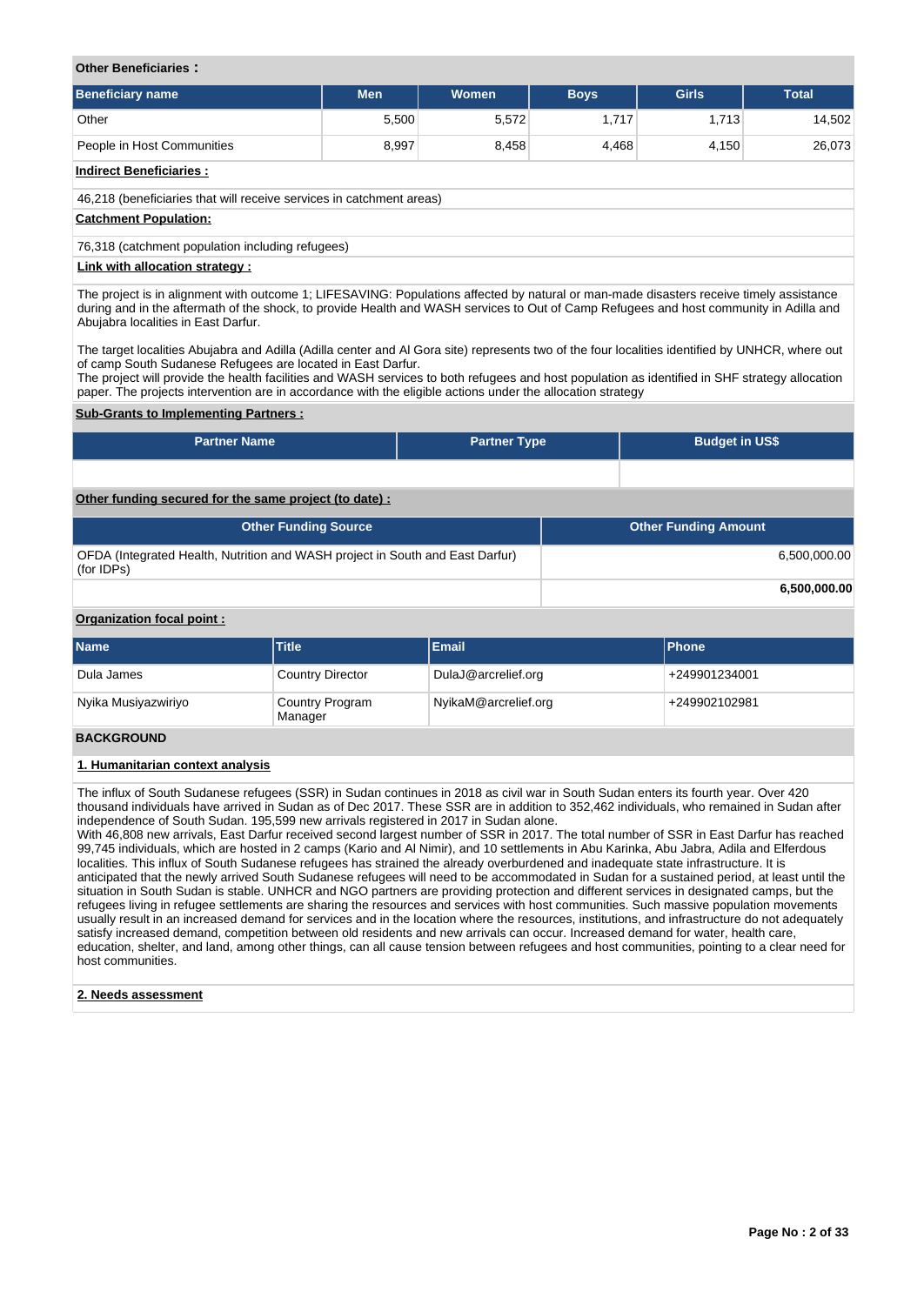**Other Beneficiaries :**

| Beneficiary name | Men | Women | Boys | Girls | Total |
|---|---|---|---|---|---|
| Other | 5,500 | 5,572 | 1,717 | 1,713 | 14,502 |
| People in Host Communities | 8,997 | 8,458 | 4,468 | 4,150 | 26,073 |

**Indirect Beneficiaries :**

46,218 (beneficiaries that will receive services in catchment areas)

**Catchment Population:**

76,318 (catchment population including refugees)

**Link with allocation strategy :**

The project is in alignment with outcome 1; LIFESAVING: Populations affected by natural or man-made disasters receive timely assistance during and in the aftermath of the shock, to provide Health and WASH services to Out of Camp Refugees and host community in Adilla and Abujabra localities in East Darfur.

The target localities Abujabra and Adilla (Adilla center and Al Gora site) represents two of the four localities identified by UNHCR, where out of camp South Sudanese Refugees are located in East Darfur.
The project will provide the health facilities and WASH services to both refugees and host population as identified in SHF strategy allocation paper. The projects intervention are in accordance with the eligible actions under the allocation strategy

**Sub-Grants to Implementing Partners :**

| Partner Name | Partner Type | Budget in US$ |
|---|---|---|
| | | |

**Other funding secured for the same project (to date) :**

| Other Funding Source | Other Funding Amount |
|---|---|
| OFDA (Integrated Health, Nutrition and WASH project in South and East Darfur) (for IDPs) | 6,500,000.00 |
| | **6,500,000.00** |

**Organization focal point :**

| Name | Title | Email | Phone |
|---|---|---|---|
| Dula James | Country Director | DulaJ@arcrelief.org | +249901234001 |
| Nyika Musiyazwiriyo | Country Program Manager | NyikaM@arcrelief.org | +249902102981 |

## BACKGROUND

### 1. Humanitarian context analysis

The influx of South Sudanese refugees (SSR) in Sudan continues in 2018 as civil war in South Sudan enters its fourth year. Over 420 thousand individuals have arrived in Sudan as of Dec 2017. These SSR are in addition to 352,462 individuals, who remained in Sudan after independence of South Sudan. 195,599 new arrivals registered in 2017 in Sudan alone.
With 46,808 new arrivals, East Darfur received second largest number of SSR in 2017. The total number of SSR in East Darfur has reached 99,745 individuals, which are hosted in 2 camps (Kario and Al Nimir), and 10 settlements in Abu Karinka, Abu Jabra, Adila and Elferdous localities. This influx of South Sudanese refugees has strained the already overburdened and inadequate state infrastructure. It is anticipated that the newly arrived South Sudanese refugees will need to be accommodated in Sudan for a sustained period, at least until the situation in South Sudan is stable. UNHCR and NGO partners are providing protection and different services in designated camps, but the refugees living in refugee settlements are sharing the resources and services with host communities. Such massive population movements usually result in an increased demand for services and in the location where the resources, institutions, and infrastructure do not adequately satisfy increased demand, competition between old residents and new arrivals can occur. Increased demand for water, health care, education, shelter, and land, among other things, can all cause tension between refugees and host communities, pointing to a clear need for host communities.

### 2. Needs assessment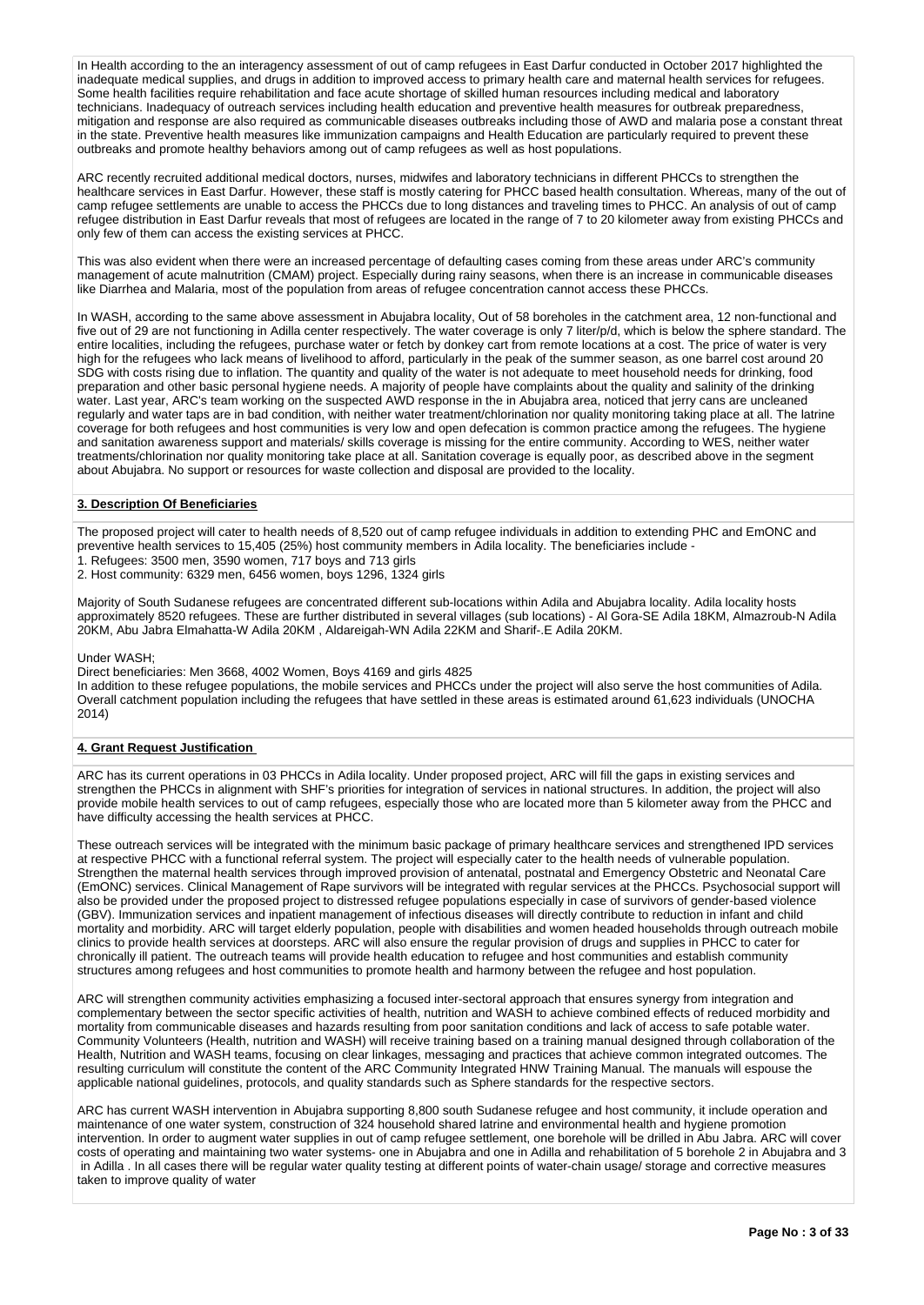In Health according to the an interagency assessment of out of camp refugees in East Darfur conducted in October 2017 highlighted the inadequate medical supplies, and drugs in addition to improved access to primary health care and maternal health services for refugees. Some health facilities require rehabilitation and face acute shortage of skilled human resources including medical and laboratory technicians. Inadequacy of outreach services including health education and preventive health measures for outbreak preparedness, mitigation and response are also required as communicable diseases outbreaks including those of AWD and malaria pose a constant threat in the state. Preventive health measures like immunization campaigns and Health Education are particularly required to prevent these outbreaks and promote healthy behaviors among out of camp refugees as well as host populations.

ARC recently recruited additional medical doctors, nurses, midwifes and laboratory technicians in different PHCCs to strengthen the healthcare services in East Darfur. However, these staff is mostly catering for PHCC based health consultation. Whereas, many of the out of camp refugee settlements are unable to access the PHCCs due to long distances and traveling times to PHCC. An analysis of out of camp refugee distribution in East Darfur reveals that most of refugees are located in the range of 7 to 20 kilometer away from existing PHCCs and only few of them can access the existing services at PHCC.

This was also evident when there were an increased percentage of defaulting cases coming from these areas under ARC's community management of acute malnutrition (CMAM) project. Especially during rainy seasons, when there is an increase in communicable diseases like Diarrhea and Malaria, most of the population from areas of refugee concentration cannot access these PHCCs.

In WASH, according to the same above assessment in Abujabra locality, Out of 58 boreholes in the catchment area, 12 non-functional and five out of 29 are not functioning in Adilla center respectively. The water coverage is only 7 liter/p/d, which is below the sphere standard. The entire localities, including the refugees, purchase water or fetch by donkey cart from remote locations at a cost. The price of water is very high for the refugees who lack means of livelihood to afford, particularly in the peak of the summer season, as one barrel cost around 20 SDG with costs rising due to inflation. The quantity and quality of the water is not adequate to meet household needs for drinking, food preparation and other basic personal hygiene needs. A majority of people have complaints about the quality and salinity of the drinking water. Last year, ARC's team working on the suspected AWD response in the in Abujabra area, noticed that jerry cans are uncleaned regularly and water taps are in bad condition, with neither water treatment/chlorination nor quality monitoring taking place at all. The latrine coverage for both refugees and host communities is very low and open defecation is common practice among the refugees. The hygiene and sanitation awareness support and materials/ skills coverage is missing for the entire community. According to WES, neither water treatments/chlorination nor quality monitoring take place at all. Sanitation coverage is equally poor, as described above in the segment about Abujabra. No support or resources for waste collection and disposal are provided to the locality.

## 3. Description Of Beneficiaries

The proposed project will cater to health needs of 8,520 out of camp refugee individuals in addition to extending PHC and EmONC and preventive health services to 15,405 (25%) host community members in Adila locality. The beneficiaries include -

1. Refugees: 3500 men, 3590 women, 717 boys and 713 girls
2. Host community: 6329 men, 6456 women, boys 1296, 1324 girls

Majority of South Sudanese refugees are concentrated different sub-locations within Adila and Abujabra locality. Adila locality hosts approximately 8520 refugees. These are further distributed in several villages (sub locations) - Al Gora-SE Adila 18KM, Almazroub-N Adila 20KM, Abu Jabra Elmahatta-W Adila 20KM , Aldareigah-WN Adila 22KM and Sharif-.E Adila 20KM.

Under WASH;

Direct beneficiaries: Men 3668, 4002 Women, Boys 4169 and girls 4825

In addition to these refugee populations, the mobile services and PHCCs under the project will also serve the host communities of Adila. Overall catchment population including the refugees that have settled in these areas is estimated around 61,623 individuals (UNOCHA 2014)

## 4. Grant Request Justification

ARC has its current operations in 03 PHCCs in Adila locality. Under proposed project, ARC will fill the gaps in existing services and strengthen the PHCCs in alignment with SHF's priorities for integration of services in national structures. In addition, the project will also provide mobile health services to out of camp refugees, especially those who are located more than 5 kilometer away from the PHCC and have difficulty accessing the health services at PHCC.

These outreach services will be integrated with the minimum basic package of primary healthcare services and strengthened IPD services at respective PHCC with a functional referral system. The project will especially cater to the health needs of vulnerable population. Strengthen the maternal health services through improved provision of antenatal, postnatal and Emergency Obstetric and Neonatal Care (EmONC) services. Clinical Management of Rape survivors will be integrated with regular services at the PHCCs. Psychosocial support will also be provided under the proposed project to distressed refugee populations especially in case of survivors of gender-based violence (GBV). Immunization services and inpatient management of infectious diseases will directly contribute to reduction in infant and child mortality and morbidity. ARC will target elderly population, people with disabilities and women headed households through outreach mobile clinics to provide health services at doorsteps. ARC will also ensure the regular provision of drugs and supplies in PHCC to cater for chronically ill patient. The outreach teams will provide health education to refugee and host communities and establish community structures among refugees and host communities to promote health and harmony between the refugee and host population.

ARC will strengthen community activities emphasizing a focused inter-sectoral approach that ensures synergy from integration and complementary between the sector specific activities of health, nutrition and WASH to achieve combined effects of reduced morbidity and mortality from communicable diseases and hazards resulting from poor sanitation conditions and lack of access to safe potable water. Community Volunteers (Health, nutrition and WASH) will receive training based on a training manual designed through collaboration of the Health, Nutrition and WASH teams, focusing on clear linkages, messaging and practices that achieve common integrated outcomes. The resulting curriculum will constitute the content of the ARC Community Integrated HNW Training Manual. The manuals will espouse the applicable national guidelines, protocols, and quality standards such as Sphere standards for the respective sectors.

ARC has current WASH intervention in Abujabra supporting 8,800 south Sudanese refugee and host community, it include operation and maintenance of one water system, construction of 324 household shared latrine and environmental health and hygiene promotion intervention. In order to augment water supplies in out of camp refugee settlement, one borehole will be drilled in Abu Jabra. ARC will cover costs of operating and maintaining two water systems- one in Abujabra and one in Adilla and rehabilitation of 5 borehole 2 in Abujabra and 3 in Adilla . In all cases there will be regular water quality testing at different points of water-chain usage/ storage and corrective measures taken to improve quality of water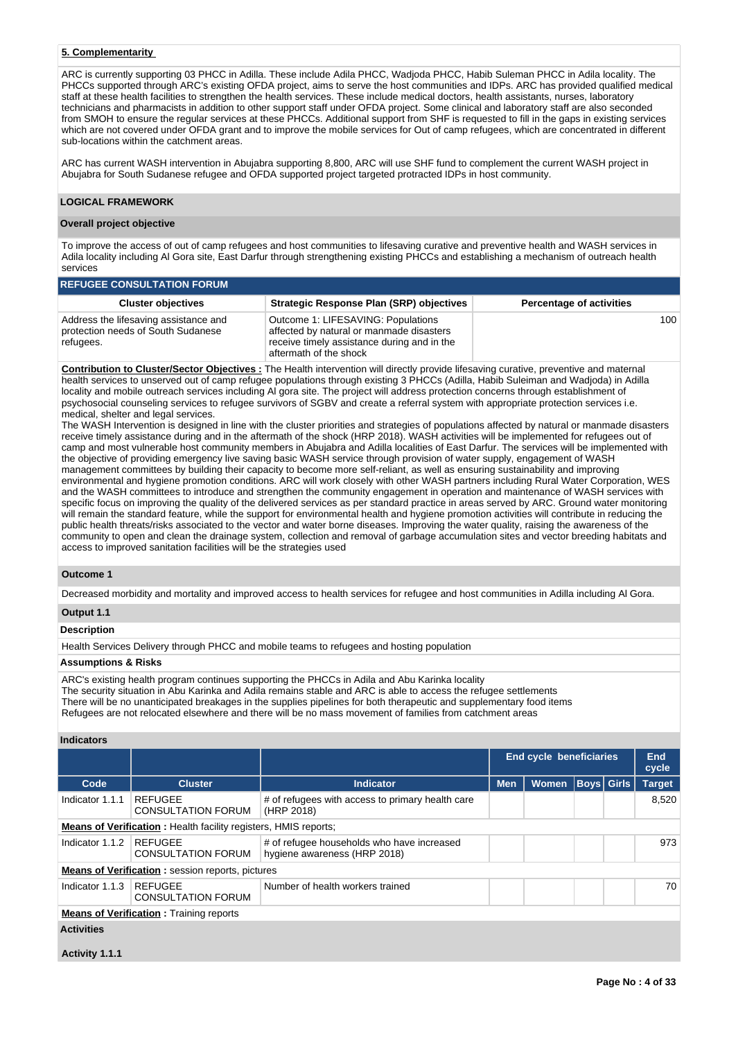## 5. Complementarity

ARC is currently supporting 03 PHCC in Adilla. These include Adila PHCC, Wadjoda PHCC, Habib Suleman PHCC in Adila locality. The PHCCs supported through ARC's existing OFDA project, aims to serve the host communities and IDPs. ARC has provided qualified medical staff at these health facilities to strengthen the health services. These include medical doctors, health assistants, nurses, laboratory technicians and pharmacists in addition to other support staff under OFDA project. Some clinical and laboratory staff are also seconded from SMOH to ensure the regular services at these PHCCs. Additional support from SHF is requested to fill in the gaps in existing services which are not covered under OFDA grant and to improve the mobile services for Out of camp refugees, which are concentrated in different sub-locations within the catchment areas.

ARC has current WASH intervention in Abujabra supporting 8,800, ARC will use SHF fund to complement the current WASH project in Abujabra for South Sudanese refugee and OFDA supported project targeted protracted IDPs in host community.

## LOGICAL FRAMEWORK

### Overall project objective

To improve the access of out of camp refugees and host communities to lifesaving curative and preventive health and WASH services in Adila locality including Al Gora site, East Darfur through strengthening existing PHCCs and establishing a mechanism of outreach health services

### REFUGEE CONSULTATION FORUM

| Cluster objectives | Strategic Response Plan (SRP) objectives | Percentage of activities |
|---|---|---|
| Address the lifesaving assistance and protection needs of South Sudanese refugees. | Outcome 1: LIFESAVING: Populations affected by natural or manmade disasters receive timely assistance during and in the aftermath of the shock | 100 |

**Contribution to Cluster/Sector Objectives :** The Health intervention will directly provide lifesaving curative, preventive and maternal health services to unserved out of camp refugee populations through existing 3 PHCCs (Adilla, Habib Suleiman and Wadjoda) in Adilla locality and mobile outreach services including Al gora site. The project will address protection concerns through establishment of psychosocial counseling services to refugee survivors of SGBV and create a referral system with appropriate protection services i.e. medical, shelter and legal services.
The WASH Intervention is designed in line with the cluster priorities and strategies of populations affected by natural or manmade disasters receive timely assistance during and in the aftermath of the shock (HRP 2018). WASH activities will be implemented for refugees out of camp and most vulnerable host community members in Abujabra and Adilla localities of East Darfur. The services will be implemented with the objective of providing emergency live saving basic WASH service through provision of water supply, engagement of WASH management committees by building their capacity to become more self-reliant, as well as ensuring sustainability and improving environmental and hygiene promotion conditions. ARC will work closely with other WASH partners including Rural Water Corporation, WES and the WASH committees to introduce and strengthen the community engagement in operation and maintenance of WASH services with specific focus on improving the quality of the delivered services as per standard practice in areas served by ARC. Ground water monitoring will remain the standard feature, while the support for environmental health and hygiene promotion activities will contribute in reducing the public health threats/risks associated to the vector and water borne diseases. Improving the water quality, raising the awareness of the community to open and clean the drainage system, collection and removal of garbage accumulation sites and vector breeding habitats and access to improved sanitation facilities will be the strategies used

### Outcome 1

Decreased morbidity and mortality and improved access to health services for refugee and host communities in Adilla including Al Gora.

### Output 1.1

**Description**

Health Services Delivery through PHCC and mobile teams to refugees and hosting population

**Assumptions & Risks**

ARC's existing health program continues supporting the PHCCs in Adila and Abu Karinka locality
The security situation in Abu Karinka and Adila remains stable and ARC is able to access the refugee settlements
There will be no unanticipated breakages in the supplies pipelines for both therapeutic and supplementary food items
Refugees are not relocated elsewhere and there will be no mass movement of families from catchment areas

**Indicators**

| | | | End cycle beneficiaries | | | | End cycle |
|---|---|---|---|---|---|---|---|
| Code | Cluster | Indicator | Men | Women | Boys | Girls | Target |
| Indicator 1.1.1 | REFUGEE CONSULTATION FORUM | # of refugees with access to primary health care (HRP 2018) | | | | | 8,520 |
| **Means of Verification :** Health facility registers, HMIS reports; | | | | | | | |
| Indicator 1.1.2 | REFUGEE CONSULTATION FORUM | # of refugee households who have increased hygiene awareness (HRP 2018) | | | | | 973 |
| **Means of Verification :** session reports, pictures | | | | | | | |
| Indicator 1.1.3 | REFUGEE CONSULTATION FORUM | Number of health workers trained | | | | | 70 |
| **Means of Verification :** Training reports | | | | | | | |

**Activities**

**Activity 1.1.1**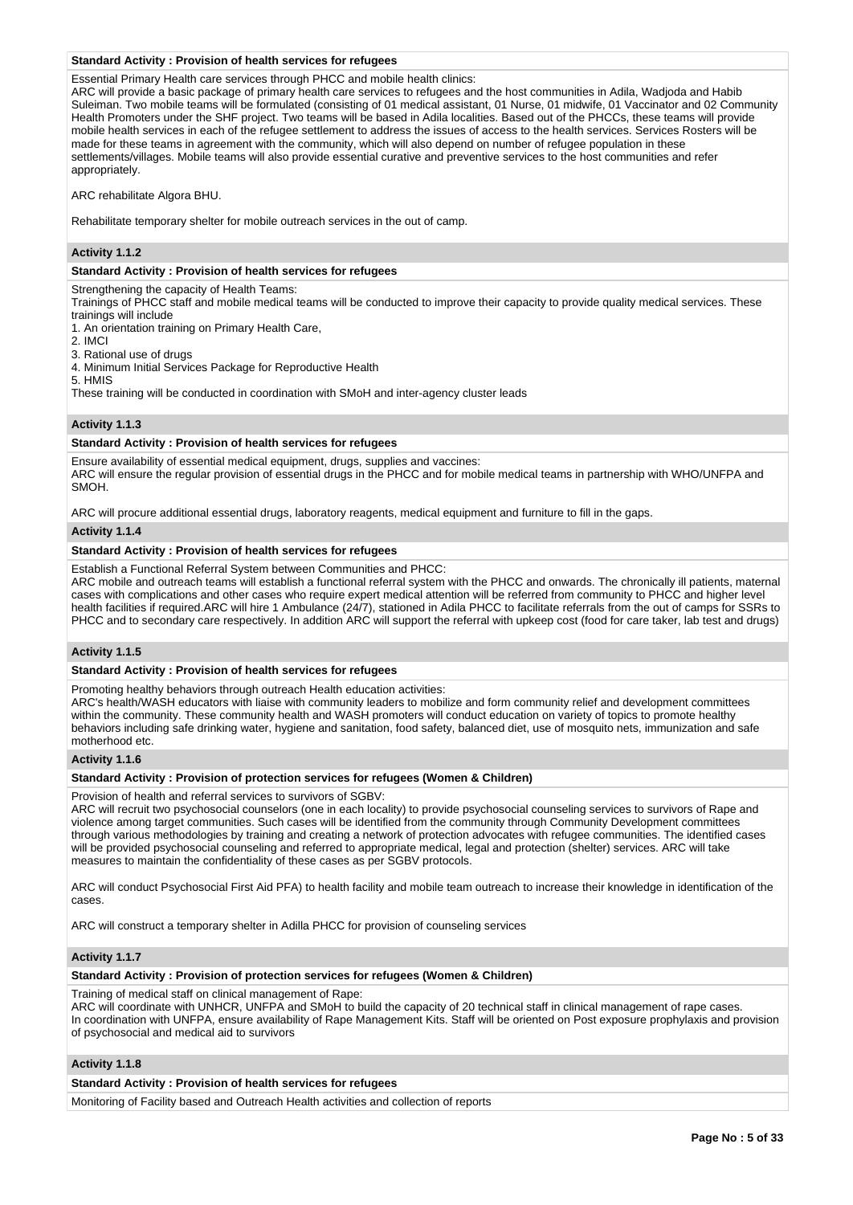**Standard Activity : Provision of health services for refugees**

Essential Primary Health care services through PHCC and mobile health clinics:
ARC will provide a basic package of primary health care services to refugees and the host communities in Adila, Wadjoda and Habib Suleiman. Two mobile teams will be formulated (consisting of 01 medical assistant, 01 Nurse, 01 midwife, 01 Vaccinator and 02 Community Health Promoters under the SHF project. Two teams will be based in Adila localities. Based out of the PHCCs, these teams will provide mobile health services in each of the refugee settlement to address the issues of access to the health services. Services Rosters will be made for these teams in agreement with the community, which will also depend on number of refugee population in these settlements/villages. Mobile teams will also provide essential curative and preventive services to the host communities and refer appropriately.

ARC rehabilitate Algora BHU.

Rehabilitate temporary shelter for mobile outreach services in the out of camp.

### Activity 1.1.2

**Standard Activity : Provision of health services for refugees**

Strengthening the capacity of Health Teams:
Trainings of PHCC staff and mobile medical teams will be conducted to improve their capacity to provide quality medical services. These trainings will include

1. An orientation training on Primary Health Care,
2. IMCI
3. Rational use of drugs
4. Minimum Initial Services Package for Reproductive Health
5. HMIS

These training will be conducted in coordination with SMoH and inter-agency cluster leads

### Activity 1.1.3

**Standard Activity : Provision of health services for refugees**

Ensure availability of essential medical equipment, drugs, supplies and vaccines:
ARC will ensure the regular provision of essential drugs in the PHCC and for mobile medical teams in partnership with WHO/UNFPA and SMOH.

ARC will procure additional essential drugs, laboratory reagents, medical equipment and furniture to fill in the gaps.

### Activity 1.1.4

**Standard Activity : Provision of health services for refugees**

Establish a Functional Referral System between Communities and PHCC:
ARC mobile and outreach teams will establish a functional referral system with the PHCC and onwards. The chronically ill patients, maternal cases with complications and other cases who require expert medical attention will be referred from community to PHCC and higher level health facilities if required.ARC will hire 1 Ambulance (24/7), stationed in Adila PHCC to facilitate referrals from the out of camps for SSRs to PHCC and to secondary care respectively. In addition ARC will support the referral with upkeep cost (food for care taker, lab test and drugs)

### Activity 1.1.5

**Standard Activity : Provision of health services for refugees**

Promoting healthy behaviors through outreach Health education activities:
ARC's health/WASH educators with liaise with community leaders to mobilize and form community relief and development committees within the community. These community health and WASH promoters will conduct education on variety of topics to promote healthy behaviors including safe drinking water, hygiene and sanitation, food safety, balanced diet, use of mosquito nets, immunization and safe motherhood etc.

### Activity 1.1.6

**Standard Activity : Provision of protection services for refugees (Women & Children)**

Provision of health and referral services to survivors of SGBV:
ARC will recruit two psychosocial counselors (one in each locality) to provide psychosocial counseling services to survivors of Rape and violence among target communities. Such cases will be identified from the community through Community Development committees through various methodologies by training and creating a network of protection advocates with refugee communities. The identified cases will be provided psychosocial counseling and referred to appropriate medical, legal and protection (shelter) services. ARC will take measures to maintain the confidentiality of these cases as per SGBV protocols.

ARC will conduct Psychosocial First Aid PFA) to health facility and mobile team outreach to increase their knowledge in identification of the cases.

ARC will construct a temporary shelter in Adilla PHCC for provision of counseling services

### Activity 1.1.7

**Standard Activity : Provision of protection services for refugees (Women & Children)**

Training of medical staff on clinical management of Rape:
ARC will coordinate with UNHCR, UNFPA and SMoH to build the capacity of 20 technical staff in clinical management of rape cases.
In coordination with UNFPA, ensure availability of Rape Management Kits. Staff will be oriented on Post exposure prophylaxis and provision of psychosocial and medical aid to survivors

### Activity 1.1.8

**Standard Activity : Provision of health services for refugees**

Monitoring of Facility based and Outreach Health activities and collection of reports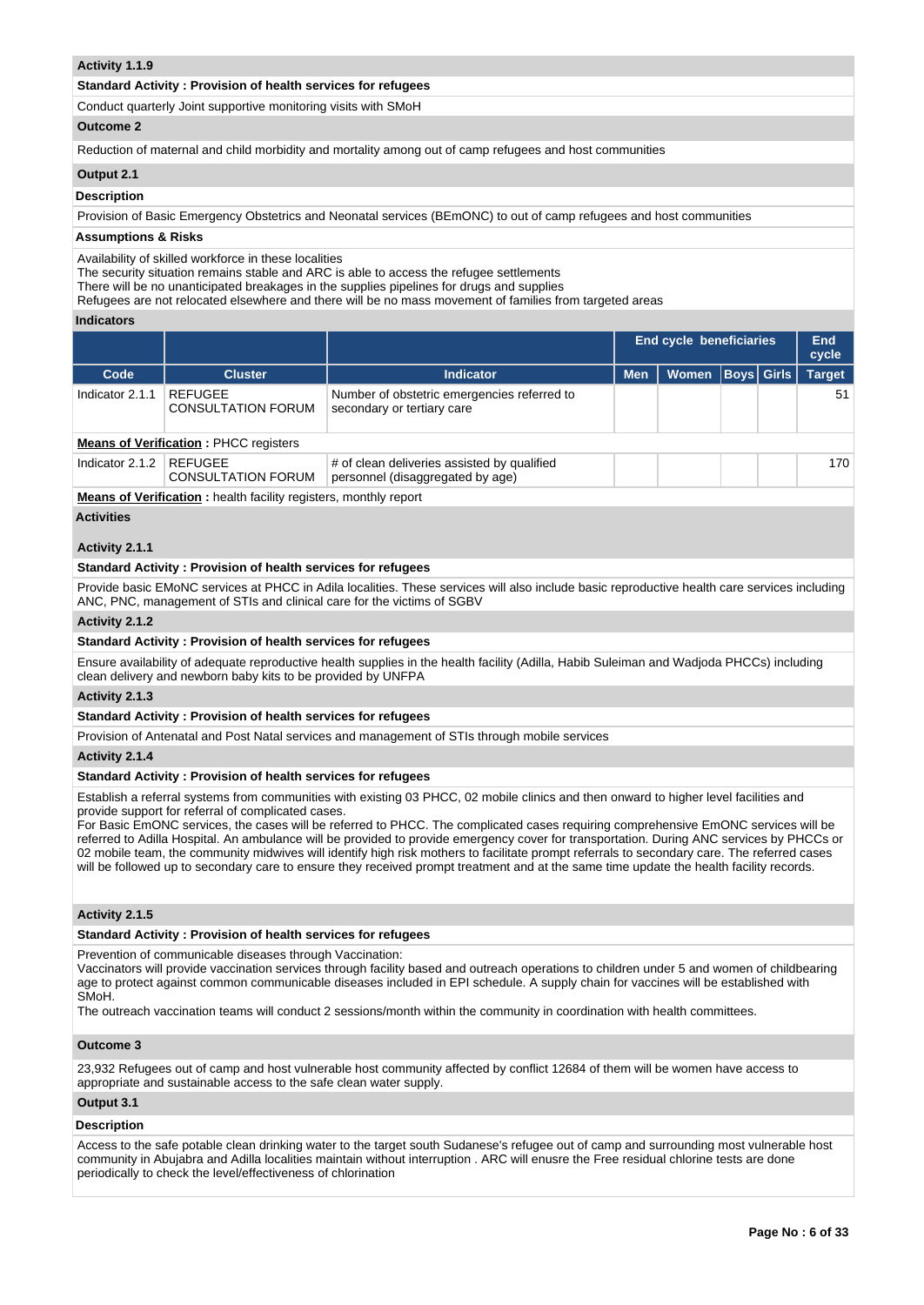**Activity 1.1.9**

**Standard Activity : Provision of health services for refugees**

Conduct quarterly Joint supportive monitoring visits with SMoH

**Outcome 2**

Reduction of maternal and child morbidity and mortality among out of camp refugees and host communities

**Output 2.1**

**Description**

Provision of Basic Emergency Obstetrics and Neonatal services (BEmONC) to out of camp refugees and host communities

**Assumptions & Risks**

Availability of skilled workforce in these localities
The security situation remains stable and ARC is able to access the refugee settlements
There will be no unanticipated breakages in the supplies pipelines for drugs and supplies
Refugees are not relocated elsewhere and there will be no mass movement of families from targeted areas

**Indicators**

| | | | End cycle beneficiaries | | | | End cycle |
|---|---|---|---|---|---|---|---|
| Code | Cluster | Indicator | Men | Women | Boys | Girls | Target |
| Indicator 2.1.1 | REFUGEE CONSULTATION FORUM | Number of obstetric emergencies referred to secondary or tertiary care | | | | | 51 |

**Means of Verification :** PHCC registers

| Code | Cluster | Indicator | Men | Women | Boys | Girls | Target |
|---|---|---|---|---|---|---|---|
| Indicator 2.1.2 | REFUGEE CONSULTATION FORUM | # of clean deliveries assisted by qualified personnel (disaggregated by age) | | | | | 170 |

**Means of Verification :** health facility registers, monthly report

**Activities**

**Activity 2.1.1**

**Standard Activity : Provision of health services for refugees**

Provide basic EMoNC services at PHCC in Adila localities. These services will also include basic reproductive health care services including ANC, PNC, management of STIs and clinical care for the victims of SGBV

**Activity 2.1.2**

**Standard Activity : Provision of health services for refugees**

Ensure availability of adequate reproductive health supplies in the health facility (Adilla, Habib Suleiman and Wadjoda PHCCs) including clean delivery and newborn baby kits to be provided by UNFPA

**Activity 2.1.3**

**Standard Activity : Provision of health services for refugees**

Provision of Antenatal and Post Natal services and management of STIs through mobile services

**Activity 2.1.4**

**Standard Activity : Provision of health services for refugees**

Establish a referral systems from communities with existing 03 PHCC, 02 mobile clinics and then onward to higher level facilities and provide support for referral of complicated cases.
For Basic EmONC services, the cases will be referred to PHCC. The complicated cases requiring comprehensive EmONC services will be referred to Adilla Hospital. An ambulance will be provided to provide emergency cover for transportation. During ANC services by PHCCs or 02 mobile team, the community midwives will identify high risk mothers to facilitate prompt referrals to secondary care. The referred cases will be followed up to secondary care to ensure they received prompt treatment and at the same time update the health facility records.

**Activity 2.1.5**

**Standard Activity : Provision of health services for refugees**

Prevention of communicable diseases through Vaccination:
Vaccinators will provide vaccination services through facility based and outreach operations to children under 5 and women of childbearing age to protect against common communicable diseases included in EPI schedule. A supply chain for vaccines will be established with SMoH.
The outreach vaccination teams will conduct 2 sessions/month within the community in coordination with health committees.

**Outcome 3**

23,932 Refugees out of camp and host vulnerable host community affected by conflict 12684 of them will be women have access to appropriate and sustainable access to the safe clean water supply.

**Output 3.1**

**Description**

Access to the safe potable clean drinking water to the target south Sudanese's refugee out of camp and surrounding most vulnerable host community in Abujabra and Adilla localities maintain without interruption . ARC will enusre the Free residual chlorine tests are done periodically to check the level/effectiveness of chlorination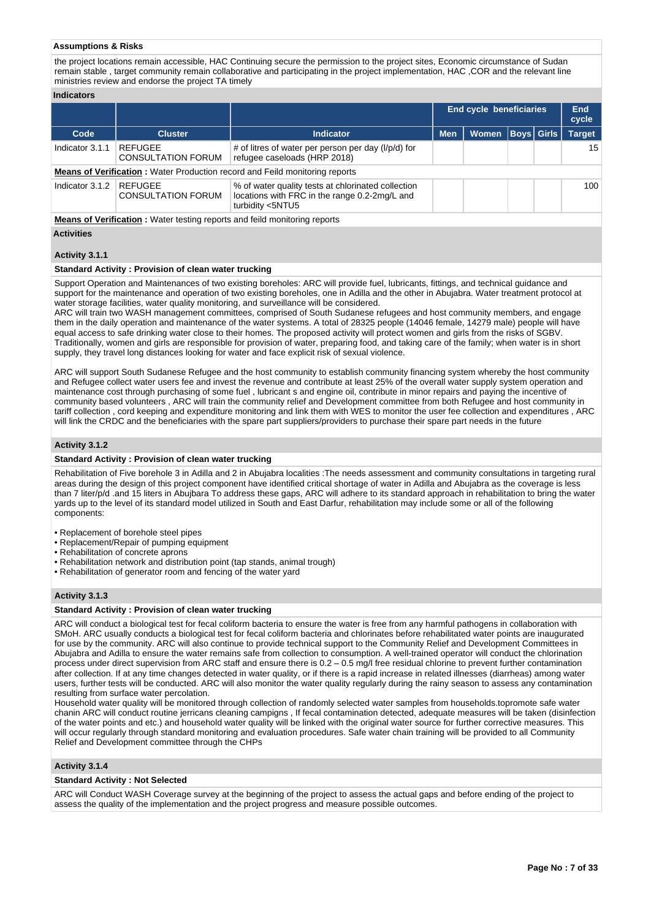**Assumptions & Risks**

the project locations remain accessible, HAC Continuing secure the permission to the project sites, Economic circumstance of Sudan remain stable , target community remain collaborative and participating in the project implementation, HAC ,COR and the relevant line ministries review and endorse the project TA timely

**Indicators**

| | | | End cycle beneficiaries | | | | End cycle |
|---|---|---|---|---|---|---|---|
| **Code** | **Cluster** | **Indicator** | **Men** | **Women** | **Boys** | **Girls** | **Target** |
| Indicator 3.1.1 | REFUGEE CONSULTATION FORUM | # of litres of water per person per day (l/p/d) for refugee caseloads (HRP 2018) | | | | | 15 |

**Means of Verification :** Water Production record and Feild monitoring reports

| Code | Cluster | Indicator | Men | Women | Boys | Girls | Target |
|---|---|---|---|---|---|---|---|
| Indicator 3.1.2 | REFUGEE CONSULTATION FORUM | % of water quality tests at chlorinated collection locations with FRC in the range 0.2-2mg/L and turbidity <5NTU5 | | | | | 100 |

**Means of Verification :** Water testing reports and feild monitoring reports

**Activities**

**Activity 3.1.1**

**Standard Activity : Provision of clean water trucking**

Support Operation and Maintenances of two existing boreholes: ARC will provide fuel, lubricants, fittings, and technical guidance and support for the maintenance and operation of two existing boreholes, one in Adilla and the other in Abujabra. Water treatment protocol at water storage facilities, water quality monitoring, and surveillance will be considered.
ARC will train two WASH management committees, comprised of South Sudanese refugees and host community members, and engage them in the daily operation and maintenance of the water systems. A total of 28325 people (14046 female, 14279 male) people will have equal access to safe drinking water close to their homes. The proposed activity will protect women and girls from the risks of SGBV. Traditionally, women and girls are responsible for provision of water, preparing food, and taking care of the family; when water is in short supply, they travel long distances looking for water and face explicit risk of sexual violence.

ARC will support South Sudanese Refugee and the host community to establish community financing system whereby the host community and Refugee collect water users fee and invest the revenue and contribute at least 25% of the overall water supply system operation and maintenance cost through purchasing of some fuel , lubricant s and engine oil, contribute in minor repairs and paying the incentive of community based volunteers , ARC will train the community relief and Development committee from both Refugee and host community in tariff collection , cord keeping and expenditure monitoring and link them with WES to monitor the user fee collection and expenditures , ARC will link the CRDC and the beneficiaries with the spare part suppliers/providers to purchase their spare part needs in the future

**Activity 3.1.2**

**Standard Activity : Provision of clean water trucking**

Rehabilitation of Five borehole 3 in Adilla and 2 in Abujabra localities :The needs assessment and community consultations in targeting rural areas during the design of this project component have identified critical shortage of water in Adilla and Abujabra as the coverage is less than 7 liter/p/d .and 15 liters in Abujbara To address these gaps, ARC will adhere to its standard approach in rehabilitation to bring the water yards up to the level of its standard model utilized in South and East Darfur, rehabilitation may include some or all of the following components:

- Replacement of borehole steel pipes
- Replacement/Repair of pumping equipment
- Rehabilitation of concrete aprons
- Rehabilitation network and distribution point (tap stands, animal trough)
- Rehabilitation of generator room and fencing of the water yard

**Activity 3.1.3**

**Standard Activity : Provision of clean water trucking**

ARC will conduct a biological test for fecal coliform bacteria to ensure the water is free from any harmful pathogens in collaboration with SMoH. ARC usually conducts a biological test for fecal coliform bacteria and chlorinates before rehabilitated water points are inaugurated for use by the community. ARC will also continue to provide technical support to the Community Relief and Development Committees in Abujabra and Adilla to ensure the water remains safe from collection to consumption. A well-trained operator will conduct the chlorination process under direct supervision from ARC staff and ensure there is 0.2 – 0.5 mg/l free residual chlorine to prevent further contamination after collection. If at any time changes detected in water quality, or if there is a rapid increase in related illnesses (diarrheas) among water users, further tests will be conducted. ARC will also monitor the water quality regularly during the rainy season to assess any contamination resulting from surface water percolation.
Household water quality will be monitored through collection of randomly selected water samples from households.topromote safe water chanin ARC will conduct routine jerricans cleaning campigns , If fecal contamination detected, adequate measures will be taken (disinfection of the water points and etc.) and household water quality will be linked with the original water source for further corrective measures. This will occur regularly through standard monitoring and evaluation procedures. Safe water chain training will be provided to all Community Relief and Development committee through the CHPs

**Activity 3.1.4**

**Standard Activity : Not Selected**

ARC will Conduct WASH Coverage survey at the beginning of the project to assess the actual gaps and before ending of the project to assess the quality of the implementation and the project progress and measure possible outcomes.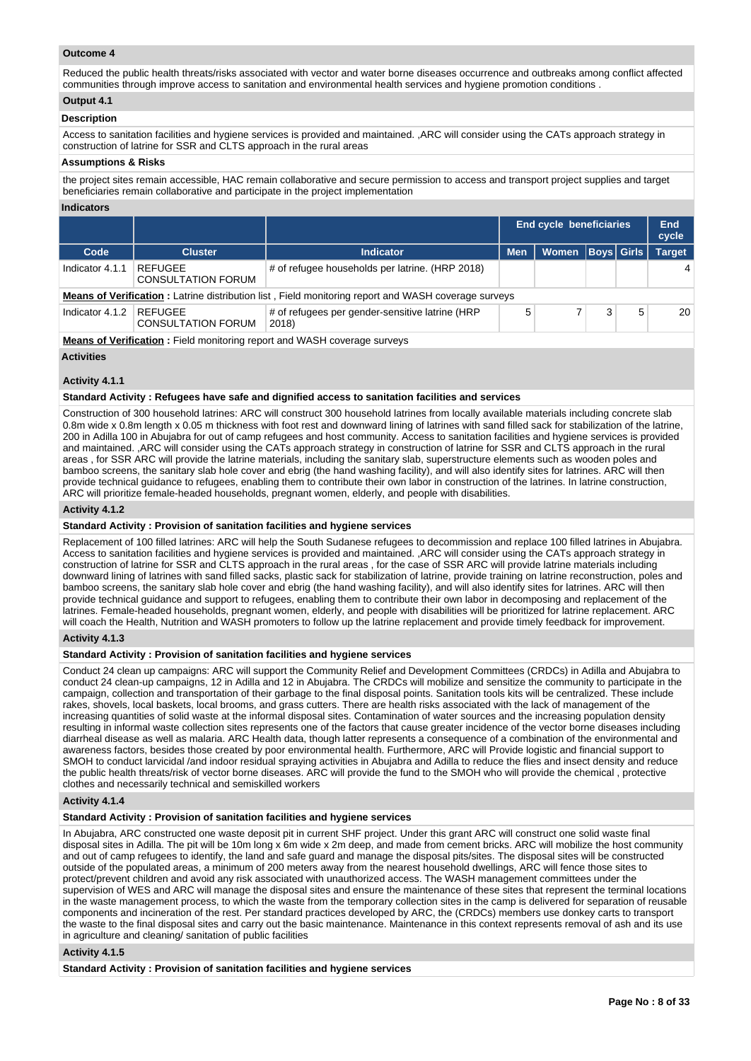**Outcome 4**

Reduced the public health threats/risks associated with vector and water borne diseases occurrence and outbreaks among conflict affected communities through improve access to sanitation and environmental health services and hygiene promotion conditions .

**Output 4.1**

**Description**

Access to sanitation facilities and hygiene services is provided and maintained. ,ARC will consider using the CATs approach strategy in construction of latrine for SSR and CLTS approach in the rural areas

**Assumptions & Risks**

the project sites remain accessible, HAC remain collaborative and secure permission to access and transport project supplies and target beneficiaries remain collaborative and participate in the project implementation

**Indicators**

| | | | End cycle beneficiaries | | | | End cycle |
|---|---|---|---|---|---|---|---|
| **Code** | **Cluster** | **Indicator** | **Men** | **Women** | **Boys** | **Girls** | **Target** |
| Indicator 4.1.1 | REFUGEE CONSULTATION FORUM | # of refugee households per latrine. (HRP 2018) | | | | | 4 |
| **Means of Verification :** Latrine distribution list , Field monitoring report and WASH coverage surveys | | | | | | | |
| Indicator 4.1.2 | REFUGEE CONSULTATION FORUM | # of refugees per gender-sensitive latrine (HRP 2018) | 5 | 7 | 3 | 5 | 20 |
| **Means of Verification :** Field monitoring report and WASH coverage surveys | | | | | | | |

**Activities**

**Activity 4.1.1**

**Standard Activity : Refugees have safe and dignified access to sanitation facilities and services**

Construction of 300 household latrines: ARC will construct 300 household latrines from locally available materials including concrete slab 0.8m wide x 0.8m length x 0.05 m thickness with foot rest and downward lining of latrines with sand filled sack for stabilization of the latrine, 200 in Adilla 100 in Abujabra for out of camp refugees and host community. Access to sanitation facilities and hygiene services is provided and maintained. ,ARC will consider using the CATs approach strategy in construction of latrine for SSR and CLTS approach in the rural areas , for SSR ARC will provide the latrine materials, including the sanitary slab, superstructure elements such as wooden poles and bamboo screens, the sanitary slab hole cover and ebrig (the hand washing facility), and will also identify sites for latrines. ARC will then provide technical guidance to refugees, enabling them to contribute their own labor in construction of the latrines. In latrine construction, ARC will prioritize female-headed households, pregnant women, elderly, and people with disabilities.

**Activity 4.1.2**

**Standard Activity : Provision of sanitation facilities and hygiene services**

Replacement of 100 filled latrines: ARC will help the South Sudanese refugees to decommission and replace 100 filled latrines in Abujabra. Access to sanitation facilities and hygiene services is provided and maintained. ,ARC will consider using the CATs approach strategy in construction of latrine for SSR and CLTS approach in the rural areas , for the case of SSR ARC will provide latrine materials including downward lining of latrines with sand filled sacks, plastic sack for stabilization of latrine, provide training on latrine reconstruction, poles and bamboo screens, the sanitary slab hole cover and ebrig (the hand washing facility), and will also identify sites for latrines. ARC will then provide technical guidance and support to refugees, enabling them to contribute their own labor in decomposing and replacement of the latrines. Female-headed households, pregnant women, elderly, and people with disabilities will be prioritized for latrine replacement. ARC will coach the Health, Nutrition and WASH promoters to follow up the latrine replacement and provide timely feedback for improvement.

**Activity 4.1.3**

**Standard Activity : Provision of sanitation facilities and hygiene services**

Conduct 24 clean up campaigns: ARC will support the Community Relief and Development Committees (CRDCs) in Adilla and Abujabra to conduct 24 clean-up campaigns, 12 in Adilla and 12 in Abujabra. The CRDCs will mobilize and sensitize the community to participate in the campaign, collection and transportation of their garbage to the final disposal points. Sanitation tools kits will be centralized. These include rakes, shovels, local baskets, local brooms, and grass cutters. There are health risks associated with the lack of management of the increasing quantities of solid waste at the informal disposal sites. Contamination of water sources and the increasing population density resulting in informal waste collection sites represents one of the factors that cause greater incidence of the vector borne diseases including diarrheal disease as well as malaria. ARC Health data, though latter represents a consequence of a combination of the environmental and awareness factors, besides those created by poor environmental health. Furthermore, ARC will Provide logistic and financial support to SMOH to conduct larvicidal /and indoor residual spraying activities in Abujabra and Adilla to reduce the flies and insect density and reduce the public health threats/risk of vector borne diseases. ARC will provide the fund to the SMOH who will provide the chemical , protective clothes and necessarily technical and semiskilled workers

**Activity 4.1.4**

**Standard Activity : Provision of sanitation facilities and hygiene services**

In Abujabra, ARC constructed one waste deposit pit in current SHF project. Under this grant ARC will construct one solid waste final disposal sites in Adilla. The pit will be 10m long x 6m wide x 2m deep, and made from cement bricks. ARC will mobilize the host community and out of camp refugees to identify, the land and safe guard and manage the disposal pits/sites. The disposal sites will be constructed outside of the populated areas, a minimum of 200 meters away from the nearest household dwellings, ARC will fence those sites to protect/prevent children and avoid any risk associated with unauthorized access. The WASH management committees under the supervision of WES and ARC will manage the disposal sites and ensure the maintenance of these sites that represent the terminal locations in the waste management process, to which the waste from the temporary collection sites in the camp is delivered for separation of reusable components and incineration of the rest. Per standard practices developed by ARC, the (CRDCs) members use donkey carts to transport the waste to the final disposal sites and carry out the basic maintenance. Maintenance in this context represents removal of ash and its use in agriculture and cleaning/ sanitation of public facilities

**Activity 4.1.5**

**Standard Activity : Provision of sanitation facilities and hygiene services**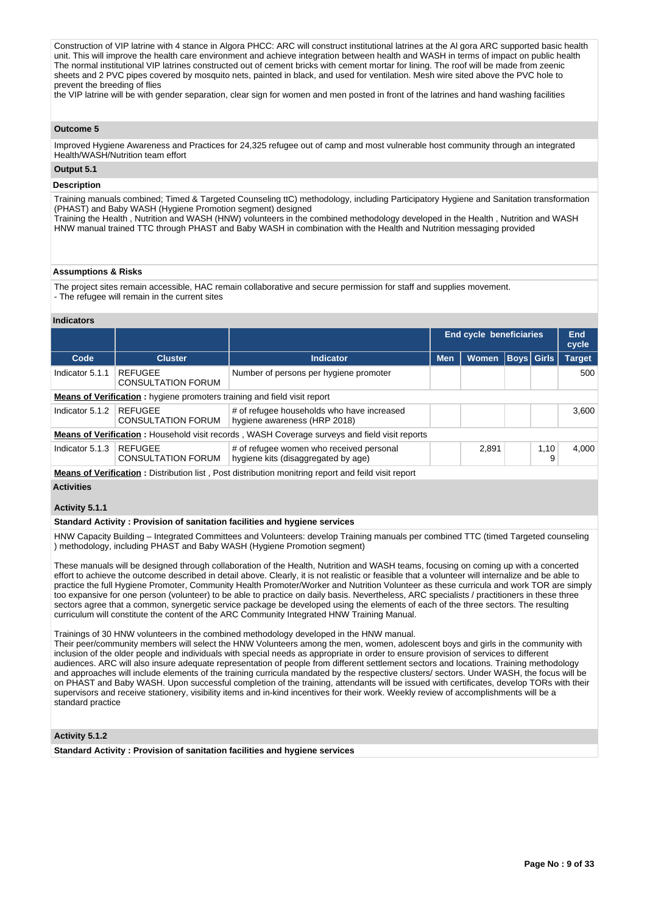Construction of VIP latrine with 4 stance in Algora PHCC: ARC will construct institutional latrines at the Al gora ARC supported basic health unit. This will improve the health care environment and achieve integration between health and WASH in terms of impact on public health The normal institutional VIP latrines constructed out of cement bricks with cement mortar for lining. The roof will be made from zeenic sheets and 2 PVC pipes covered by mosquito nets, painted in black, and used for ventilation. Mesh wire sited above the PVC hole to prevent the breeding of flies
the VIP latrine will be with gender separation, clear sign for women and men posted in front of the latrines and hand washing facilities

### Outcome 5

Improved Hygiene Awareness and Practices for 24,325 refugee out of camp and most vulnerable host community through an integrated Health/WASH/Nutrition team effort

### Output 5.1

#### Description

Training manuals combined; Timed & Targeted Counseling ttC) methodology, including Participatory Hygiene and Sanitation transformation (PHAST) and Baby WASH (Hygiene Promotion segment) designed
Training the Health , Nutrition and WASH (HNW) volunteers in the combined methodology developed in the Health , Nutrition and WASH HNW manual trained TTC through PHAST and Baby WASH in combination with the Health and Nutrition messaging provided

#### Assumptions & Risks

The project sites remain accessible, HAC remain collaborative and secure permission for staff and supplies movement.
- The refugee will remain in the current sites

#### Indicators

| | | | End cycle beneficiaries | | | | End cycle |
|---|---|---|---|---|---|---|---|
| Code | Cluster | Indicator | Men | Women | Boys | Girls | Target |
| Indicator 5.1.1 | REFUGEE CONSULTATION FORUM | Number of persons per hygiene promoter | | | | | 500 |
| **Means of Verification :** hygiene promoters training and field visit report | | | | | | | |
| Indicator 5.1.2 | REFUGEE CONSULTATION FORUM | # of refugee households who have increased hygiene awareness (HRP 2018) | | | | | 3,600 |
| **Means of Verification :** Household visit records , WASH Coverage surveys and field visit reports | | | | | | | |
| Indicator 5.1.3 | REFUGEE CONSULTATION FORUM | # of refugee women who received personal hygiene kits (disaggregated by age) | | 2,891 | | 1,109 | 4,000 |
| **Means of Verification :** Distribution list , Post distribution monitring report and feild visit report | | | | | | | |

#### Activities

##### Activity 5.1.1

**Standard Activity : Provision of sanitation facilities and hygiene services**

HNW Capacity Building – Integrated Committees and Volunteers: develop Training manuals per combined TTC (timed Targeted counseling ) methodology, including PHAST and Baby WASH (Hygiene Promotion segment)

These manuals will be designed through collaboration of the Health, Nutrition and WASH teams, focusing on coming up with a concerted effort to achieve the outcome described in detail above. Clearly, it is not realistic or feasible that a volunteer will internalize and be able to practice the full Hygiene Promoter, Community Health Promoter/Worker and Nutrition Volunteer as these curricula and work TOR are simply too expansive for one person (volunteer) to be able to practice on daily basis. Nevertheless, ARC specialists / practitioners in these three sectors agree that a common, synergetic service package be developed using the elements of each of the three sectors. The resulting curriculum will constitute the content of the ARC Community Integrated HNW Training Manual.

Trainings of 30 HNW volunteers in the combined methodology developed in the HNW manual.
Their peer/community members will select the HNW Volunteers among the men, women, adolescent boys and girls in the community with inclusion of the older people and individuals with special needs as appropriate in order to ensure provision of services to different audiences. ARC will also insure adequate representation of people from different settlement sectors and locations. Training methodology and approaches will include elements of the training curricula mandated by the respective clusters/ sectors. Under WASH, the focus will be on PHAST and Baby WASH. Upon successful completion of the training, attendants will be issued with certificates, develop TORs with their supervisors and receive stationery, visibility items and in-kind incentives for their work. Weekly review of accomplishments will be a standard practice

##### Activity 5.1.2

**Standard Activity : Provision of sanitation facilities and hygiene services**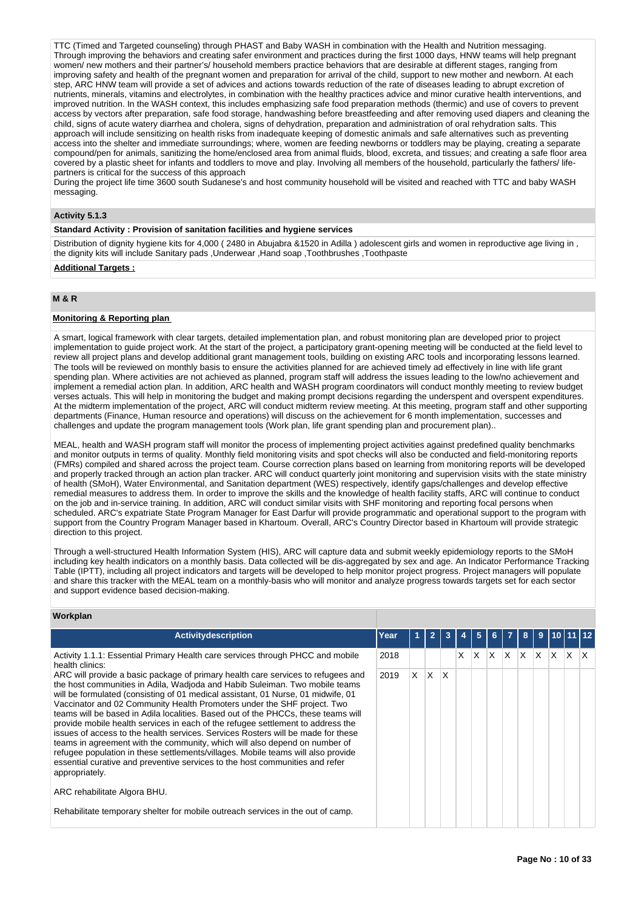TTC (Timed and Targeted counseling) through PHAST and Baby WASH in combination with the Health and Nutrition messaging. Through improving the behaviors and creating safer environment and practices during the first 1000 days, HNW teams will help pregnant women/ new mothers and their partner's/ household members practice behaviors that are desirable at different stages, ranging from improving safety and health of the pregnant women and preparation for arrival of the child, support to new mother and newborn. At each step, ARC HNW team will provide a set of advices and actions towards reduction of the rate of diseases leading to abrupt excretion of nutrients, minerals, vitamins and electrolytes, in combination with the healthy practices advice and minor curative health interventions, and improved nutrition. In the WASH context, this includes emphasizing safe food preparation methods (thermic) and use of covers to prevent access by vectors after preparation, safe food storage, handwashing before breastfeeding and after removing used diapers and cleaning the child, signs of acute watery diarrhea and cholera, signs of dehydration, preparation and administration of oral rehydration salts. This approach will include sensitizing on health risks from inadequate keeping of domestic animals and safe alternatives such as preventing access into the shelter and immediate surroundings; where, women are feeding newborns or toddlers may be playing, creating a separate compound/pen for animals, sanitizing the home/enclosed area from animal fluids, blood, excreta, and tissues; and creating a safe floor area covered by a plastic sheet for infants and toddlers to move and play. Involving all members of the household, particularly the fathers/ life-partners is critical for the success of this approach

During the project life time 3600 south Sudanese's and host community household will be visited and reached with TTC and baby WASH messaging.

**Activity 5.1.3**

**Standard Activity : Provision of sanitation facilities and hygiene services**

Distribution of dignity hygiene kits for 4,000 ( 2480 in Abujabra &1520 in Adilla ) adolescent girls and women in reproductive age living in , the dignity kits will include Sanitary pads ,Underwear ,Hand soap ,Toothbrushes ,Toothpaste

**Additional Targets :**

## M & R

**Monitoring & Reporting plan**

A smart, logical framework with clear targets, detailed implementation plan, and robust monitoring plan are developed prior to project implementation to guide project work. At the start of the project, a participatory grant-opening meeting will be conducted at the field level to review all project plans and develop additional grant management tools, building on existing ARC tools and incorporating lessons learned. The tools will be reviewed on monthly basis to ensure the activities planned for are achieved timely ad effectively in line with life grant spending plan. Where activities are not achieved as planned, program staff will address the issues leading to the low/no achievement and implement a remedial action plan. In addition, ARC health and WASH program coordinators will conduct monthly meeting to review budget verses actuals. This will help in monitoring the budget and making prompt decisions regarding the underspent and overspent expenditures. At the midterm implementation of the project, ARC will conduct midterm review meeting. At this meeting, program staff and other supporting departments (Finance, Human resource and operations) will discuss on the achievement for 6 month implementation, successes and challenges and update the program management tools (Work plan, life grant spending plan and procurement plan)..

MEAL, health and WASH program staff will monitor the process of implementing project activities against predefined quality benchmarks and monitor outputs in terms of quality. Monthly field monitoring visits and spot checks will also be conducted and field-monitoring reports (FMRs) compiled and shared across the project team. Course correction plans based on learning from monitoring reports will be developed and properly tracked through an action plan tracker. ARC will conduct quarterly joint monitoring and supervision visits with the state ministry of health (SMoH), Water Environmental, and Sanitation department (WES) respectively, identify gaps/challenges and develop effective remedial measures to address them. In order to improve the skills and the knowledge of health facility staffs, ARC will continue to conduct on the job and in-service training. In addition, ARC will conduct similar visits with SHF monitoring and reporting focal persons when scheduled. ARC's expatriate State Program Manager for East Darfur will provide programmatic and operational support to the program with support from the Country Program Manager based in Khartoum. Overall, ARC's Country Director based in Khartoum will provide strategic direction to this project.

Through a well-structured Health Information System (HIS), ARC will capture data and submit weekly epidemiology reports to the SMoH including key health indicators on a monthly basis. Data collected will be dis-aggregated by sex and age. An Indicator Performance Tracking Table (IPTT), including all project indicators and targets will be developed to help monitor project progress. Project managers will populate and share this tracker with the MEAL team on a monthly-basis who will monitor and analyze progress towards targets set for each sector and support evidence based decision-making.

**Workplan**

| Activitydescription | Year | 1 | 2 | 3 | 4 | 5 | 6 | 7 | 8 | 9 | 10 | 11 | 12 |
|---|---|---|---|---|---|---|---|---|---|---|---|---|---|
| Activity 1.1.1: Essential Primary Health care services through PHCC and mobile health clinics:<br>ARC will provide a basic package of primary health care services to refugees and the host communities in Adila, Wadjoda and Habib Suleiman. Two mobile teams will be formulated (consisting of 01 medical assistant, 01 Nurse, 01 midwife, 01 Vaccinator and 02 Community Health Promoters under the SHF project. Two teams will be based in Adila localities. Based out of the PHCCs, these teams will provide mobile health services in each of the refugee settlement to address the issues of access to the health services. Services Rosters will be made for these teams in agreement with the community, which will also depend on number of refugee population in these settlements/villages. Mobile teams will also provide essential curative and preventive services to the host communities and refer appropriately.<br><br>ARC rehabilitate Algora BHU.<br><br>Rehabilitate temporary shelter for mobile outreach services in the out of camp. | 2018 | | | | X | X | X | X | X | X | X | X | X |
| | 2019 | X | X | X | | | | | | | | | |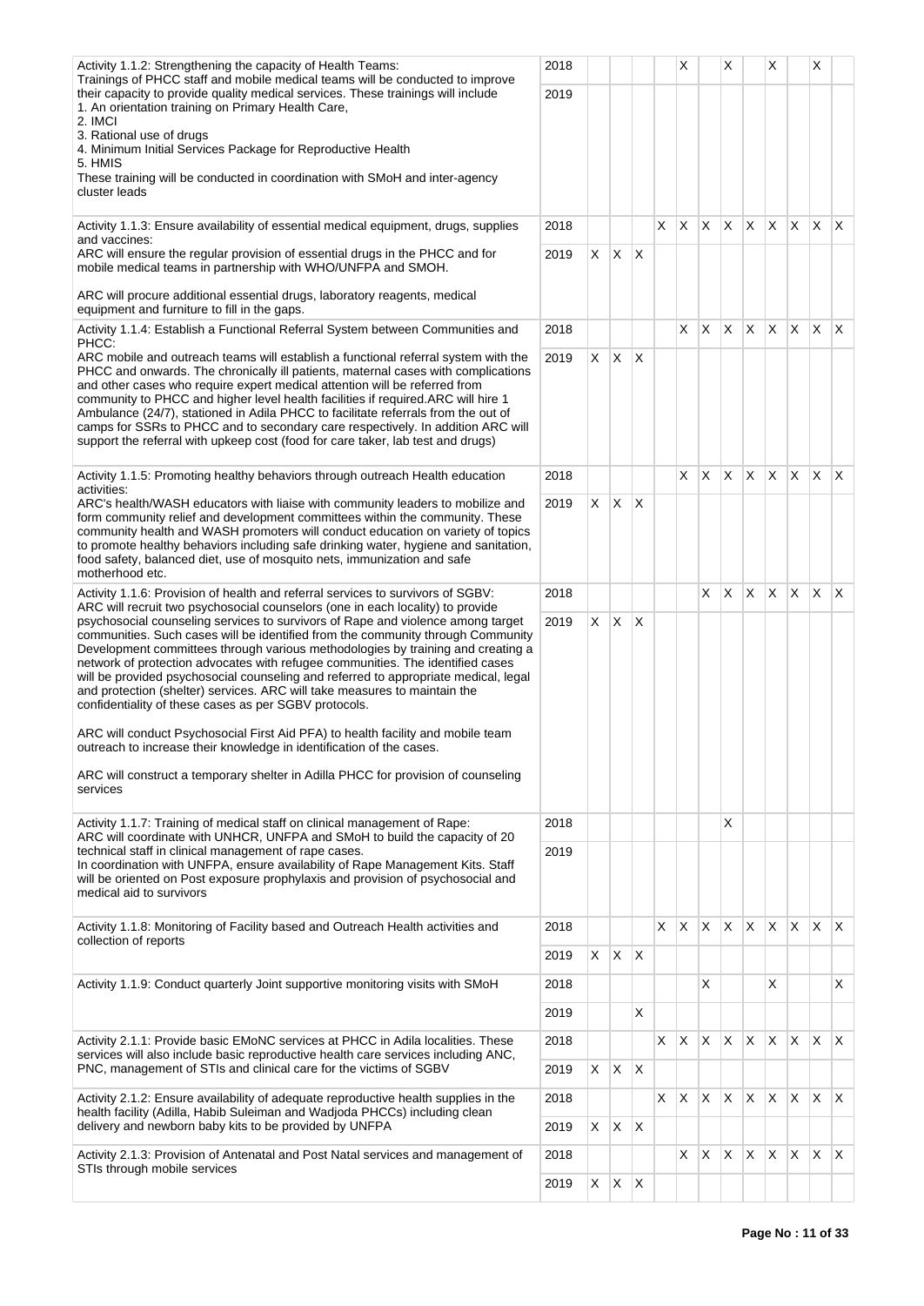| | | | | | | | | | | | | | |
|---|---|---|---|---|---|---|---|---|---|---|---|---|---|
| Activity 1.1.2: Strengthening the capacity of Health Teams:<br>Trainings of PHCC staff and mobile medical teams will be conducted to improve their capacity to provide quality medical services. These trainings will include<br>1. An orientation training on Primary Health Care,<br>2. IMCI<br>3. Rational use of drugs<br>4. Minimum Initial Services Package for Reproductive Health<br>5. HMIS<br>These training will be conducted in coordination with SMoH and inter-agency cluster leads | 2018 | | | | | X | | X | | X | | X | |
| | 2019 | | | | | | | | | | | | |
| Activity 1.1.3: Ensure availability of essential medical equipment, drugs, supplies and vaccines:<br>ARC will ensure the regular provision of essential drugs in the PHCC and for mobile medical teams in partnership with WHO/UNFPA and SMOH.<br><br>ARC will procure additional essential drugs, laboratory reagents, medical equipment and furniture to fill in the gaps. | 2018 | | | | X | X | X | X | X | X | X | X | X |
| | 2019 | X | X | X | | | | | | | | | |
| Activity 1.1.4: Establish a Functional Referral System between Communities and PHCC:<br>ARC mobile and outreach teams will establish a functional referral system with the PHCC and onwards. The chronically ill patients, maternal cases with complications and other cases who require expert medical attention will be referred from community to PHCC and higher level health facilities if required.ARC will hire 1 Ambulance (24/7), stationed in Adila PHCC to facilitate referrals from the out of camps for SSRs to PHCC and to secondary care respectively. In addition ARC will support the referral with upkeep cost (food for care taker, lab test and drugs) | 2018 | | | | | X | X | X | X | X | X | X | X |
| | 2019 | X | X | X | | | | | | | | | |
| Activity 1.1.5: Promoting healthy behaviors through outreach Health education activities:<br>ARC's health/WASH educators with liaise with community leaders to mobilize and form community relief and development committees within the community. These community health and WASH promoters will conduct education on variety of topics to promote healthy behaviors including safe drinking water, hygiene and sanitation, food safety, balanced diet, use of mosquito nets, immunization and safe motherhood etc. | 2018 | | | | | X | X | X | X | X | X | X | X |
| | 2019 | X | X | X | | | | | | | | | |
| Activity 1.1.6: Provision of health and referral services to survivors of SGBV:<br>ARC will recruit two psychosocial counselors (one in each locality) to provide psychosocial counseling services to survivors of Rape and violence among target communities. Such cases will be identified from the community through Community Development committees through various methodologies by training and creating a network of protection advocates with refugee communities. The identified cases will be provided psychosocial counseling and referred to appropriate medical, legal and protection (shelter) services. ARC will take measures to maintain the confidentiality of these cases as per SGBV protocols.<br><br>ARC will conduct Psychosocial First Aid PFA) to health facility and mobile team outreach to increase their knowledge in identification of the cases.<br><br>ARC will construct a temporary shelter in Adilla PHCC for provision of counseling services | 2018 | | | | | | X | X | X | X | X | X | X |
| | 2019 | X | X | X | | | | | | | | | |
| Activity 1.1.7: Training of medical staff on clinical management of Rape:<br>ARC will coordinate with UNHCR, UNFPA and SMoH to build the capacity of 20 technical staff in clinical management of rape cases.<br>In coordination with UNFPA, ensure availability of Rape Management Kits. Staff will be oriented on Post exposure prophylaxis and provision of psychosocial and medical aid to survivors | 2018 | | | | | | | X | | | | | |
| | 2019 | | | | | | | | | | | | |
| Activity 1.1.8: Monitoring of Facility based and Outreach Health activities and collection of reports | 2018 | | | | X | X | X | X | X | X | X | X | X |
| | 2019 | X | X | X | | | | | | | | | |
| Activity 1.1.9: Conduct quarterly Joint supportive monitoring visits with SMoH | 2018 | | | | | | X | | | X | | | X |
| | 2019 | | | X | | | | | | | | | |
| Activity 2.1.1: Provide basic EMoNC services at PHCC in Adila localities. These services will also include basic reproductive health care services including ANC, PNC, management of STIs and clinical care for the victims of SGBV | 2018 | | | | X | X | X | X | X | X | X | X | X |
| | 2019 | X | X | X | | | | | | | | | |
| Activity 2.1.2: Ensure availability of adequate reproductive health supplies in the health facility (Adilla, Habib Suleiman and Wadjoda PHCCs) including clean delivery and newborn baby kits to be provided by UNFPA | 2018 | | | | X | X | X | X | X | X | X | X | X |
| | 2019 | X | X | X | | | | | | | | | |
| Activity 2.1.3: Provision of Antenatal and Post Natal services and management of STIs through mobile services | 2018 | | | | | X | X | X | X | X | X | X | X |
| | 2019 | X | X | X | | | | | | | | | |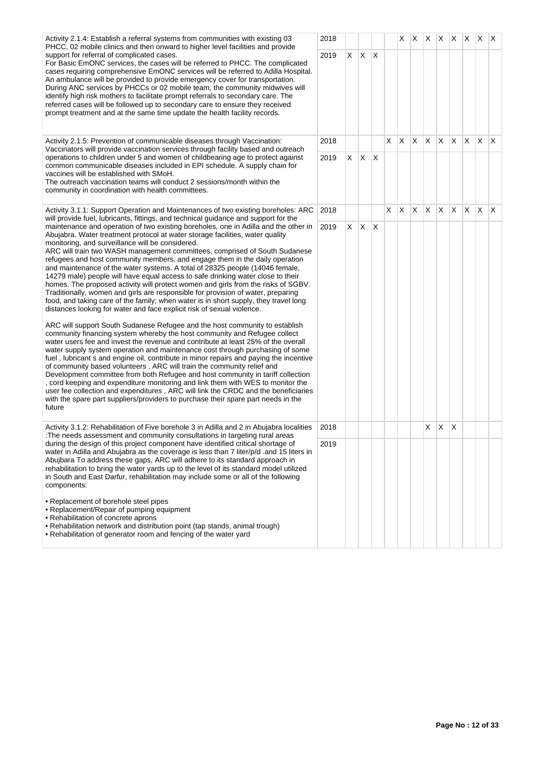| Activity | Year | 1 | 2 | 3 | 4 | 5 | 6 | 7 | 8 | 9 | 10 | 11 | 12 |
|---|---|---|---|---|---|---|---|---|---|---|---|---|---|
| Activity 2.1.4: Establish a referral systems from communities with existing 03 PHCC, 02 mobile clinics and then onward to higher level facilities and provide support for referral of complicated cases.<br>For Basic EmONC services, the cases will be referred to PHCC. The complicated cases requiring comprehensive EmONC services will be referred to Adilla Hospital. An ambulance will be provided to provide emergency cover for transportation.<br>During ANC services by PHCCs or 02 mobile team, the community midwives will identify high risk mothers to facilitate prompt referrals to secondary care. The referred cases will be followed up to secondary care to ensure they received prompt treatment and at the same time update the health facility records. | 2018 | | | | | X | X | X | X | X | X | X | X |
| | 2019 | X | X | X | | | | | | | | | |
| Activity 2.1.5: Prevention of communicable diseases through Vaccination: Vaccinators will provide vaccination services through facility based and outreach operations to children under 5 and women of childbearing age to protect against common communicable diseases included in EPI schedule. A supply chain for vaccines will be established with SMoH.<br>The outreach vaccination teams will conduct 2 sessions/month within the community in coordination with health committees. | 2018 | | | | X | X | X | X | X | X | X | X | X |
| | 2019 | X | X | X | | | | | | | | | |
| Activity 3.1.1: Support Operation and Maintenances of two existing boreholes: ARC will provide fuel, lubricants, fittings, and technical guidance and support for the maintenance and operation of two existing boreholes, one in Adilla and the other in Abujabra. Water treatment protocol at water storage facilities, water quality monitoring, and surveillance will be considered.<br>ARC will train two WASH management committees, comprised of South Sudanese refugees and host community members, and engage them in the daily operation and maintenance of the water systems. A total of 28325 people (14046 female, 14279 male) people will have equal access to safe drinking water close to their homes. The proposed activity will protect women and girls from the risks of SGBV. Traditionally, women and girls are responsible for provision of water, preparing food, and taking care of the family; when water is in short supply, they travel long distances looking for water and face explicit risk of sexual violence.<br><br>ARC will support South Sudanese Refugee and the host community to establish community financing system whereby the host community and Refugee collect water users fee and invest the revenue and contribute at least 25% of the overall water supply system operation and maintenance cost through purchasing of some fuel , lubricant s and engine oil, contribute in minor repairs and paying the incentive of community based volunteers , ARC will train the community relief and Development committee from both Refugee and host community in tariff collection , cord keeping and expenditure monitoring and link them with WES to monitor the user fee collection and expenditures , ARC will link the CRDC and the beneficiaries with the spare part suppliers/providers to purchase their spare part needs in the future | 2018 | | | | X | X | X | X | X | X | X | X | X |
| | 2019 | X | X | X | | | | | | | | | |
| Activity 3.1.2: Rehabilitation of Five borehole 3 in Adilla and 2 in Abujabra localities :The needs assessment and community consultations in targeting rural areas during the design of this project component have identified critical shortage of water in Adilla and Abujabra as the coverage is less than 7 liter/p/d .and 15 liters in Abujbara To address these gaps, ARC will adhere to its standard approach in rehabilitation to bring the water yards up to the level of its standard model utilized in South and East Darfur, rehabilitation may include some or all of the following components:<br><br>• Replacement of borehole steel pipes<br>• Replacement/Repair of pumping equipment<br>• Rehabilitation of concrete aprons<br>• Rehabilitation network and distribution point (tap stands, animal trough)<br>• Rehabilitation of generator room and fencing of the water yard | 2018 | | | | | | | X | X | X | | | |
| | 2019 | | | | | | | | | | | | |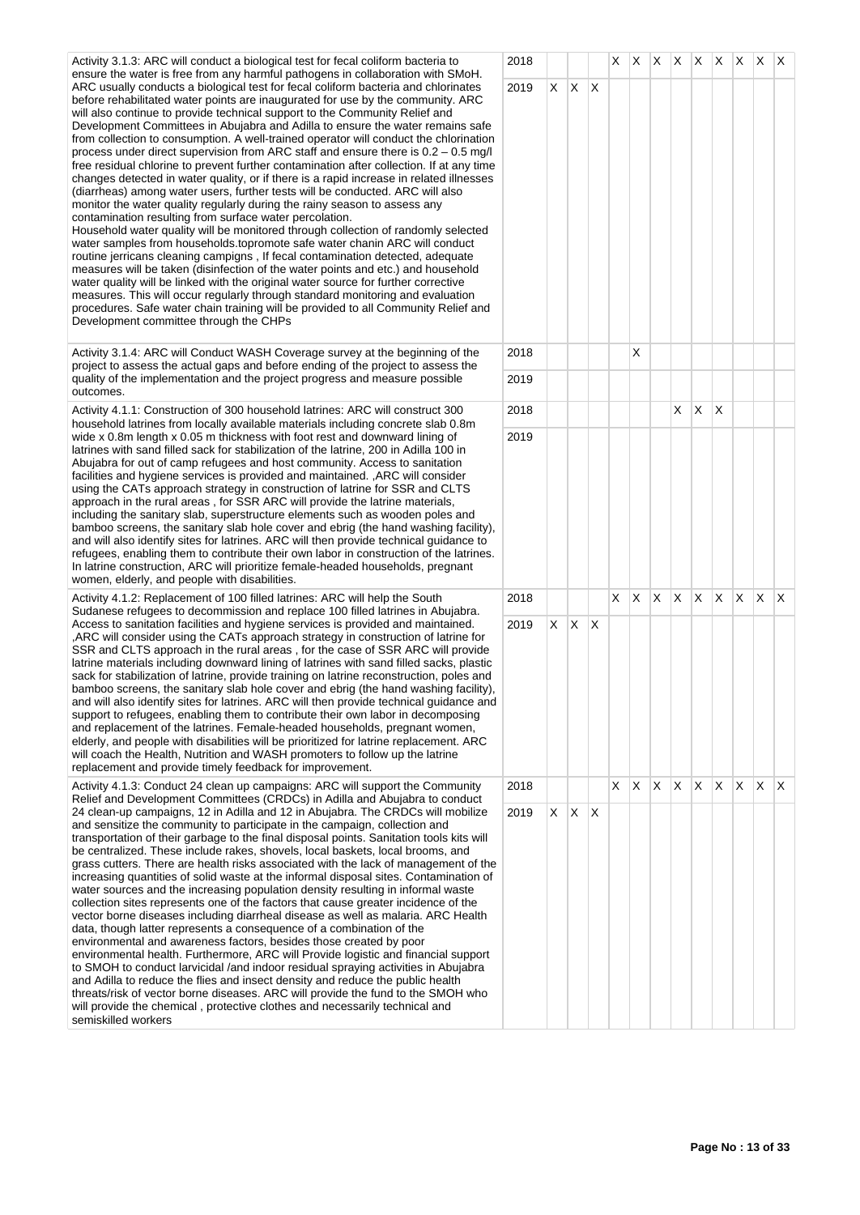| Activity | Year | 1 | 2 | 3 | 4 | 5 | 6 | 7 | 8 | 9 | 10 | 11 | 12 |
|---|---|---|---|---|---|---|---|---|---|---|---|---|---|
| Activity 3.1.3: ARC will conduct a biological test for fecal coliform bacteria to ensure the water is free from any harmful pathogens in collaboration with SMoH. ARC usually conducts a biological test for fecal coliform bacteria and chlorinates before rehabilitated water points are inaugurated for use by the community. ARC will also continue to provide technical support to the Community Relief and Development Committees in Abujabra and Adilla to ensure the water remains safe from collection to consumption. A well-trained operator will conduct the chlorination process under direct supervision from ARC staff and ensure there is 0.2 – 0.5 mg/l free residual chlorine to prevent further contamination after collection. If at any time changes detected in water quality, or if there is a rapid increase in related illnesses (diarrheas) among water users, further tests will be conducted. ARC will also monitor the water quality regularly during the rainy season to assess any contamination resulting from surface water percolation. Household water quality will be monitored through collection of randomly selected water samples from households.topromote safe water chanin ARC will conduct routine jerricans cleaning campigns , If fecal contamination detected, adequate measures will be taken (disinfection of the water points and etc.) and household water quality will be linked with the original water source for further corrective measures. This will occur regularly through standard monitoring and evaluation procedures. Safe water chain training will be provided to all Community Relief and Development committee through the CHPs | 2018 | | | | X | X | X | X | X | X | X | X | X |
| | 2019 | X | X | X | | | | | | | | | |
| Activity 3.1.4: ARC will Conduct WASH Coverage survey at the beginning of the project to assess the actual gaps and before ending of the project to assess the quality of the implementation and the project progress and measure possible outcomes. | 2018 | | | | | X | | | | | | | |
| | 2019 | | | | | | | | | | | | |
| Activity 4.1.1: Construction of 300 household latrines: ARC will construct 300 household latrines from locally available materials including concrete slab 0.8m wide x 0.8m length x 0.05 m thickness with foot rest and downward lining of latrines with sand filled sack for stabilization of the latrine, 200 in Adilla 100 in Abujabra for out of camp refugees and host community. Access to sanitation facilities and hygiene services is provided and maintained. ,ARC will consider using the CATs approach strategy in construction of latrine for SSR and CLTS approach in the rural areas , for SSR ARC will provide the latrine materials, including the sanitary slab, superstructure elements such as wooden poles and bamboo screens, the sanitary slab hole cover and ebrig (the hand washing facility), and will also identify sites for latrines. ARC will then provide technical guidance to refugees, enabling them to contribute their own labor in construction of the latrines. In latrine construction, ARC will prioritize female-headed households, pregnant women, elderly, and people with disabilities. | 2018 | | | | | | | X | X | X | | | |
| | 2019 | | | | | | | | | | | | |
| Activity 4.1.2: Replacement of 100 filled latrines: ARC will help the South Sudanese refugees to decommission and replace 100 filled latrines in Abujabra. Access to sanitation facilities and hygiene services is provided and maintained. ,ARC will consider using the CATs approach strategy in construction of latrine for SSR and CLTS approach in the rural areas , for the case of SSR ARC will provide latrine materials including downward lining of latrines with sand filled sacks, plastic sack for stabilization of latrine, provide training on latrine reconstruction, poles and bamboo screens, the sanitary slab hole cover and ebrig (the hand washing facility), and will also identify sites for latrines. ARC will then provide technical guidance and support to refugees, enabling them to contribute their own labor in decomposing and replacement of the latrines. Female-headed households, pregnant women, elderly, and people with disabilities will be prioritized for latrine replacement. ARC will coach the Health, Nutrition and WASH promoters to follow up the latrine replacement and provide timely feedback for improvement. | 2018 | | | | X | X | X | X | X | X | X | X | X |
| | 2019 | X | X | X | | | | | | | | | |
| Activity 4.1.3: Conduct 24 clean up campaigns: ARC will support the Community Relief and Development Committees (CRDCs) in Adilla and Abujabra to conduct 24 clean-up campaigns, 12 in Adilla and 12 in Abujabra. The CRDCs will mobilize and sensitize the community to participate in the campaign, collection and transportation of their garbage to the final disposal points. Sanitation tools kits will be centralized. These include rakes, shovels, local baskets, local brooms, and grass cutters. There are health risks associated with the lack of management of the increasing quantities of solid waste at the informal disposal sites. Contamination of water sources and the increasing population density resulting in informal waste collection sites represents one of the factors that cause greater incidence of the vector borne diseases including diarrheal disease as well as malaria. ARC Health data, though latter represents a consequence of a combination of the environmental and awareness factors, besides those created by poor environmental health. Furthermore, ARC will Provide logistic and financial support to SMOH to conduct larvicidal /and indoor residual spraying activities in Abujabra and Adilla to reduce the flies and insect density and reduce the public health threats/risk of vector borne diseases. ARC will provide the fund to the SMOH who will provide the chemical , protective clothes and necessarily technical and semiskilled workers | 2018 | | | | X | X | X | X | X | X | X | X | X |
| | 2019 | X | X | X | | | | | | | | | |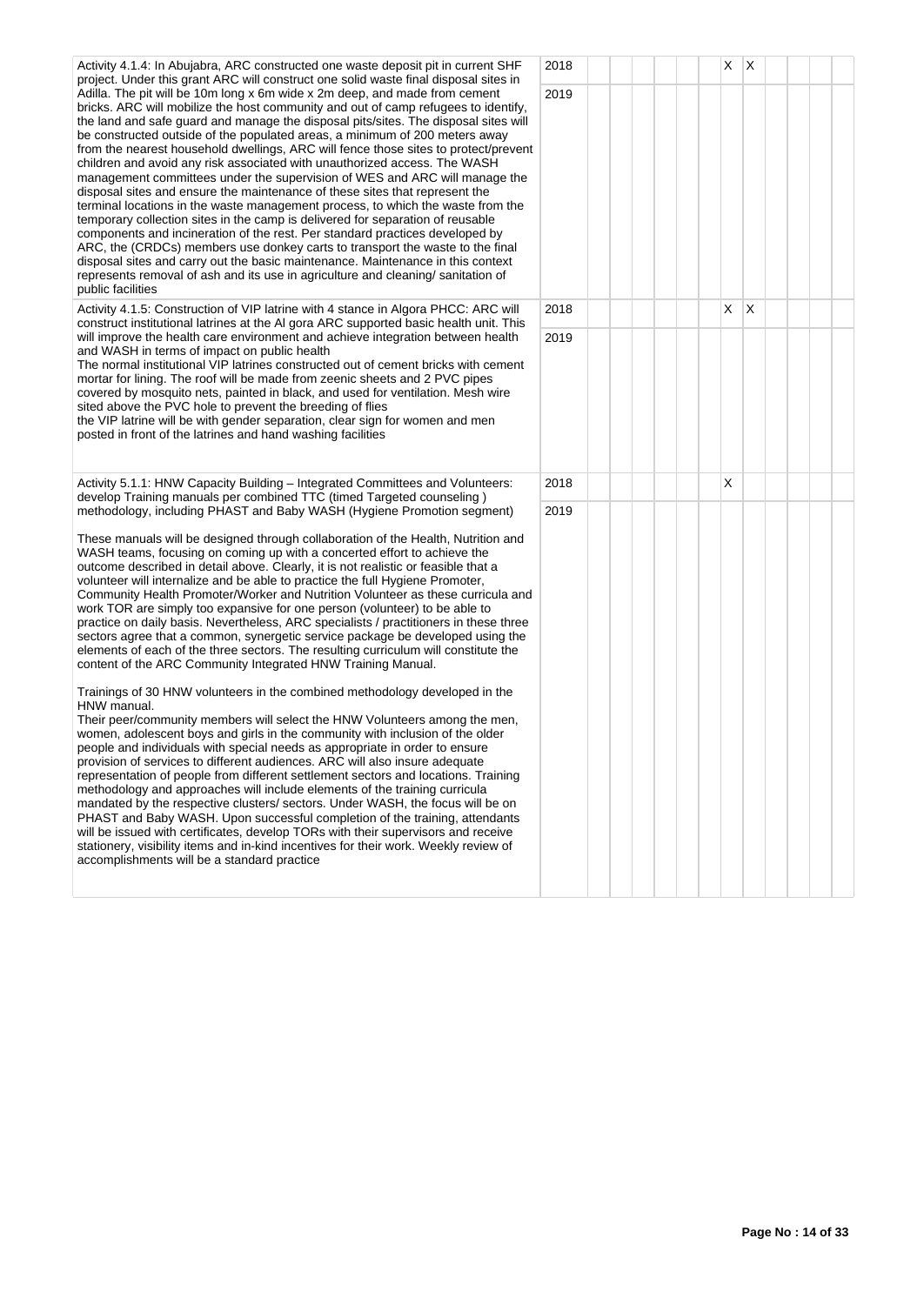| Activity | Year | 1 | 2 | 3 | 4 | 5 | 6 | 7 | 8 | 9 | 10 | 11 | 12 |
|---|---|---|---|---|---|---|---|---|---|---|---|---|---|
| Activity 4.1.4: In Abujabra, ARC constructed one waste deposit pit in current SHF project. Under this grant ARC will construct one solid waste final disposal sites in Adilla. The pit will be 10m long x 6m wide x 2m deep, and made from cement bricks. ARC will mobilize the host community and out of camp refugees to identify, the land and safe guard and manage the disposal pits/sites. The disposal sites will be constructed outside of the populated areas, a minimum of 200 meters away from the nearest household dwellings, ARC will fence those sites to protect/prevent children and avoid any risk associated with unauthorized access. The WASH management committees under the supervision of WES and ARC will manage the disposal sites and ensure the maintenance of these sites that represent the terminal locations in the waste management process, to which the waste from the temporary collection sites in the camp is delivered for separation of reusable components and incineration of the rest. Per standard practices developed by ARC, the (CRDCs) members use donkey carts to transport the waste to the final disposal sites and carry out the basic maintenance. Maintenance in this context represents removal of ash and its use in agriculture and cleaning/ sanitation of public facilities | 2018 | | | | | | | X | X | | | | |
| | 2019 | | | | | | | | | | | | |
| Activity 4.1.5: Construction of VIP latrine with 4 stance in Algora PHCC: ARC will construct institutional latrines at the Al gora ARC supported basic health unit. This will improve the health care environment and achieve integration between health and WASH in terms of impact on public health<br>The normal institutional VIP latrines constructed out of cement bricks with cement mortar for lining. The roof will be made from zeenic sheets and 2 PVC pipes covered by mosquito nets, painted in black, and used for ventilation. Mesh wire sited above the PVC hole to prevent the breeding of flies<br>the VIP latrine will be with gender separation, clear sign for women and men posted in front of the latrines and hand washing facilities | 2018 | | | | | | | X | X | | | | |
| | 2019 | | | | | | | | | | | | |
| Activity 5.1.1: HNW Capacity Building – Integrated Committees and Volunteers: develop Training manuals per combined TTC (timed Targeted counseling ) methodology, including PHAST and Baby WASH (Hygiene Promotion segment)<br><br>These manuals will be designed through collaboration of the Health, Nutrition and WASH teams, focusing on coming up with a concerted effort to achieve the outcome described in detail above. Clearly, it is not realistic or feasible that a volunteer will internalize and be able to practice the full Hygiene Promoter, Community Health Promoter/Worker and Nutrition Volunteer as these curricula and work TOR are simply too expansive for one person (volunteer) to be able to practice on daily basis. Nevertheless, ARC specialists / practitioners in these three sectors agree that a common, synergetic service package be developed using the elements of each of the three sectors. The resulting curriculum will constitute the content of the ARC Community Integrated HNW Training Manual.<br><br>Trainings of 30 HNW volunteers in the combined methodology developed in the HNW manual.<br>Their peer/community members will select the HNW Volunteers among the men, women, adolescent boys and girls in the community with inclusion of the older people and individuals with special needs as appropriate in order to ensure provision of services to different audiences. ARC will also insure adequate representation of people from different settlement sectors and locations. Training methodology and approaches will include elements of the training curricula mandated by the respective clusters/ sectors. Under WASH, the focus will be on PHAST and Baby WASH. Upon successful completion of the training, attendants will be issued with certificates, develop TORs with their supervisors and receive stationery, visibility items and in-kind incentives for their work. Weekly review of accomplishments will be a standard practice | 2018 | | | | | | | X | | | | | |
| | 2019 | | | | | | | | | | | | |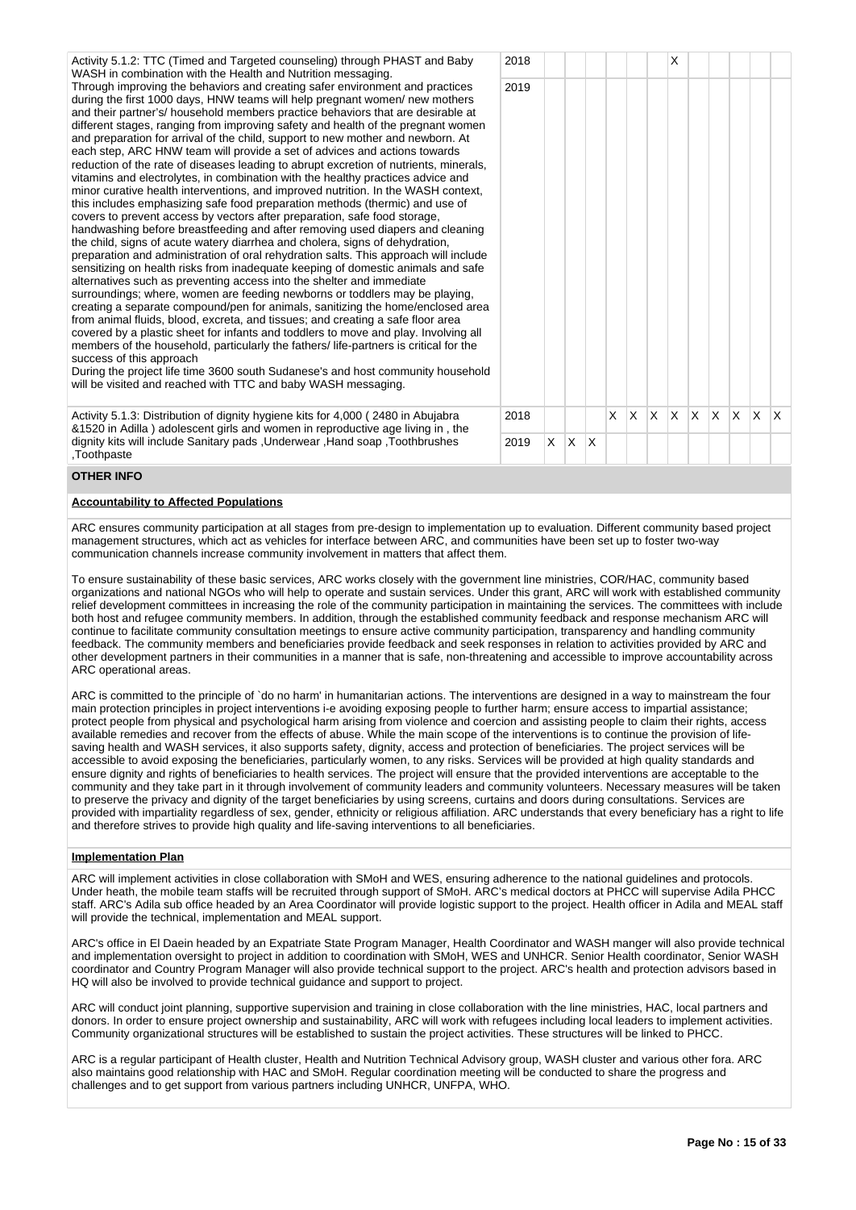| Activity | Year | 1 | 2 | 3 | 4 | 5 | 6 | 7 | 8 | 9 | 10 | 11 | 12 |
|---|---|---|---|---|---|---|---|---|---|---|---|---|---|
| Activity 5.1.2: TTC (Timed and Targeted counseling) through PHAST and Baby WASH in combination with the Health and Nutrition messaging. | 2018 | | | | | | | X | | | | | |
| Through improving the behaviors and creating safer environment and practices during the first 1000 days, HNW teams will help pregnant women/ new mothers and their partner's/ household members practice behaviors that are desirable at different stages, ranging from improving safety and health of the pregnant women and preparation for arrival of the child, support to new mother and newborn. At each step, ARC HNW team will provide a set of advices and actions towards reduction of the rate of diseases leading to abrupt excretion of nutrients, minerals, vitamins and electrolytes, in combination with the healthy practices advice and minor curative health interventions, and improved nutrition. In the WASH context, this includes emphasizing safe food preparation methods (thermic) and use of covers to prevent access by vectors after preparation, safe food storage, handwashing before breastfeeding and after removing used diapers and cleaning the child, signs of acute watery diarrhea and cholera, signs of dehydration, preparation and administration of oral rehydration salts. This approach will include sensitizing on health risks from inadequate keeping of domestic animals and safe alternatives such as preventing access into the shelter and immediate surroundings; where, women are feeding newborns or toddlers may be playing, creating a separate compound/pen for animals, sanitizing the home/enclosed area from animal fluids, blood, excreta, and tissues; and creating a safe floor area covered by a plastic sheet for infants and toddlers to move and play. Involving all members of the household, particularly the fathers/ life-partners is critical for the success of this approach<br>During the project life time 3600 south Sudanese's and host community household will be visited and reached with TTC and baby WASH messaging. | 2019 | | | | | | | | | | | | |
| Activity 5.1.3: Distribution of dignity hygiene kits for 4,000 ( 2480 in Abujabra &1520 in Adilla ) adolescent girls and women in reproductive age living in , the dignity kits will include Sanitary pads ,Underwear ,Hand soap ,Toothbrushes ,Toothpaste | 2018 | | | | X | X | X | X | X | X | X | X | X |
| | 2019 | X | X | X | | | | | | | | | |

## OTHER INFO

### Accountability to Affected Populations

ARC ensures community participation at all stages from pre-design to implementation up to evaluation. Different community based project management structures, which act as vehicles for interface between ARC, and communities have been set up to foster two-way communication channels increase community involvement in matters that affect them.

To ensure sustainability of these basic services, ARC works closely with the government line ministries, COR/HAC, community based organizations and national NGOs who will help to operate and sustain services. Under this grant, ARC will work with established community relief development committees in increasing the role of the community participation in maintaining the services. The committees with include both host and refugee community members. In addition, through the established community feedback and response mechanism ARC will continue to facilitate community consultation meetings to ensure active community participation, transparency and handling community feedback. The community members and beneficiaries provide feedback and seek responses in relation to activities provided by ARC and other development partners in their communities in a manner that is safe, non-threatening and accessible to improve accountability across ARC operational areas.

ARC is committed to the principle of `do no harm' in humanitarian actions. The interventions are designed in a way to mainstream the four main protection principles in project interventions i-e avoiding exposing people to further harm; ensure access to impartial assistance; protect people from physical and psychological harm arising from violence and coercion and assisting people to claim their rights, access available remedies and recover from the effects of abuse. While the main scope of the interventions is to continue the provision of life-saving health and WASH services, it also supports safety, dignity, access and protection of beneficiaries. The project services will be accessible to avoid exposing the beneficiaries, particularly women, to any risks. Services will be provided at high quality standards and ensure dignity and rights of beneficiaries to health services. The project will ensure that the provided interventions are acceptable to the community and they take part in it through involvement of community leaders and community volunteers. Necessary measures will be taken to preserve the privacy and dignity of the target beneficiaries by using screens, curtains and doors during consultations. Services are provided with impartiality regardless of sex, gender, ethnicity or religious affiliation. ARC understands that every beneficiary has a right to life and therefore strives to provide high quality and life-saving interventions to all beneficiaries.

### Implementation Plan

ARC will implement activities in close collaboration with SMoH and WES, ensuring adherence to the national guidelines and protocols. Under heath, the mobile team staffs will be recruited through support of SMoH. ARC's medical doctors at PHCC will supervise Adila PHCC staff. ARC's Adila sub office headed by an Area Coordinator will provide logistic support to the project. Health officer in Adila and MEAL staff will provide the technical, implementation and MEAL support.

ARC's office in El Daein headed by an Expatriate State Program Manager, Health Coordinator and WASH manger will also provide technical and implementation oversight to project in addition to coordination with SMoH, WES and UNHCR. Senior Health coordinator, Senior WASH coordinator and Country Program Manager will also provide technical support to the project. ARC's health and protection advisors based in HQ will also be involved to provide technical guidance and support to project.

ARC will conduct joint planning, supportive supervision and training in close collaboration with the line ministries, HAC, local partners and donors. In order to ensure project ownership and sustainability, ARC will work with refugees including local leaders to implement activities. Community organizational structures will be established to sustain the project activities. These structures will be linked to PHCC.

ARC is a regular participant of Health cluster, Health and Nutrition Technical Advisory group, WASH cluster and various other fora. ARC also maintains good relationship with HAC and SMoH. Regular coordination meeting will be conducted to share the progress and challenges and to get support from various partners including UNHCR, UNFPA, WHO.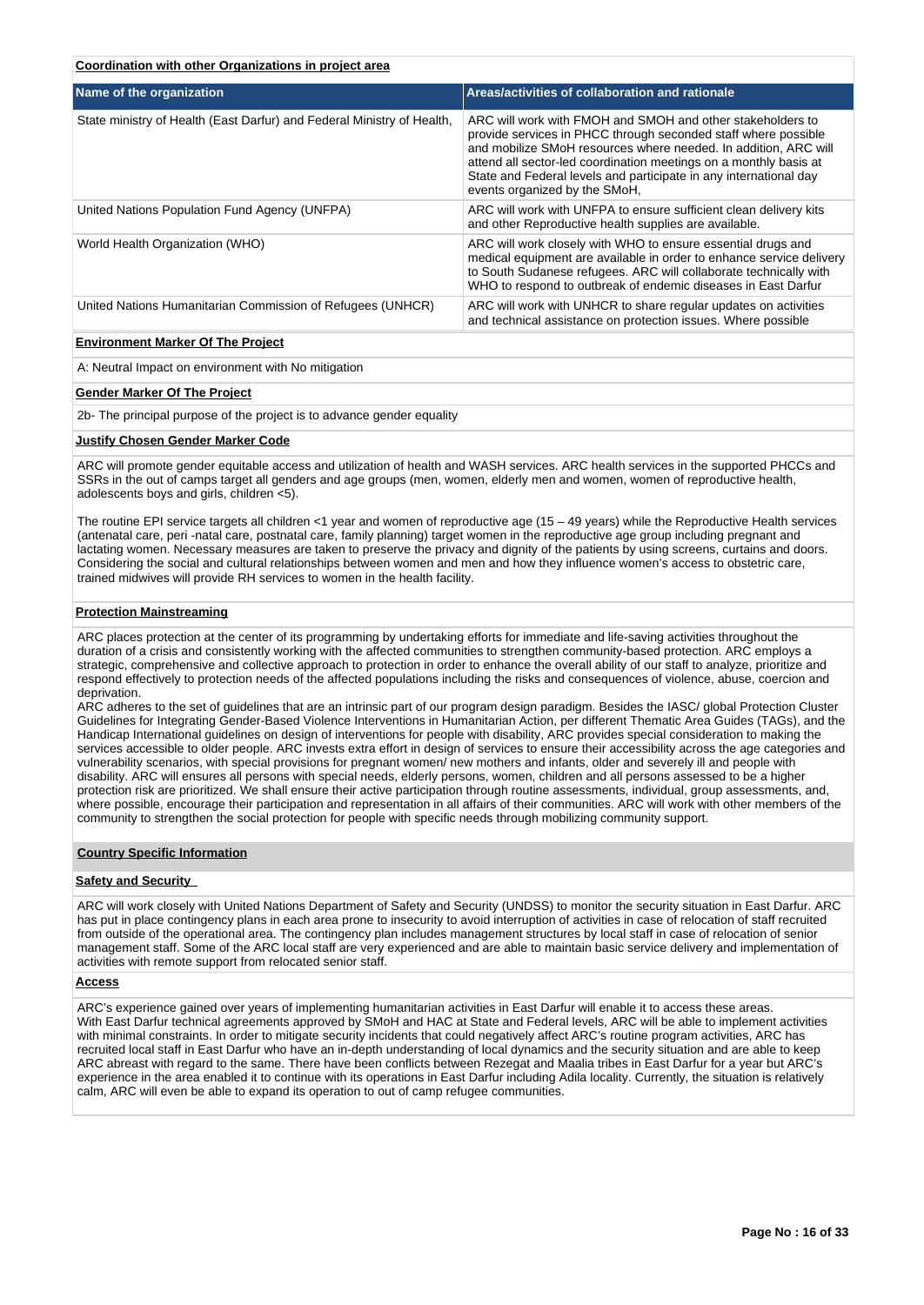**Coordination with other Organizations in project area**

| Name of the organization | Areas/activities of collaboration and rationale |
|---|---|
| State ministry of Health (East Darfur) and Federal Ministry of Health, | ARC will work with FMOH and SMOH and other stakeholders to provide services in PHCC through seconded staff where possible and mobilize SMoH resources where needed. In addition, ARC will attend all sector-led coordination meetings on a monthly basis at State and Federal levels and participate in any international day events organized by the SMoH, |
| United Nations Population Fund Agency (UNFPA) | ARC will work with UNFPA to ensure sufficient clean delivery kits and other Reproductive health supplies are available. |
| World Health Organization (WHO) | ARC will work closely with WHO to ensure essential drugs and medical equipment are available in order to enhance service delivery to South Sudanese refugees. ARC will collaborate technically with WHO to respond to outbreak of endemic diseases in East Darfur |
| United Nations Humanitarian Commission of Refugees (UNHCR) | ARC will work with UNHCR to share regular updates on activities and technical assistance on protection issues. Where possible |

**Environment Marker Of The Project**

A: Neutral Impact on environment with No mitigation

**Gender Marker Of The Project**

2b- The principal purpose of the project is to advance gender equality

**Justify Chosen Gender Marker Code**

ARC will promote gender equitable access and utilization of health and WASH services. ARC health services in the supported PHCCs and SSRs in the out of camps target all genders and age groups (men, women, elderly men and women, women of reproductive health, adolescents boys and girls, children <5).

The routine EPI service targets all children <1 year and women of reproductive age (15 – 49 years) while the Reproductive Health services (antenatal care, peri -natal care, postnatal care, family planning) target women in the reproductive age group including pregnant and lactating women. Necessary measures are taken to preserve the privacy and dignity of the patients by using screens, curtains and doors. Considering the social and cultural relationships between women and men and how they influence women's access to obstetric care, trained midwives will provide RH services to women in the health facility.

**Protection Mainstreaming**

ARC places protection at the center of its programming by undertaking efforts for immediate and life-saving activities throughout the duration of a crisis and consistently working with the affected communities to strengthen community-based protection. ARC employs a strategic, comprehensive and collective approach to protection in order to enhance the overall ability of our staff to analyze, prioritize and respond effectively to protection needs of the affected populations including the risks and consequences of violence, abuse, coercion and deprivation.
ARC adheres to the set of guidelines that are an intrinsic part of our program design paradigm. Besides the IASC/ global Protection Cluster Guidelines for Integrating Gender-Based Violence Interventions in Humanitarian Action, per different Thematic Area Guides (TAGs), and the Handicap International guidelines on design of interventions for people with disability, ARC provides special consideration to making the services accessible to older people. ARC invests extra effort in design of services to ensure their accessibility across the age categories and vulnerability scenarios, with special provisions for pregnant women/ new mothers and infants, older and severely ill and people with disability. ARC will ensures all persons with special needs, elderly persons, women, children and all persons assessed to be a higher protection risk are prioritized. We shall ensure their active participation through routine assessments, individual, group assessments, and, where possible, encourage their participation and representation in all affairs of their communities. ARC will work with other members of the community to strengthen the social protection for people with specific needs through mobilizing community support.

**Country Specific Information**

**Safety and Security**

ARC will work closely with United Nations Department of Safety and Security (UNDSS) to monitor the security situation in East Darfur. ARC has put in place contingency plans in each area prone to insecurity to avoid interruption of activities in case of relocation of staff recruited from outside of the operational area. The contingency plan includes management structures by local staff in case of relocation of senior management staff. Some of the ARC local staff are very experienced and are able to maintain basic service delivery and implementation of activities with remote support from relocated senior staff.

**Access**

ARC's experience gained over years of implementing humanitarian activities in East Darfur will enable it to access these areas.
With East Darfur technical agreements approved by SMoH and HAC at State and Federal levels, ARC will be able to implement activities with minimal constraints. In order to mitigate security incidents that could negatively affect ARC's routine program activities, ARC has recruited local staff in East Darfur who have an in-depth understanding of local dynamics and the security situation and are able to keep ARC abreast with regard to the same. There have been conflicts between Rezegat and Maalia tribes in East Darfur for a year but ARC's experience in the area enabled it to continue with its operations in East Darfur including Adila locality. Currently, the situation is relatively calm, ARC will even be able to expand its operation to out of camp refugee communities.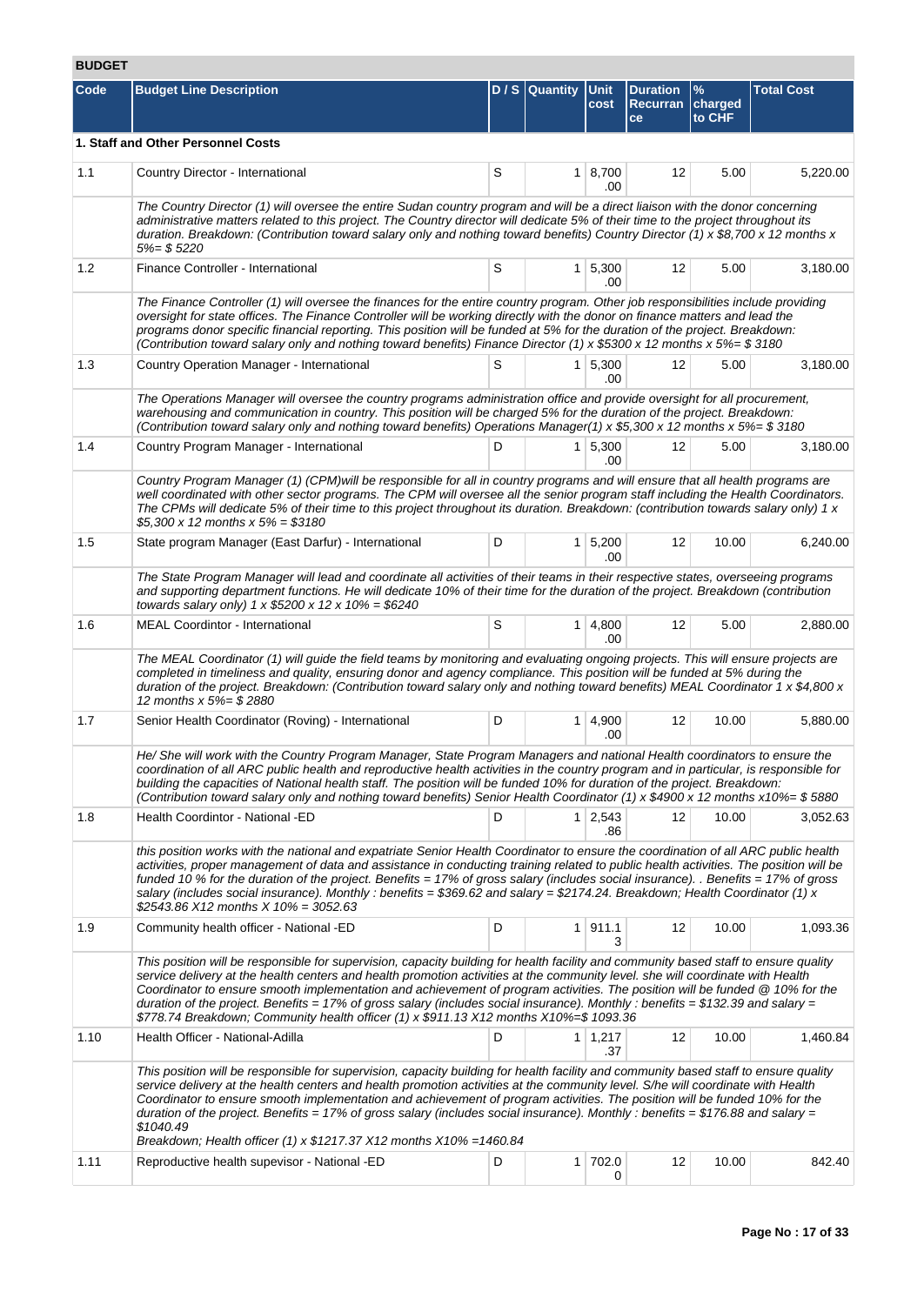## BUDGET

| Code | Budget Line Description | D / S | Quantity | Unit cost | Duration Recurrance | % charged to CHF | Total Cost |
|---|---|---|---|---|---|---|---|
| **1. Staff and Other Personnel Costs** | | | | | | | |
| 1.1 | Country Director - International | S | 1 | 8,700.00 | 12 | 5.00 | 5,220.00 |
| | *The Country Director (1) will oversee the entire Sudan country program and will be a direct liaison with the donor concerning administrative matters related to this project. The Country director will dedicate 5% of their time to the project throughout its duration. Breakdown: (Contribution toward salary only and nothing toward benefits) Country Director (1) x $8,700 x 12 months x 5%= $ 5220* | | | | | | |
| 1.2 | Finance Controller - International | S | 1 | 5,300.00 | 12 | 5.00 | 3,180.00 |
| | *The Finance Controller (1) will oversee the finances for the entire country program. Other job responsibilities include providing oversight for state offices. The Finance Controller will be working directly with the donor on finance matters and lead the programs donor specific financial reporting. This position will be funded at 5% for the duration of the project. Breakdown: (Contribution toward salary only and nothing toward benefits) Finance Director (1) x $5300 x 12 months x 5%= $ 3180* | | | | | | |
| 1.3 | Country Operation Manager - International | S | 1 | 5,300.00 | 12 | 5.00 | 3,180.00 |
| | *The Operations Manager will oversee the country programs administration office and provide oversight for all procurement, warehousing and communication in country. This position will be charged 5% for the duration of the project. Breakdown: (Contribution toward salary only and nothing toward benefits) Operations Manager(1) x $5,300 x 12 months x 5%= $ 3180* | | | | | | |
| 1.4 | Country Program Manager - International | D | 1 | 5,300.00 | 12 | 5.00 | 3,180.00 |
| | *Country Program Manager (1) (CPM)will be responsible for all in country programs and will ensure that all health programs are well coordinated with other sector programs. The CPM will oversee all the senior program staff including the Health Coordinators. The CPMs will dedicate 5% of their time to this project throughout its duration. Breakdown: (contribution towards salary only) 1 x $5,300 x 12 months x 5% = $3180* | | | | | | |
| 1.5 | State program Manager (East Darfur) - International | D | 1 | 5,200.00 | 12 | 10.00 | 6,240.00 |
| | *The State Program Manager will lead and coordinate all activities of their teams in their respective states, overseeing programs and supporting department functions. He will dedicate 10% of their time for the duration of the project. Breakdown (contribution towards salary only) 1 x $5200 x 12 x 10% = $6240* | | | | | | |
| 1.6 | MEAL Coordintor - International | S | 1 | 4,800.00 | 12 | 5.00 | 2,880.00 |
| | *The MEAL Coordinator (1) will guide the field teams by monitoring and evaluating ongoing projects. This will ensure projects are completed in timeliness and quality, ensuring donor and agency compliance. This position will be funded at 5% during the duration of the project. Breakdown: (Contribution toward salary only and nothing toward benefits) MEAL Coordinator 1 x $4,800 x 12 months x 5%= $ 2880* | | | | | | |
| 1.7 | Senior Health Coordinator (Roving) - International | D | 1 | 4,900.00 | 12 | 10.00 | 5,880.00 |
| | *He/ She will work with the Country Program Manager, State Program Managers and national Health coordinators to ensure the coordination of all ARC public health and reproductive health activities in the country program and in particular, is responsible for building the capacities of National health staff. The position will be funded 10% for duration of the project. Breakdown: (Contribution toward salary only and nothing toward benefits) Senior Health Coordinator (1) x $4900 x 12 months x10%= $ 5880* | | | | | | |
| 1.8 | Health Coordintor - National -ED | D | 1 | 2,543.86 | 12 | 10.00 | 3,052.63 |
| | *this position works with the national and expatriate Senior Health Coordinator to ensure the coordination of all ARC public health activities, proper management of data and assistance in conducting training related to public health activities. The position will be funded 10 % for the duration of the project. Benefits = 17% of gross salary (includes social insurance). . Benefits = 17% of gross salary (includes social insurance). Monthly : benefits = $369.62 and salary = $2174.24. Breakdown; Health Coordinator (1) x $2543.86 X12 months X 10% = 3052.63* | | | | | | |
| 1.9 | Community health officer - National -ED | D | 1 | 911.13 | 12 | 10.00 | 1,093.36 |
| | *This position will be responsible for supervision, capacity building for health facility and community based staff to ensure quality service delivery at the health centers and health promotion activities at the community level. she will coordinate with Health Coordinator to ensure smooth implementation and achievement of program activities. The position will be funded @ 10% for the duration of the project. Benefits = 17% of gross salary (includes social insurance). Monthly : benefits = $132.39 and salary = $778.74 Breakdown; Community health officer (1) x $911.13 X12 months X10%=$ 1093.36* | | | | | | |
| 1.10 | Health Officer - National-Adilla | D | 1 | 1,217.37 | 12 | 10.00 | 1,460.84 |
| | *This position will be responsible for supervision, capacity building for health facility and community based staff to ensure quality service delivery at the health centers and health promotion activities at the community level. S/he will coordinate with Health Coordinator to ensure smooth implementation and achievement of program activities. The position will be funded 10% for the duration of the project. Benefits = 17% of gross salary (includes social insurance). Monthly : benefits = $176.88 and salary = $1040.49 Breakdown; Health officer (1) x $1217.37 X12 months X10% =1460.84* | | | | | | |
| 1.11 | Reproductive health supevisor - National -ED | D | 1 | 702.00 | 12 | 10.00 | 842.40 |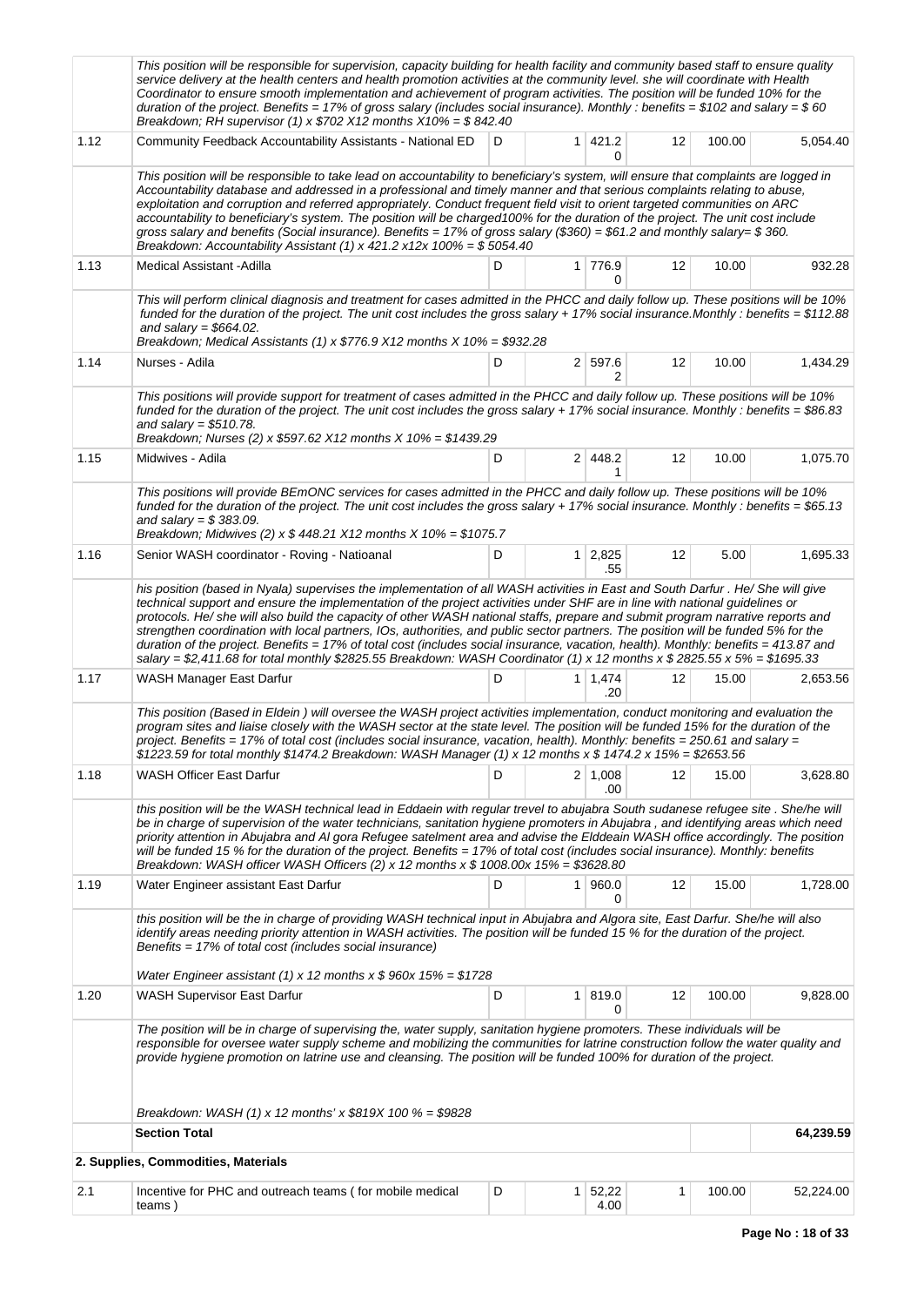| | | | | | | | |
|---|---|---|---|---|---|---|---|
| | *This position will be responsible for supervision, capacity building for health facility and community based staff to ensure quality service delivery at the health centers and health promotion activities at the community level. she will coordinate with Health Coordinator to ensure smooth implementation and achievement of program activities. The position will be funded 10% for the duration of the project. Benefits = 17% of gross salary (includes social insurance). Monthly : benefits = $102 and salary = $ 60 Breakdown; RH supervisor (1) x $702 X12 months X10% = $ 842.40* | | | | | | |
| 1.12 | Community Feedback Accountability Assistants - National ED | D | 1 | 421.20 | 12 | 100.00 | 5,054.40 |
| | *This position will be responsible to take lead on accountability to beneficiary's system, will ensure that complaints are logged in Accountability database and addressed in a professional and timely manner and that serious complaints relating to abuse, exploitation and corruption and referred appropriately. Conduct frequent field visit to orient targeted communities on ARC accountability to beneficiary's system. The position will be charged100% for the duration of the project. The unit cost include gross salary and benefits (Social insurance). Benefits = 17% of gross salary ($360) = $61.2 and monthly salary= $ 360. Breakdown: Accountability Assistant (1) x 421.2 x12x 100% = $ 5054.40* | | | | | | |
| 1.13 | Medical Assistant -Adilla | D | 1 | 776.90 | 12 | 10.00 | 932.28 |
| | *This will perform clinical diagnosis and treatment for cases admitted in the PHCC and daily follow up. These positions will be 10% funded for the duration of the project. The unit cost includes the gross salary + 17% social insurance.Monthly : benefits = $112.88 and salary = $664.02. Breakdown; Medical Assistants (1) x $776.9 X12 months X 10% = $932.28* | | | | | | |
| 1.14 | Nurses - Adila | D | 2 | 597.62 | 12 | 10.00 | 1,434.29 |
| | *This positions will provide support for treatment of cases admitted in the PHCC and daily follow up. These positions will be 10% funded for the duration of the project. The unit cost includes the gross salary + 17% social insurance. Monthly : benefits = $86.83 and salary = $510.78. Breakdown; Nurses (2) x $597.62 X12 months X 10% = $1439.29* | | | | | | |
| 1.15 | Midwives - Adila | D | 2 | 448.21 | 12 | 10.00 | 1,075.70 |
| | *This positions will provide BEmONC services for cases admitted in the PHCC and daily follow up. These positions will be 10% funded for the duration of the project. The unit cost includes the gross salary + 17% social insurance. Monthly : benefits = $65.13 and salary = $ 383.09. Breakdown; Midwives (2) x $ 448.21 X12 months X 10% = $1075.7* | | | | | | |
| 1.16 | Senior WASH coordinator - Roving - Natioanal | D | 1 | 2,825.55 | 12 | 5.00 | 1,695.33 |
| | *his position (based in Nyala) supervises the implementation of all WASH activities in East and South Darfur . He/ She will give technical support and ensure the implementation of the project activities under SHF are in line with national guidelines or protocols. He/ she will also build the capacity of other WASH national staffs, prepare and submit program narrative reports and strengthen coordination with local partners, IOs, authorities, and public sector partners. The position will be funded 5% for the duration of the project. Benefits = 17% of total cost (includes social insurance, vacation, health). Monthly: benefits = 413.87 and salary = $2,411.68 for total monthly $2825.55 Breakdown: WASH Coordinator (1) x 12 months x $ 2825.55 x 5% = $1695.33* | | | | | | |
| 1.17 | WASH Manager East Darfur | D | 1 | 1,474.20 | 12 | 15.00 | 2,653.56 |
| | *This position (Based in Eldein ) will oversee the WASH project activities implementation, conduct monitoring and evaluation the program sites and liaise closely with the WASH sector at the state level. The position will be funded 15% for the duration of the project. Benefits = 17% of total cost (includes social insurance, vacation, health). Monthly: benefits = 250.61 and salary = $1223.59 for total monthly $1474.2 Breakdown: WASH Manager (1) x 12 months x $ 1474.2 x 15% = $2653.56* | | | | | | |
| 1.18 | WASH Officer East Darfur | D | 2 | 1,008.00 | 12 | 15.00 | 3,628.80 |
| | *this position will be the WASH technical lead in Eddaein with regular trevel to abujabra South sudanese refugee site . She/he will be in charge of supervision of the water technicians, sanitation hygiene promoters in Abujabra , and identifying areas which need priority attention in Abujabra and Al gora Refugee satelment area and advise the Elddeain WASH office accordingly. The position will be funded 15 % for the duration of the project. Benefits = 17% of total cost (includes social insurance). Monthly: benefits Breakdown: WASH officer WASH Officers (2) x 12 months x $ 1008.00x 15% = $3628.80* | | | | | | |
| 1.19 | Water Engineer assistant East Darfur | D | 1 | 960.00 | 12 | 15.00 | 1,728.00 |
| | *this position will be the in charge of providing WASH technical input in Abujabra and Algora site, East Darfur. She/he will also identify areas needing priority attention in WASH activities. The position will be funded 15 % for the duration of the project. Benefits = 17% of total cost (includes social insurance)*<br><br>*Water Engineer assistant (1) x 12 months x $ 960x 15% = $1728* | | | | | | |
| 1.20 | WASH Supervisor East Darfur | D | 1 | 819.00 | 12 | 100.00 | 9,828.00 |
| | *The position will be in charge of supervising the, water supply, sanitation hygiene promoters. These individuals will be responsible for oversee water supply scheme and mobilizing the communities for latrine construction follow the water quality and provide hygiene promotion on latrine use and cleansing. The position will be funded 100% for duration of the project.*<br><br>*Breakdown: WASH (1) x 12 months' x $819X 100 % = $9828* | | | | | | |
| | **Section Total** | | | | | | **64,239.59** |
| | **2. Supplies, Commodities, Materials** | | | | | | |
| 2.1 | Incentive for PHC and outreach teams ( for mobile medical teams ) | D | 1 | 52,224.00 | 1 | 100.00 | 52,224.00 |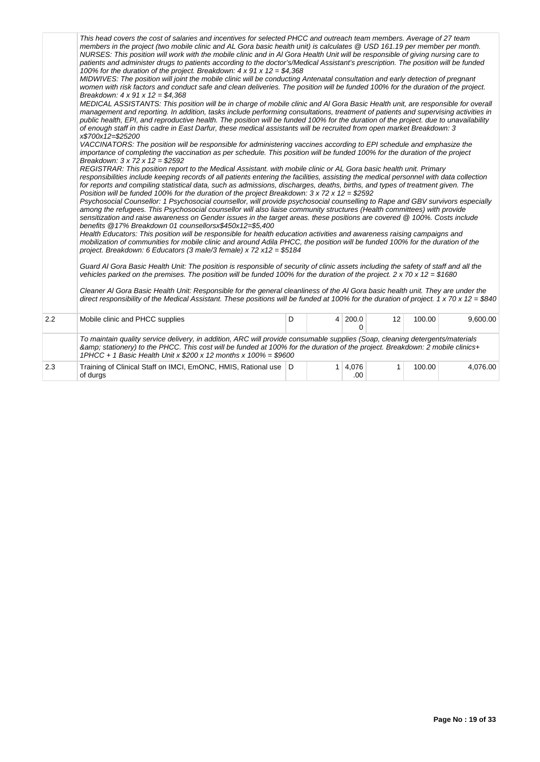| | | | | | | | |
|---|---|---|---|---|---|---|---|
| | *This head covers the cost of salaries and incentives for selected PHCC and outreach team members. Average of 27 team members in the project (two mobile clinic and AL Gora basic health unit) is calculates @ USD 161.19 per member per month.*<br>*NURSES: This position will work with the mobile clinic and in Al Gora Health Unit will be responsible of giving nursing care to patients and administer drugs to patients according to the doctor's/Medical Assistant's prescription. The position will be funded 100% for the duration of the project. Breakdown: 4 x 91 x 12 = $4,368*<br>*MIDWIVES: The position will joint the mobile clinic will be conducting Antenatal consultation and early detection of pregnant women with risk factors and conduct safe and clean deliveries. The position will be funded 100% for the duration of the project. Breakdown: 4 x 91 x 12 = $4,368*<br>*MEDICAL ASSISTANTS: This position will be in charge of mobile clinic and Al Gora Basic Health unit, are responsible for overall management and reporting. In addition, tasks include performing consultations, treatment of patients and supervising activities in public health, EPI, and reproductive health. The position will be funded 100% for the duration of the project. due to unavailability of enough staff in this cadre in East Darfur, these medical assistants will be recruited from open market Breakdown: 3 x$700x12=$25200*<br>*VACCINATORS: The position will be responsible for administering vaccines according to EPI schedule and emphasize the importance of completing the vaccination as per schedule. This position will be funded 100% for the duration of the project Breakdown: 3 x 72 x 12 = $2592*<br>*REGISTRAR: This position report to the Medical Assistant. with mobile clinic or AL Gora basic health unit. Primary responsibilities include keeping records of all patients entering the facilities, assisting the medical personnel with data collection for reports and compiling statistical data, such as admissions, discharges, deaths, births, and types of treatment given. The Position will be funded 100% for the duration of the project Breakdown: 3 x 72 x 12 = $2592*<br>*Psychosocial Counsellor: 1 Psychosocial counsellor, will provide psychosocial counselling to Rape and GBV survivors especially among the refugees. This Psychosocial counsellor will also liaise community structures (Health committees) with provide sensitization and raise awareness on Gender issues in the target areas. these positions are covered @ 100%. Costs include benefits @17% Breakdown 01 counsellorsx$450x12=$5,400*<br>*Health Educators: This position will be responsible for health education activities and awareness raising campaigns and mobilization of communities for mobile clinic and around Adila PHCC, the position will be funded 100% for the duration of the project. Breakdown: 6 Educators (3 male/3 female) x 72 x12 = $5184*<br><br>*Guard Al Gora Basic Health Unit: The position is responsible of security of clinic assets including the safety of staff and all the vehicles parked on the premises. The position will be funded 100% for the duration of the project. 2 x 70 x 12 = $1680*<br><br>*Cleaner Al Gora Basic Health Unit: Responsible for the general cleanliness of the Al Gora basic health unit. They are under the direct responsibility of the Medical Assistant. These positions will be funded at 100% for the duration of project. 1 x 70 x 12 = $840* | | | | | | |
| 2.2 | Mobile clinic and PHCC supplies | D | 4 | 200.00 | 12 | 100.00 | 9,600.00 |
| | *To maintain quality service delivery, in addition, ARC will provide consumable supplies (Soap, cleaning detergents/materials &amp; stationery) to the PHCC. This cost will be funded at 100% for the duration of the project. Breakdown: 2 mobile clinics+ 1PHCC + 1 Basic Health Unit x $200 x 12 months x 100% = $9600* | | | | | | |
| 2.3 | Training of Clinical Staff on IMCI, EmONC, HMIS, Rational use of durgs | D | 1 | 4,076.00 | 1 | 100.00 | 4,076.00 |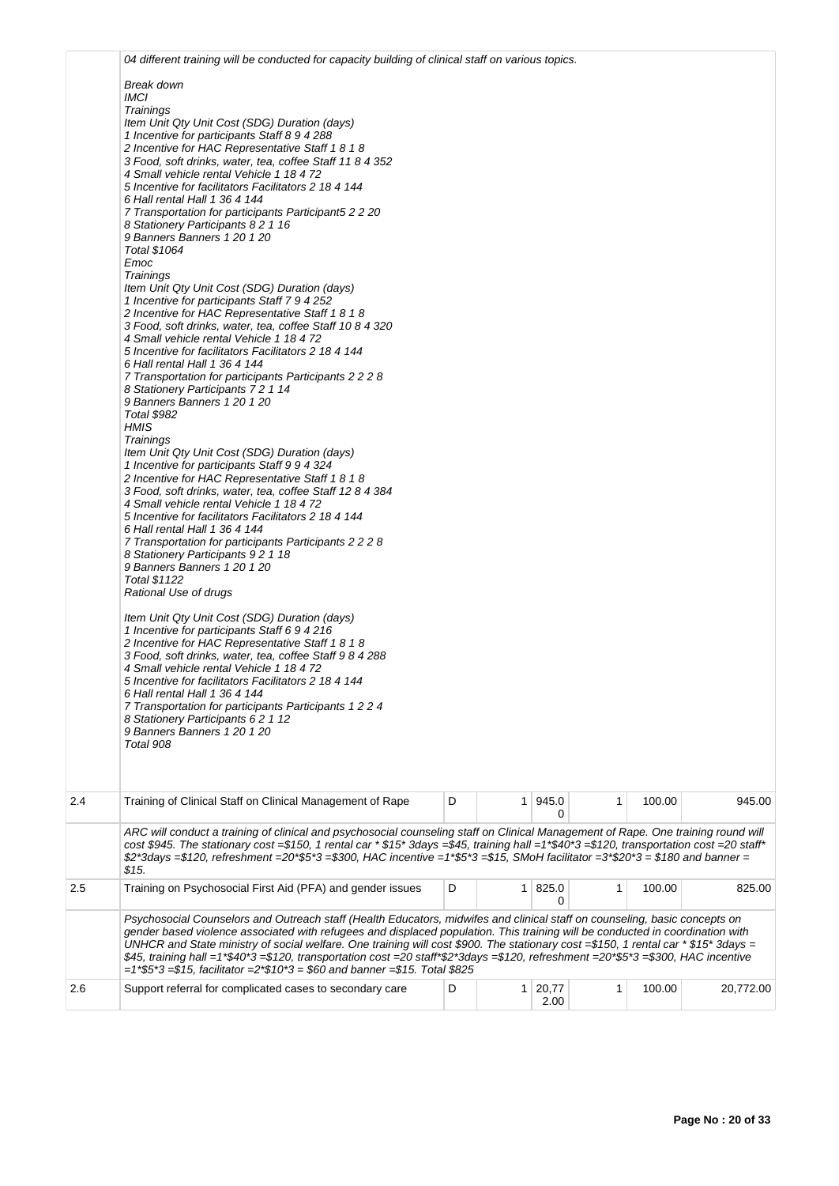| | | | | | | | |
|---|---|---|---|---|---|---|---|
| | *04 different training will be conducted for capacity building of clinical staff on various topics.*<br><br>*Break down*<br>*IMCI*<br>*Trainings*<br>*Item Unit Qty Unit Cost (SDG) Duration (days)*<br>*1 Incentive for participants Staff 8 9 4 288*<br>*2 Incentive for HAC Representative Staff 1 8 1 8*<br>*3 Food, soft drinks, water, tea, coffee Staff 11 8 4 352*<br>*4 Small vehicle rental Vehicle 1 18 4 72*<br>*5 Incentive for facilitators Facilitators 2 18 4 144*<br>*6 Hall rental Hall 1 36 4 144*<br>*7 Transportation for participants Participant5 2 2 20*<br>*8 Stationery Participants 8 2 1 16*<br>*9 Banners Banners 1 20 1 20*<br>*Total $1064*<br>*Emoc*<br>*Trainings*<br>*Item Unit Qty Unit Cost (SDG) Duration (days)*<br>*1 Incentive for participants Staff 7 9 4 252*<br>*2 Incentive for HAC Representative Staff 1 8 1 8*<br>*3 Food, soft drinks, water, tea, coffee Staff 10 8 4 320*<br>*4 Small vehicle rental Vehicle 1 18 4 72*<br>*5 Incentive for facilitators Facilitators 2 18 4 144*<br>*6 Hall rental Hall 1 36 4 144*<br>*7 Transportation for participants Participants 2 2 2 8*<br>*8 Stationery Participants 7 2 1 14*<br>*9 Banners Banners 1 20 1 20*<br>*Total $982*<br>*HMIS*<br>*Trainings*<br>*Item Unit Qty Unit Cost (SDG) Duration (days)*<br>*1 Incentive for participants Staff 9 9 4 324*<br>*2 Incentive for HAC Representative Staff 1 8 1 8*<br>*3 Food, soft drinks, water, tea, coffee Staff 12 8 4 384*<br>*4 Small vehicle rental Vehicle 1 18 4 72*<br>*5 Incentive for facilitators Facilitators 2 18 4 144*<br>*6 Hall rental Hall 1 36 4 144*<br>*7 Transportation for participants Participants 2 2 2 8*<br>*8 Stationery Participants 9 2 1 18*<br>*9 Banners Banners 1 20 1 20*<br>*Total $1122*<br>*Rational Use of drugs*<br><br>*Item Unit Qty Unit Cost (SDG) Duration (days)*<br>*1 Incentive for participants Staff 6 9 4 216*<br>*2 Incentive for HAC Representative Staff 1 8 1 8*<br>*3 Food, soft drinks, water, tea, coffee Staff 9 8 4 288*<br>*4 Small vehicle rental Vehicle 1 18 4 72*<br>*5 Incentive for facilitators Facilitators 2 18 4 144*<br>*6 Hall rental Hall 1 36 4 144*<br>*7 Transportation for participants Participants 1 2 2 4*<br>*8 Stationery Participants 6 2 1 12*<br>*9 Banners Banners 1 20 1 20*<br>*Total 908* | | | | | | |
| 2.4 | Training of Clinical Staff on Clinical Management of Rape | D | 1 | 945.00 | 1 | 100.00 | 945.00 |
| | *ARC will conduct a training of clinical and psychosocial counseling staff on Clinical Management of Rape. One training round will cost $945. The stationary cost =$150, 1 rental car * $15* 3days =$45, training hall =1*$40*3 =$120, transportation cost =20 staff* $2*3days =$120, refreshment =20*$5*3 =$300, HAC incentive =1*$5*3 =$15, SMoH facilitator =3*$20*3 = $180 and banner = $15.* | | | | | | |
| 2.5 | Training on Psychosocial First Aid (PFA) and gender issues | D | 1 | 825.00 | 1 | 100.00 | 825.00 |
| | *Psychosocial Counselors and Outreach staff (Health Educators, midwifes and clinical staff on counseling, basic concepts on gender based violence associated with refugees and displaced population. This training will be conducted in coordination with UNHCR and State ministry of social welfare. One training will cost $900. The stationary cost =$150, 1 rental car * $15* 3days = $45, training hall =1*$40*3 =$120, transportation cost =20 staff*$2*3days =$120, refreshment =20*$5*3 =$300, HAC incentive =1*$5*3 =$15, facilitator =2*$10*3 = $60 and banner =$15. Total $825* | | | | | | |
| 2.6 | Support referral for complicated cases to secondary care | D | 1 | 20,772.00 | 1 | 100.00 | 20,772.00 |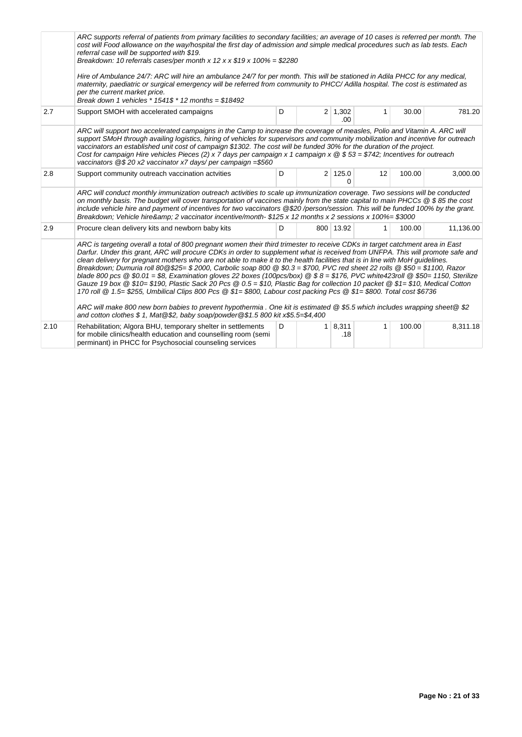| | | | | | | | |
|---|---|---|---|---|---|---|---|
| | *ARC supports referral of patients from primary facilities to secondary facilities; an average of 10 cases is referred per month. The cost will Food allowance on the way/hospital the first day of admission and simple medical procedures such as lab tests. Each referral case will be supported with $19.*<br>*Breakdown: 10 referrals cases/per month x 12 x x $19 x 100% = $2280*<br><br>*Hire of Ambulance 24/7: ARC will hire an ambulance 24/7 for per month. This will be stationed in Adila PHCC for any medical, maternity, paediatric or surgical emergency will be referred from community to PHCC/ Adilla hospital. The cost is estimated as per the current market price.*<br>*Break down 1 vehicles * 1541$ * 12 months = $18492* | | | | | | |
| 2.7 | Support SMOH with accelerated campaigns | D | 2 | 1,302.00 | 1 | 30.00 | 781.20 |
| | *ARC will support two accelerated campaigns in the Camp to increase the coverage of measles, Polio and Vitamin A. ARC will support SMoH through availing logistics, hiring of vehicles for supervisors and community mobilization and incentive for outreach vaccinators an established unit cost of campaign $1302. The cost will be funded 30% for the duration of the project.*<br>*Cost for campaign Hire vehicles Pieces (2) x 7 days per campaign x 1 campaign x @ $ 53 = $742; Incentives for outreach vaccinators @$ 20 x2 vaccinator x7 days/ per campaign =$560* | | | | | | |
| 2.8 | Support community outreach vaccination actvities | D | 2 | 125.00 | 12 | 100.00 | 3,000.00 |
| | *ARC will conduct monthly immunization outreach activities to scale up immunization coverage. Two sessions will be conducted on monthly basis. The budget will cover transportation of vaccines mainly from the state capital to main PHCCs @ $ 85 the cost include vehicle hire and payment of incentives for two vaccinators @$20 /person/session. This will be funded 100% by the grant.*<br>*Breakdown; Vehicle hire&amp; 2 vaccinator incentive/month- $125 x 12 months x 2 sessions x 100%= $3000* | | | | | | |
| 2.9 | Procure clean delivery kits and newborn baby kits | D | 800 | 13.92 | 1 | 100.00 | 11,136.00 |
| | *ARC is targeting overall a total of 800 pregnant women their third trimester to receive CDKs in target catchment area in East Darfur. Under this grant, ARC will procure CDKs in order to supplement what is received from UNFPA. This will promote safe and clean delivery for pregnant mothers who are not able to make it to the health facilities that is in line with MoH guidelines.*<br>*Breakdown; Dumuria roll 80@$25= $ 2000, Carbolic soap 800 @ $0.3 = $700, PVC red sheet 22 rolls @ $50 = $1100, Razor blade 800 pcs @ $0.01 = $8, Examination gloves 22 boxes (100pcs/box) @ $ 8 = $176, PVC white423roll @ $50= 1150, Sterilize Gauze 19 box @ $10= $190, Plastic Sack 20 Pcs @ 0.5 = $10, Plastic Bag for collection 10 packet @ $1= $10, Medical Cotton 170 roll @ 1.5= $255, Umbilical Clips 800 Pcs @ $1= $800, Labour cost packing Pcs @ $1= $800. Total cost $6736*<br><br>*ARC will make 800 new born babies to prevent hypothermia . One kit is estimated @ $5.5 which includes wrapping sheet@ $2 and cotton clothes $ 1, Mat@$2, baby soap/powder@$1.5 800 kit x$5.5=$4,400* | | | | | | |
| 2.10 | Rehabilitation; Algora BHU, temporary shelter in settlements for mobile clinics/health education and counselling room (semi perminant) in PHCC for Psychosocial counseling services | D | 1 | 8,311.18 | 1 | 100.00 | 8,311.18 |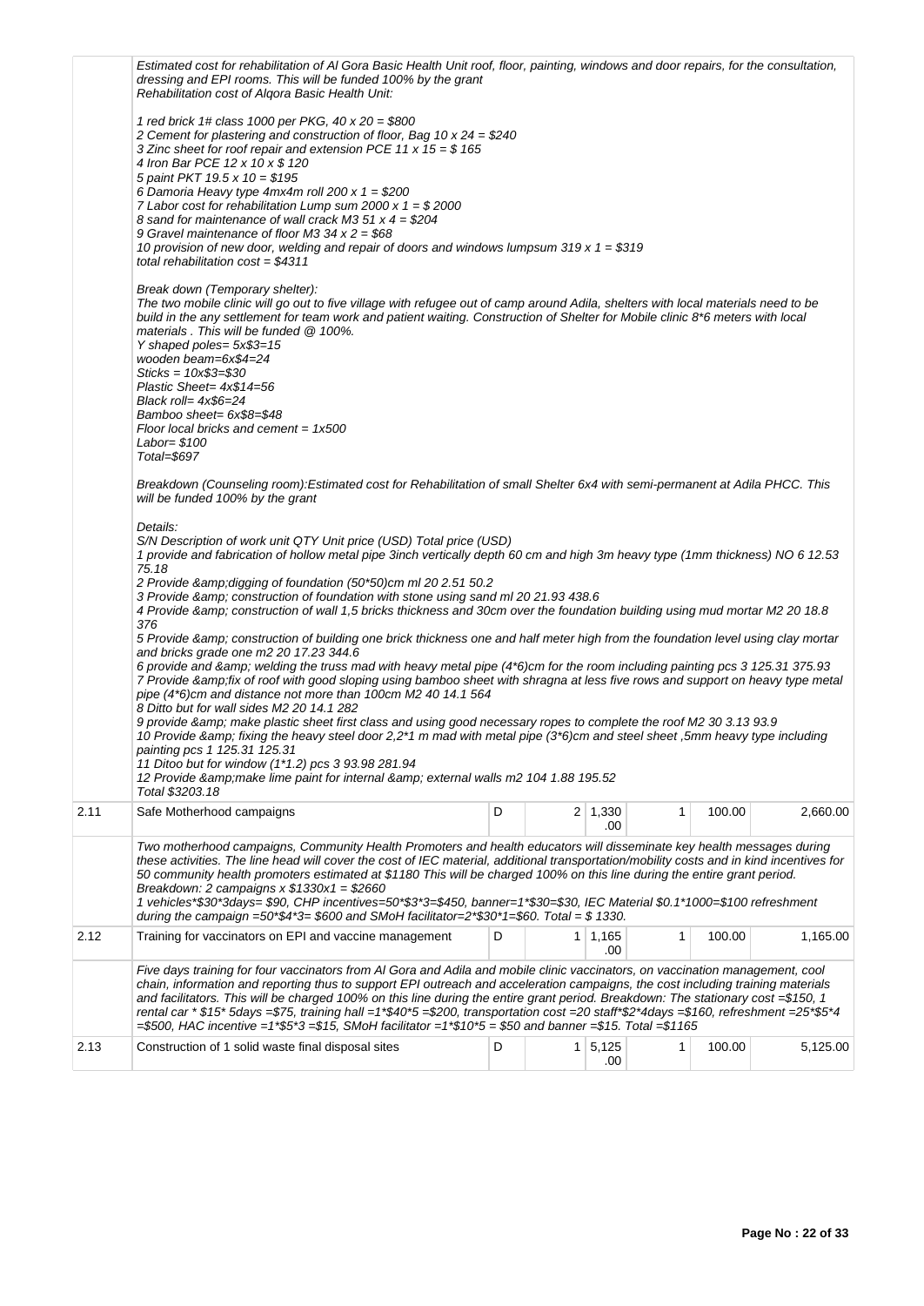| | | | | | | | |
|---|---|---|---|---|---|---|---|
| | *Estimated cost for rehabilitation of Al Gora Basic Health Unit roof, floor, painting, windows and door repairs, for the consultation, dressing and EPI rooms. This will be funded 100% by the grant*<br>*Rehabilitation cost of Alqora Basic Health Unit:*<br><br>*1 red brick 1# class 1000 per PKG, 40 x 20 = $800*<br>*2 Cement for plastering and construction of floor, Bag 10 x 24 = $240*<br>*3 Zinc sheet for roof repair and extension PCE 11 x 15 = $ 165*<br>*4 Iron Bar PCE 12 x 10 x $ 120*<br>*5 paint PKT 19.5 x 10 = $195*<br>*6 Damoria Heavy type 4mx4m roll 200 x 1 = $200*<br>*7 Labor cost for rehabilitation Lump sum 2000 x 1 = $ 2000*<br>*8 sand for maintenance of wall crack M3 51 x 4 = $204*<br>*9 Gravel maintenance of floor M3 34 x 2 = $68*<br>*10 provision of new door, welding and repair of doors and windows lumpsum 319 x 1 = $319*<br>*total rehabilitation cost = $4311*<br><br>*Break down (Temporary shelter):*<br>*The two mobile clinic will go out to five village with refugee out of camp around Adila, shelters with local materials need to be build in the any settlement for team work and patient waiting. Construction of Shelter for Mobile clinic 8*6 meters with local materials . This will be funded @ 100%.*<br>*Y shaped poles= 5x$3=15*<br>*wooden beam=6x$4=24*<br>*Sticks = 10x$3=$30*<br>*Plastic Sheet= 4x$14=56*<br>*Black roll= 4x$6=24*<br>*Bamboo sheet= 6x$8=$48*<br>*Floor local bricks and cement = 1x500*<br>*Labor= $100*<br>*Total=$697*<br><br>*Breakdown (Counseling room):Estimated cost for Rehabilitation of small Shelter 6x4 with semi-permanent at Adila PHCC. This will be funded 100% by the grant*<br><br>*Details:*<br>*S/N Description of work unit QTY Unit price (USD) Total price (USD)*<br>*1 provide and fabrication of hollow metal pipe 3inch vertically depth 60 cm and high 3m heavy type (1mm thickness) NO 6 12.53 75.18*<br>*2 Provide &amp;digging of foundation (50*50)cm ml 20 2.51 50.2*<br>*3 Provide &amp; construction of foundation with stone using sand ml 20 21.93 438.6*<br>*4 Provide &amp; construction of wall 1,5 bricks thickness and 30cm over the foundation building using mud mortar M2 20 18.8 376*<br>*5 Provide &amp; construction of building one brick thickness one and half meter high from the foundation level using clay mortar and bricks grade one m2 20 17.23 344.6*<br>*6 provide and &amp; welding the truss mad with heavy metal pipe (4*6)cm for the room including painting pcs 3 125.31 375.93*<br>*7 Provide &amp;fix of roof with good sloping using bamboo sheet with shragna at less five rows and support on heavy type metal pipe (4*6)cm and distance not more than 100cm M2 40 14.1 564*<br>*8 Ditto but for wall sides M2 20 14.1 282*<br>*9 provide &amp; make plastic sheet first class and using good necessary ropes to complete the roof M2 30 3.13 93.9*<br>*10 Provide &amp; fixing the heavy steel door 2,2*1 m mad with metal pipe (3*6)cm and steel sheet ,5mm heavy type including painting pcs 1 125.31 125.31*<br>*11 Ditoo but for window (1*1.2) pcs 3 93.98 281.94*<br>*12 Provide &amp;make lime paint for internal &amp; external walls m2 104 1.88 195.52*<br>*Total $3203.18* | | | | | | |
| 2.11 | Safe Motherhood campaigns | D | 2 | 1,330.00 | 1 | 100.00 | 2,660.00 |
| | *Two motherhood campaigns, Community Health Promoters and health educators will disseminate key health messages during these activities. The line head will cover the cost of IEC material, additional transportation/mobility costs and in kind incentives for 50 community health promoters estimated at $1180 This will be charged 100% on this line during the entire grant period.*<br>*Breakdown: 2 campaigns x $1330x1 = $2660*<br>*1 vehicles*$30*3days= $90, CHP incentives=50*$3*3=$450, banner=1*$30=$30, IEC Material $0.1*1000=$100 refreshment during the campaign =50*$4*3= $600 and SMoH facilitator=2*$30*1=$60. Total = $ 1330.* | | | | | | |
| 2.12 | Training for vaccinators on EPI and vaccine management | D | 1 | 1,165.00 | 1 | 100.00 | 1,165.00 |
| | *Five days training for four vaccinators from Al Gora and Adila and mobile clinic vaccinators, on vaccination management, cool chain, information and reporting thus to support EPI outreach and acceleration campaigns, the cost including training materials and facilitators. This will be charged 100% on this line during the entire grant period. Breakdown: The stationary cost =$150, 1 rental car * $15* 5days =$75, training hall =1*$40*5 =$200, transportation cost =20 staff*$2*4days =$160, refreshment =25*$5*4 =$500, HAC incentive =1*$5*3 =$15, SMoH facilitator =1*$10*5 = $50 and banner =$15. Total =$1165* | | | | | | |
| 2.13 | Construction of 1 solid waste final disposal sites | D | 1 | 5,125.00 | 1 | 100.00 | 5,125.00 |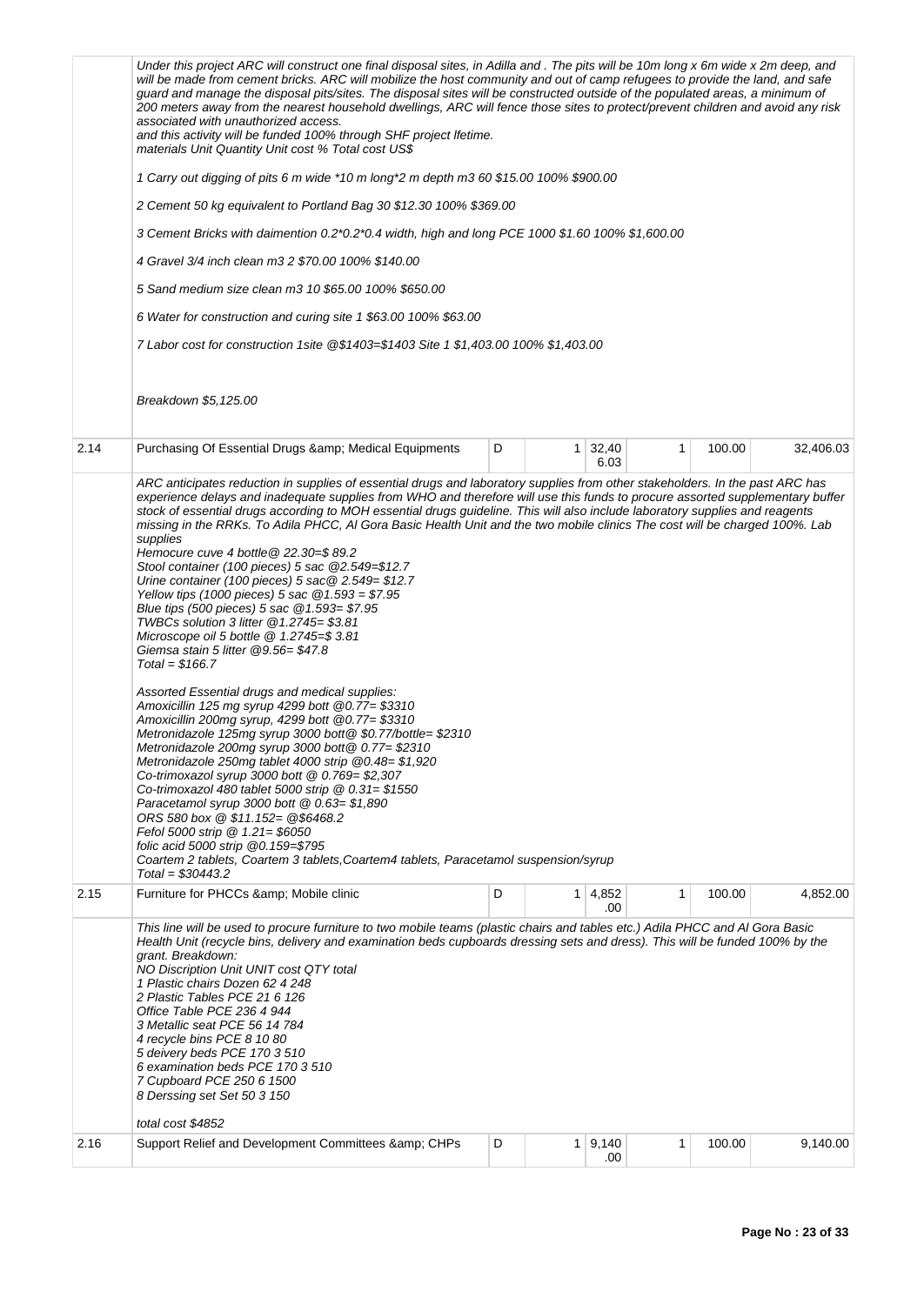| | | | | | | | |
|---|---|---|---|---|---|---|---|
| | *Under this project ARC will construct one final disposal sites, in Adilla and . The pits will be 10m long x 6m wide x 2m deep, and will be made from cement bricks. ARC will mobilize the host community and out of camp refugees to provide the land, and safe guard and manage the disposal pits/sites. The disposal sites will be constructed outside of the populated areas, a minimum of 200 meters away from the nearest household dwellings, ARC will fence those sites to protect/prevent children and avoid any risk associated with unauthorized access.*<br>*and this activity will be funded 100% through SHF project lfetime.*<br>*materials Unit Quantity Unit cost % Total cost US$*<br><br>*1 Carry out digging of pits 6 m wide \*10 m long\*2 m depth m3 60 $15.00 100% $900.00*<br><br>*2 Cement 50 kg equivalent to Portland Bag 30 $12.30 100% $369.00*<br><br>*3 Cement Bricks with daimention 0.2\*0.2\*0.4 width, high and long PCE 1000 $1.60 100% $1,600.00*<br><br>*4 Gravel 3/4 inch clean m3 2 $70.00 100% $140.00*<br><br>*5 Sand medium size clean m3 10 $65.00 100% $650.00*<br><br>*6 Water for construction and curing site 1 $63.00 100% $63.00*<br><br>*7 Labor cost for construction 1site @$1403=$1403 Site 1 $1,403.00 100% $1,403.00*<br><br>*Breakdown $5,125.00* | | | | | | |
| 2.14 | Purchasing Of Essential Drugs &amp; Medical Equipments | D | 1 | 32,406.03 | 1 | 100.00 | 32,406.03 |
| | *ARC anticipates reduction in supplies of essential drugs and laboratory supplies from other stakeholders. In the past ARC has experience delays and inadequate supplies from WHO and therefore will use this funds to procure assorted supplementary buffer stock of essential drugs according to MOH essential drugs guideline. This will also include laboratory supplies and reagents missing in the RRKs. To Adila PHCC, Al Gora Basic Health Unit and the two mobile clinics The cost will be charged 100%. Lab supplies*<br>*Hemocure cuve 4 bottle@ 22.30=$ 89.2*<br>*Stool container (100 pieces) 5 sac @2.549=$12.7*<br>*Urine container (100 pieces) 5 sac@ 2.549= $12.7*<br>*Yellow tips (1000 pieces) 5 sac @1.593 = $7.95*<br>*Blue tips (500 pieces) 5 sac @1.593= $7.95*<br>*TWBCs solution 3 litter @1.2745= $3.81*<br>*Microscope oil 5 bottle @ 1.2745=$ 3.81*<br>*Giemsa stain 5 litter @9.56= $47.8*<br>*Total = $166.7*<br><br>*Assorted Essential drugs and medical supplies:*<br>*Amoxicillin 125 mg syrup 4299 bott @0.77= $3310*<br>*Amoxicillin 200mg syrup, 4299 bott @0.77= $3310*<br>*Metronidazole 125mg syrup 3000 bott@ $0.77/bottle= $2310*<br>*Metronidazole 200mg syrup 3000 bott@ 0.77= $2310*<br>*Metronidazole 250mg tablet 4000 strip @0.48= $1,920*<br>*Co-trimoxazol syrup 3000 bott @ 0.769= $2,307*<br>*Co-trimoxazol 480 tablet 5000 strip @ 0.31= $1550*<br>*Paracetamol syrup 3000 bott @ 0.63= $1,890*<br>*ORS 580 box @ $11.152= @$6468.2*<br>*Fefol 5000 strip @ 1.21= $6050*<br>*folic acid 5000 strip @0.159=$795*<br>*Coartem 2 tablets, Coartem 3 tablets,Coartem4 tablets, Paracetamol suspension/syrup*<br>*Total = $30443.2* | | | | | | |
| 2.15 | Furniture for PHCCs &amp; Mobile clinic | D | 1 | 4,852.00 | 1 | 100.00 | 4,852.00 |
| | *This line will be used to procure furniture to two mobile teams (plastic chairs and tables etc.) Adila PHCC and Al Gora Basic Health Unit (recycle bins, delivery and examination beds cupboards dressing sets and dress). This will be funded 100% by the grant. Breakdown:*<br>*NO Discription Unit UNIT cost QTY total*<br>*1 Plastic chairs Dozen 62 4 248*<br>*2 Plastic Tables PCE 21 6 126*<br>*Office Table PCE 236 4 944*<br>*3 Metallic seat PCE 56 14 784*<br>*4 recycle bins PCE 8 10 80*<br>*5 deivery beds PCE 170 3 510*<br>*6 examination beds PCE 170 3 510*<br>*7 Cupboard PCE 250 6 1500*<br>*8 Derssing set Set 50 3 150*<br><br>*total cost $4852* | | | | | | |
| 2.16 | Support Relief and Development Committees &amp; CHPs | D | 1 | 9,140.00 | 1 | 100.00 | 9,140.00 |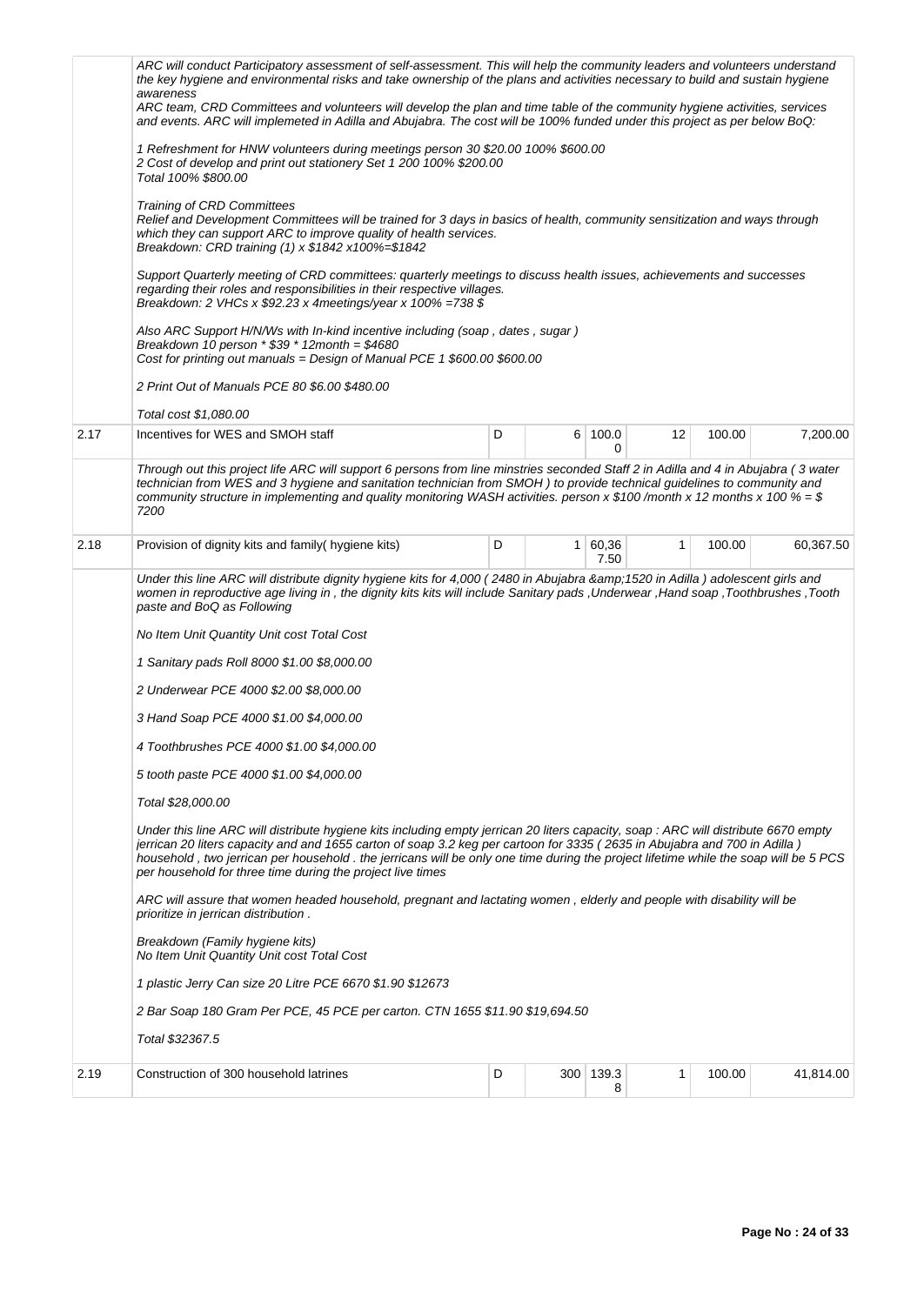| | | | | | | | |
|---|---|---|---|---|---|---|---|
| | *ARC will conduct Participatory assessment of self-assessment. This will help the community leaders and volunteers understand the key hygiene and environmental risks and take ownership of the plans and activities necessary to build and sustain hygiene awareness*<br>*ARC team, CRD Committees and volunteers will develop the plan and time table of the community hygiene activities, services and events. ARC will implemeted in Adilla and Abujabra. The cost will be 100% funded under this project as per below BoQ:*<br><br>*1 Refreshment for HNW volunteers during meetings person 30 $20.00 100% $600.00*<br>*2 Cost of develop and print out stationery Set 1 200 100% $200.00*<br>*Total 100% $800.00*<br><br>*Training of CRD Committees*<br>*Relief and Development Committees will be trained for 3 days in basics of health, community sensitization and ways through which they can support ARC to improve quality of health services.*<br>*Breakdown: CRD training (1) x $1842 x100%=$1842*<br><br>*Support Quarterly meeting of CRD committees: quarterly meetings to discuss health issues, achievements and successes regarding their roles and responsibilities in their respective villages.*<br>*Breakdown: 2 VHCs x $92.23 x 4meetings/year x 100% =738 $*<br><br>*Also ARC Support H/N/Ws with In-kind incentive including (soap , dates , sugar )*<br>*Breakdown 10 person * $39 * 12month = $4680*<br>*Cost for printing out manuals = Design of Manual PCE 1 $600.00 $600.00*<br><br>*2 Print Out of Manuals PCE 80 $6.00 $480.00*<br><br>*Total cost $1,080.00* | | | | | | |
| 2.17 | Incentives for WES and SMOH staff | D | 6 | 100.00 | 12 | 100.00 | 7,200.00 |
| | *Through out this project life ARC will support 6 persons from line minstries seconded Staff 2 in Adilla and 4 in Abujabra ( 3 water technician from WES and 3 hygiene and sanitation technician from SMOH ) to provide technical guidelines to community and community structure in implementing and quality monitoring WASH activities. person x $100 /month x 12 months x 100 % = $ 7200* | | | | | | |
| 2.18 | Provision of dignity kits and family( hygiene kits) | D | 1 | 60,367.50 | 1 | 100.00 | 60,367.50 |
| | *Under this line ARC will distribute dignity hygiene kits for 4,000 ( 2480 in Abujabra &amp;1520 in Adilla ) adolescent girls and women in reproductive age living in , the dignity kits kits will include Sanitary pads ,Underwear ,Hand soap ,Toothbrushes ,Tooth paste and BoQ as Following*<br><br>*No Item Unit Quantity Unit cost Total Cost*<br><br>*1 Sanitary pads Roll 8000 $1.00 $8,000.00*<br><br>*2 Underwear PCE 4000 $2.00 $8,000.00*<br><br>*3 Hand Soap PCE 4000 $1.00 $4,000.00*<br><br>*4 Toothbrushes PCE 4000 $1.00 $4,000.00*<br><br>*5 tooth paste PCE 4000 $1.00 $4,000.00*<br><br>*Total $28,000.00*<br><br>*Under this line ARC will distribute hygiene kits including empty jerrican 20 liters capacity, soap : ARC will distribute 6670 empty jerrican 20 liters capacity and and 1655 carton of soap 3.2 keg per cartoon for 3335 ( 2635 in Abujabra and 700 in Adilla ) household , two jerrican per household . the jerricans will be only one time during the project lifetime while the soap will be 5 PCS per household for three time during the project live times*<br><br>*ARC will assure that women headed household, pregnant and lactating women , elderly and people with disability will be prioritize in jerrican distribution .*<br><br>*Breakdown (Family hygiene kits)*<br>*No Item Unit Quantity Unit cost Total Cost*<br><br>*1 plastic Jerry Can size 20 Litre PCE 6670 $1.90 $12673*<br><br>*2 Bar Soap 180 Gram Per PCE, 45 PCE per carton. CTN 1655 $11.90 $19,694.50*<br><br>*Total $32367.5* | | | | | | |
| 2.19 | Construction of 300 household latrines | D | 300 | 139.38 | 1 | 100.00 | 41,814.00 |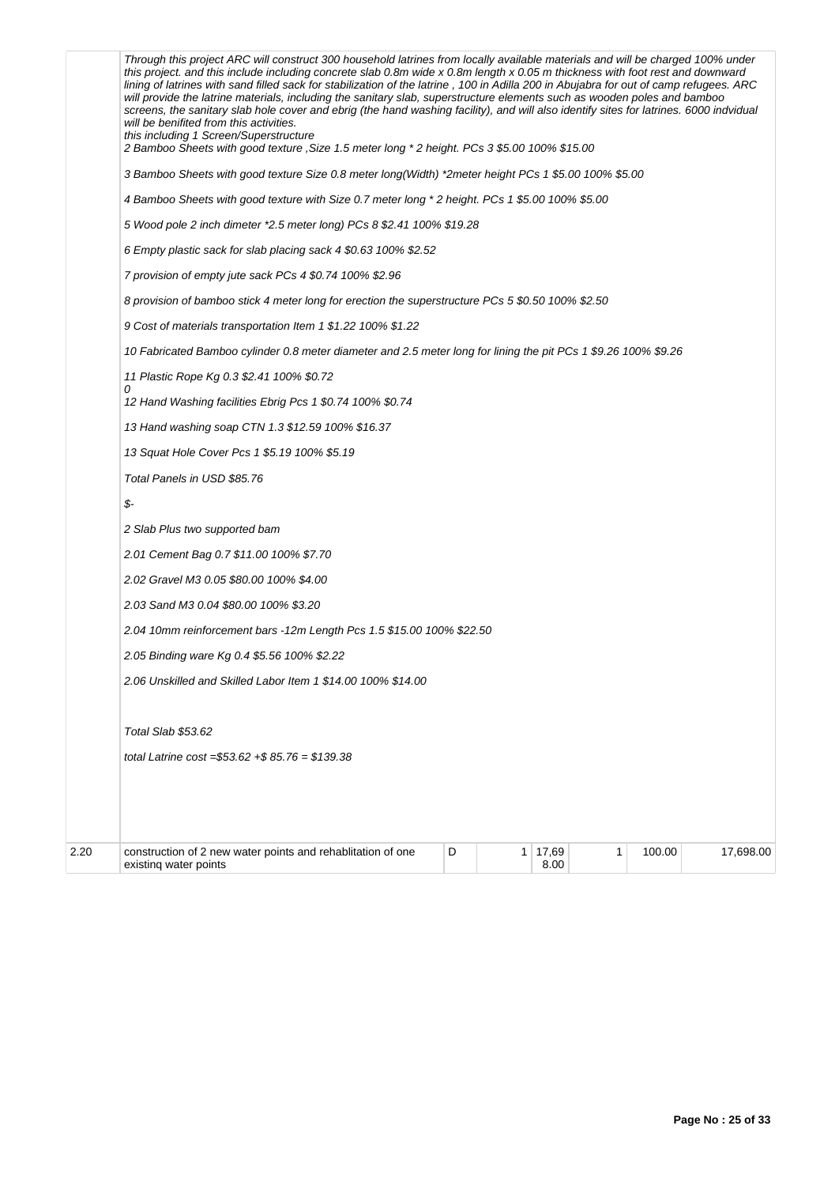| | | | | | | | |
|---|---|---|---|---|---|---|---|
| | *Through this project ARC will construct 300 household latrines from locally available materials and will be charged 100% under this project. and this include including concrete slab 0.8m wide x 0.8m length x 0.05 m thickness with foot rest and downward lining of latrines with sand filled sack for stabilization of the latrine , 100 in Adilla 200 in Abujabra for out of camp refugees. ARC will provide the latrine materials, including the sanitary slab, superstructure elements such as wooden poles and bamboo screens, the sanitary slab hole cover and ebrig (the hand washing facility), and will also identify sites for latrines. 6000 indvidual will be benifited from this activities.*<br>*this including 1 Screen/Superstructure*<br>*2 Bamboo Sheets with good texture ,Size 1.5 meter long * 2 height. PCs 3 $5.00 100% $15.00*<br>*3 Bamboo Sheets with good texture Size 0.8 meter long(Width) *2meter height PCs 1 $5.00 100% $5.00*<br>*4 Bamboo Sheets with good texture with Size 0.7 meter long * 2 height. PCs 1 $5.00 100% $5.00*<br>*5 Wood pole 2 inch dimeter *2.5 meter long) PCs 8 $2.41 100% $19.28*<br>*6 Empty plastic sack for slab placing sack 4 $0.63 100% $2.52*<br>*7 provision of empty jute sack PCs 4 $0.74 100% $2.96*<br>*8 provision of bamboo stick 4 meter long for erection the superstructure PCs 5 $0.50 100% $2.50*<br>*9 Cost of materials transportation Item 1 $1.22 100% $1.22*<br>*10 Fabricated Bamboo cylinder 0.8 meter diameter and 2.5 meter long for lining the pit PCs 1 $9.26 100% $9.26*<br>*11 Plastic Rope Kg 0.3 $2.41 100% $0.72*<br>*0*<br>*12 Hand Washing facilities Ebrig Pcs 1 $0.74 100% $0.74*<br>*13 Hand washing soap CTN 1.3 $12.59 100% $16.37*<br>*13 Squat Hole Cover Pcs 1 $5.19 100% $5.19*<br>*Total Panels in USD $85.76*<br>*$-*<br>*2 Slab Plus two supported bam*<br>*2.01 Cement Bag 0.7 $11.00 100% $7.70*<br>*2.02 Gravel M3 0.05 $80.00 100% $4.00*<br>*2.03 Sand M3 0.04 $80.00 100% $3.20*<br>*2.04 10mm reinforcement bars -12m Length Pcs 1.5 $15.00 100% $22.50*<br>*2.05 Binding ware Kg 0.4 $5.56 100% $2.22*<br>*2.06 Unskilled and Skilled Labor Item 1 $14.00 100% $14.00*<br>*Total Slab $53.62*<br>*total Latrine cost =$53.62 +$ 85.76 = $139.38* | | | | | | |
| 2.20 | construction of 2 new water points and rehablitation of one existing water points | D | 1 | 17,698.00 | 1 | 100.00 | 17,698.00 |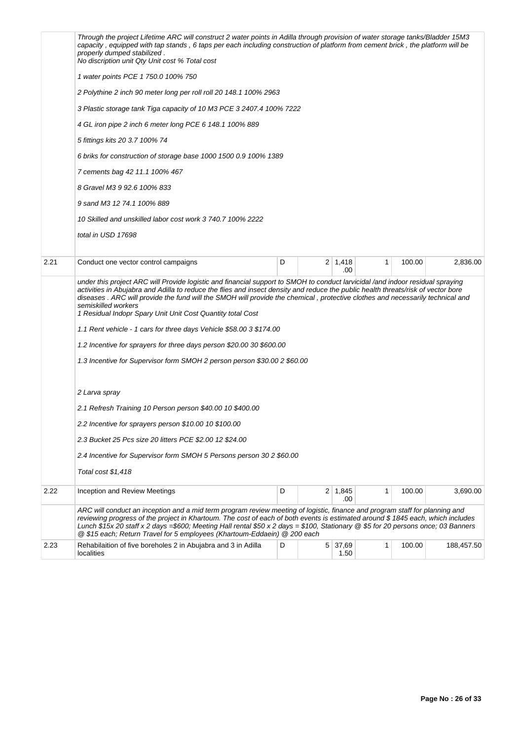| | | | | | | | |
|---|---|---|---|---|---|---|---|
| | *Through the project Lifetime ARC will construct 2 water points in Adilla through provision of water storage tanks/Bladder 15M3 capacity , equipped with tap stands , 6 taps per each including construction of platform from cement brick , the platform will be properly dumped stabilized .*<br>*No discription unit Qty Unit cost % Total cost*<br><br>*1 water points PCE 1 750.0 100% 750*<br><br>*2 Polythine 2 inch 90 meter long per roll roll 20 148.1 100% 2963*<br><br>*3 Plastic storage tank Tiga capacity of 10 M3 PCE 3 2407.4 100% 7222*<br><br>*4 GL iron pipe 2 inch 6 meter long PCE 6 148.1 100% 889*<br><br>*5 fittings kits 20 3.7 100% 74*<br><br>*6 briks for construction of storage base 1000 1500 0.9 100% 1389*<br><br>*7 cements bag 42 11.1 100% 467*<br><br>*8 Gravel M3 9 92.6 100% 833*<br><br>*9 sand M3 12 74.1 100% 889*<br><br>*10 Skilled and unskilled labor cost work 3 740.7 100% 2222*<br><br>*total in USD 17698* | | | | | | |
| 2.21 | Conduct one vector control campaigns | D | 2 | 1,418.00 | 1 | 100.00 | 2,836.00 |
| | *under this project ARC will Provide logistic and financial support to SMOH to conduct larvicidal /and indoor residual spraying activities in Abujabra and Adilla to reduce the flies and insect density and reduce the public health threats/risk of vector bore diseases . ARC will provide the fund will the SMOH will provide the chemical , protective clothes and necessarily technical and semiskilled workers*<br>*1 Residual Indopr Spary Unit Unit Cost Quantity total Cost*<br><br>*1.1 Rent vehicle - 1 cars for three days Vehicle \$58.00 3 \$174.00*<br><br>*1.2 Incentive for sprayers for three days person \$20.00 30 \$600.00*<br><br>*1.3 Incentive for Supervisor form SMOH 2 person person \$30.00 2 \$60.00*<br><br>*2 Larva spray*<br><br>*2.1 Refresh Training 10 Person person \$40.00 10 \$400.00*<br><br>*2.2 Incentive for sprayers person \$10.00 10 \$100.00*<br><br>*2.3 Bucket 25 Pcs size 20 litters PCE \$2.00 12 \$24.00*<br><br>*2.4 Incentive for Supervisor form SMOH 5 Persons person 30 2 \$60.00*<br><br>*Total cost \$1,418* | | | | | | |
| 2.22 | Inception and Review Meetings | D | 2 | 1,845.00 | 1 | 100.00 | 3,690.00 |
| | *ARC will conduct an inception and a mid term program review meeting of logistic, finance and program staff for planning and reviewing progress of the project in Khartoum. The cost of each of both events is estimated around \$ 1845 each, which includes Lunch \$15x 20 staff x 2 days =\$600; Meeting Hall rental \$50 x 2 days = \$100, Stationary @ \$5 for 20 persons once; 03 Banners @ \$15 each; Return Travel for 5 employees (Khartoum-Eddaein) @ 200 each* | | | | | | |
| 2.23 | Rehabilaition of five boreholes 2 in Abujabra and 3 in Adilla localities | D | 5 | 37,691.50 | 1 | 100.00 | 188,457.50 |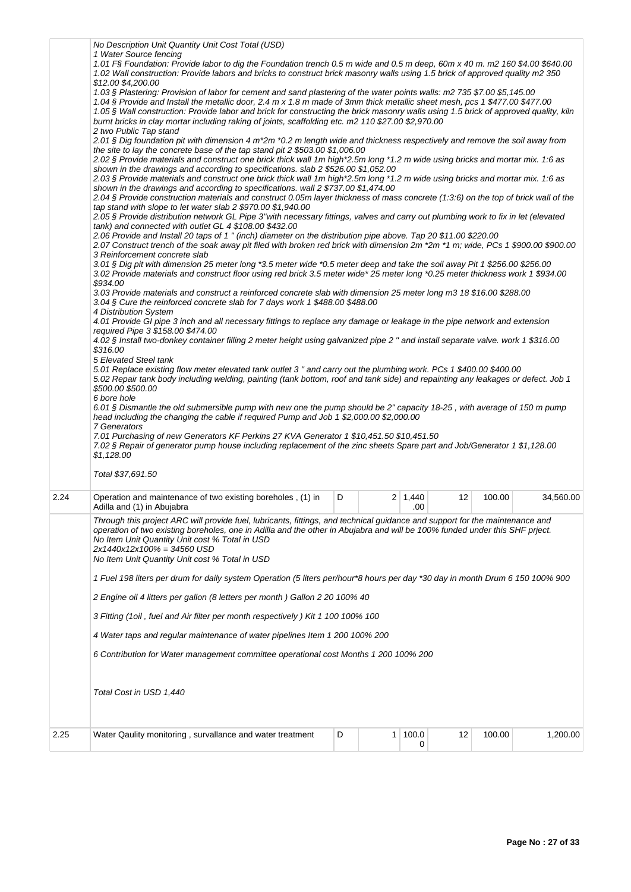|  | No Description Unit Quantity Unit Cost Total (USD)<br>1 Water Source fencing<br>1.01 F§ Foundation: Provide labor to dig the Foundation trench 0.5 m wide and 0.5 m deep, 60m x 40 m. m2 160 $4.00 $640.00<br>1.02 Wall construction: Provide labors and bricks to construct brick masonry walls using 1.5 brick of approved quality m2 350 $12.00 $4,200.00<br>1.03 § Plastering: Provision of labor for cement and sand plastering of the water points walls: m2 735 $7.00 $5,145.00<br>1.04 § Provide and Install the metallic door, 2.4 m x 1.8 m made of 3mm thick metallic sheet mesh, pcs 1 $477.00 $477.00<br>1.05 § Wall construction: Provide labor and brick for constructing the brick masonry walls using 1.5 brick of approved quality, kiln burnt bricks in clay mortar including raking of joints, scaffolding etc. m2 110 $27.00 $2,970.00<br>2 two Public Tap stand<br>2.01 § Dig foundation pit with dimension 4 m*2m *0.2 m length wide and thickness respectively and remove the soil away from the site to lay the concrete base of the tap stand pit 2 $503.00 $1,006.00<br>2.02 § Provide materials and construct one brick thick wall 1m high*2.5m long *1.2 m wide using bricks and mortar mix. 1:6 as shown in the drawings and according to specifications. slab 2 $526.00 $1,052.00<br>2.03 § Provide materials and construct one brick thick wall 1m high*2.5m long *1.2 m wide using bricks and mortar mix. 1:6 as shown in the drawings and according to specifications. wall 2 $737.00 $1,474.00<br>2.04 § Provide construction materials and construct 0.05m layer thickness of mass concrete (1:3:6) on the top of brick wall of the tap stand with slope to let water slab 2 $970.00 $1,940.00<br>2.05 § Provide distribution network GL Pipe 3"with necessary fittings, valves and carry out plumbing work to fix in let (elevated tank) and connected with outlet GL 4 $108.00 $432.00<br>2.06 Provide and Install 20 taps of 1 " (inch) diameter on the distribution pipe above. Tap 20 $11.00 $220.00<br>2.07 Construct trench of the soak away pit filed with broken red brick with dimension 2m *2m *1 m; wide, PCs 1 $900.00 $900.00<br>3 Reinforcement concrete slab<br>3.01 § Dig pit with dimension 25 meter long *3.5 meter wide *0.5 meter deep and take the soil away Pit 1 $256.00 $256.00<br>3.02 Provide materials and construct floor using red brick 3.5 meter wide* 25 meter long *0.25 meter thickness work 1 $934.00 $934.00<br>3.03 Provide materials and construct a reinforced concrete slab with dimension 25 meter long m3 18 $16.00 $288.00<br>3.04 § Cure the reinforced concrete slab for 7 days work 1 $488.00 $488.00<br>4 Distribution System<br>4.01 Provide GI pipe 3 inch and all necessary fittings to replace any damage or leakage in the pipe network and extension required Pipe 3 $158.00 $474.00<br>4.02 § Install two-donkey container filling 2 meter height using galvanized pipe 2 " and install separate valve. work 1 $316.00 $316.00<br>5 Elevated Steel tank<br>5.01 Replace existing flow meter elevated tank outlet 3 " and carry out the plumbing work. PCs 1 $400.00 $400.00<br>5.02 Repair tank body including welding, painting (tank bottom, roof and tank side) and repainting any leakages or defect. Job 1 $500.00 $500.00<br>6 bore hole<br>6.01 § Dismantle the old submersible pump with new one the pump should be 2" capacity 18-25 , with average of 150 m pump head including the changing the cable if required Pump and Job 1 $2,000.00 $2,000.00<br>7 Generators<br>7.01 Purchasing of new Generators KF Perkins 27 KVA Generator 1 $10,451.50 $10,451.50<br>7.02 § Repair of generator pump house including replacement of the zinc sheets Spare part and Job/Generator 1 $1,128.00 $1,128.00<br><br>Total $37,691.50 | | | | | | |
|---|---|---|---|---|---|---|---|
| 2.24 | Operation and maintenance of two existing boreholes , (1) in Adilla and (1) in Abujabra | D | 2 | 1,440.00 | 12 | 100.00 | 34,560.00 |
|  | Through this project ARC will provide fuel, lubricants, fittings, and technical guidance and support for the maintenance and operation of two existing boreholes, one in Adilla and the other in Abujabra and will be 100% funded under this SHF prject.<br>No Item Unit Quantity Unit cost % Total in USD<br>2x1440x12x100% = 34560 USD<br>No Item Unit Quantity Unit cost % Total in USD<br><br>1 Fuel 198 liters per drum for daily system Operation (5 liters per/hour*8 hours per day *30 day in month Drum 6 150 100% 900<br><br>2 Engine oil 4 litters per gallon (8 letters per month ) Gallon 2 20 100% 40<br><br>3 Fitting (1oil , fuel and Air filter per month respectively ) Kit 1 100 100% 100<br><br>4 Water taps and regular maintenance of water pipelines Item 1 200 100% 200<br><br>6 Contribution for Water management committee operational cost Months 1 200 100% 200<br><br>Total Cost in USD 1,440 | | | | | | |
| 2.25 | Water Qaulity monitoring , survallance and water treatment | D | 1 | 100.00 | 12 | 100.00 | 1,200.00 |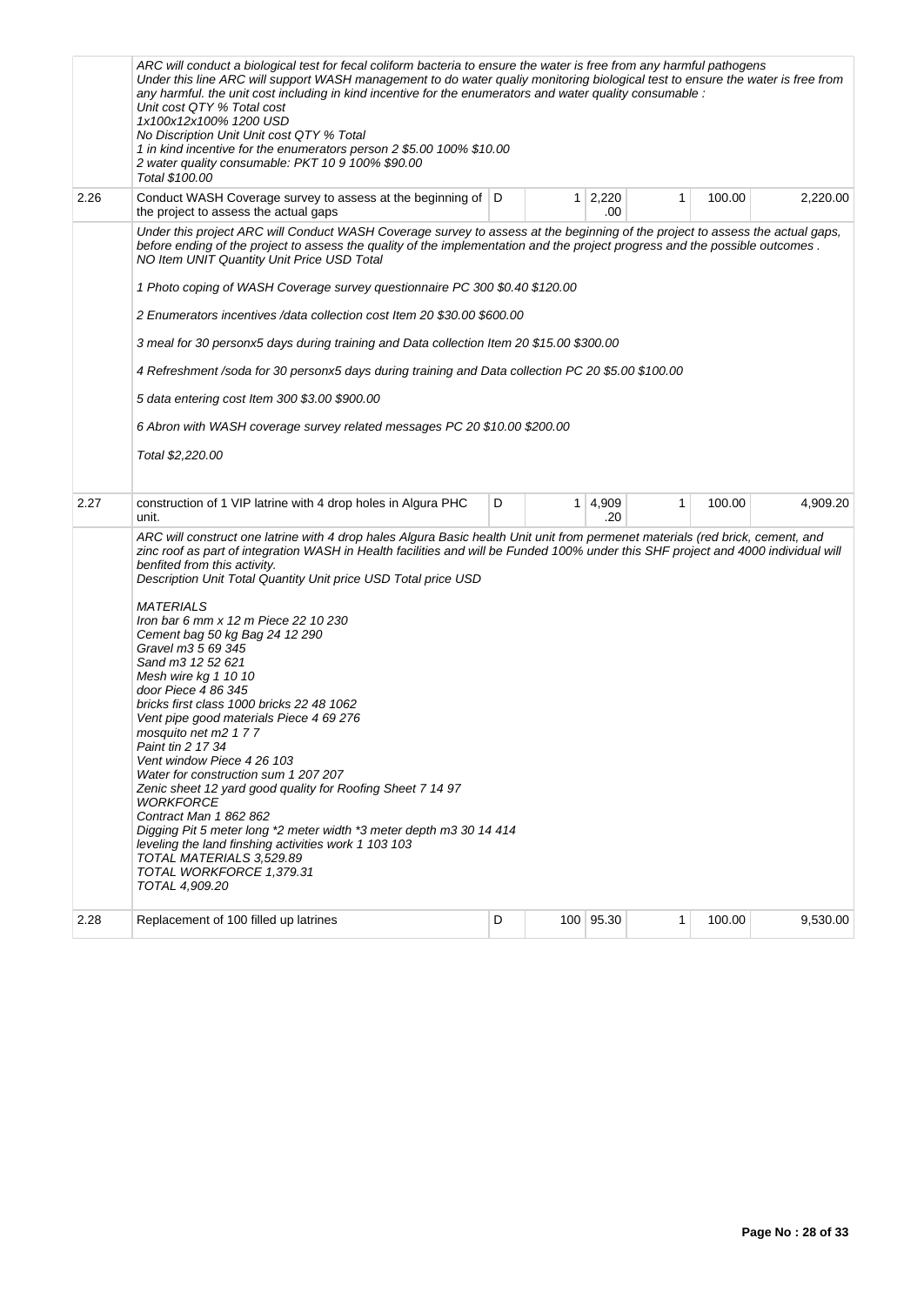| | | | | | | | |
|---|---|---|---|---|---|---|---|
| | *ARC will conduct a biological test for fecal coliform bacteria to ensure the water is free from any harmful pathogens*<br>*Under this line ARC will support WASH management to do water qualiy monitoring biological test to ensure the water is free from any harmful. the unit cost including in kind incentive for the enumerators and water quality consumable :*<br>*Unit cost QTY % Total cost*<br>*1x100x12x100% 1200 USD*<br>*No Discription Unit Unit cost QTY % Total*<br>*1 in kind incentive for the enumerators person 2 $5.00 100% $10.00*<br>*2 water quality consumable: PKT 10 9 100% $90.00*<br>*Total $100.00* | | | | | | |
| 2.26 | Conduct WASH Coverage survey to assess at the beginning of the project to assess the actual gaps | D | 1 | 2,220.00 | 1 | 100.00 | 2,220.00 |
| | *Under this project ARC will Conduct WASH Coverage survey to assess at the beginning of the project to assess the actual gaps, before ending of the project to assess the quality of the implementation and the project progress and the possible outcomes .*<br>*NO Item UNIT Quantity Unit Price USD Total*<br><br>*1 Photo coping of WASH Coverage survey questionnaire PC 300 $0.40 $120.00*<br><br>*2 Enumerators incentives /data collection cost Item 20 $30.00 $600.00*<br><br>*3 meal for 30 personx5 days during training and Data collection Item 20 $15.00 $300.00*<br><br>*4 Refreshment /soda for 30 personx5 days during training and Data collection PC 20 $5.00 $100.00*<br><br>*5 data entering cost Item 300 $3.00 $900.00*<br><br>*6 Abron with WASH coverage survey related messages PC 20 $10.00 $200.00*<br><br>*Total $2,220.00* | | | | | | |
| 2.27 | construction of 1 VIP latrine with 4 drop holes in Algura PHC unit. | D | 1 | 4,909.20 | 1 | 100.00 | 4,909.20 |
| | *ARC will construct one latrine with 4 drop hales Algura Basic health Unit unit from permenet materials (red brick, cement, and zinc roof as part of integration WASH in Health facilities and will be Funded 100% under this SHF project and 4000 individual will benfited from this activity.*<br>*Description Unit Total Quantity Unit price USD Total price USD*<br><br>*MATERIALS*<br>*Iron bar 6 mm x 12 m Piece 22 10 230*<br>*Cement bag 50 kg Bag 24 12 290*<br>*Gravel m3 5 69 345*<br>*Sand m3 12 52 621*<br>*Mesh wire kg 1 10 10*<br>*door Piece 4 86 345*<br>*bricks first class 1000 bricks 22 48 1062*<br>*Vent pipe good materials Piece 4 69 276*<br>*mosquito net m2 1 7 7*<br>*Paint tin 2 17 34*<br>*Vent window Piece 4 26 103*<br>*Water for construction sum 1 207 207*<br>*Zenic sheet 12 yard good quality for Roofing Sheet 7 14 97*<br>*WORKFORCE*<br>*Contract Man 1 862 862*<br>*Digging Pit 5 meter long \*2 meter width \*3 meter depth m3 30 14 414*<br>*leveling the land finshing activities work 1 103 103*<br>*TOTAL MATERIALS 3,529.89*<br>*TOTAL WORKFORCE 1,379.31*<br>*TOTAL 4,909.20* | | | | | | |
| 2.28 | Replacement of 100 filled up latrines | D | 100 | 95.30 | 1 | 100.00 | 9,530.00 |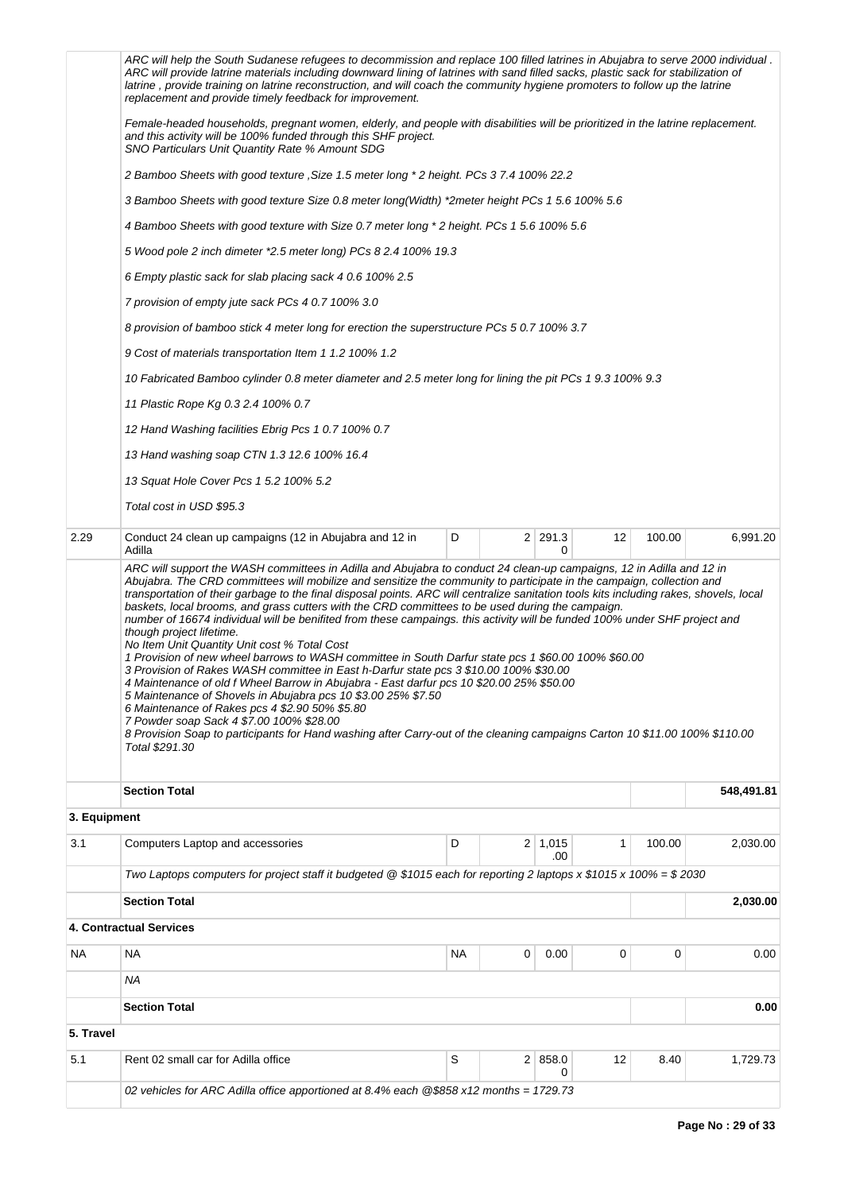| | ARC will help the South Sudanese refugees to decommission and replace 100 filled latrines in Abujabra to serve 2000 individual . ARC will provide latrine materials including downward lining of latrines with sand filled sacks, plastic sack for stabilization of latrine , provide training on latrine reconstruction, and will coach the community hygiene promoters to follow up the latrine replacement and provide timely feedback for improvement.<br><br>Female-headed households, pregnant women, elderly, and people with disabilities will be prioritized in the latrine replacement. and this activity will be 100% funded through this SHF project.<br>SNO Particulars Unit Quantity Rate % Amount SDG<br><br>2 Bamboo Sheets with good texture ,Size 1.5 meter long * 2 height. PCs 3 7.4 100% 22.2<br><br>3 Bamboo Sheets with good texture Size 0.8 meter long(Width) *2meter height PCs 1 5.6 100% 5.6<br><br>4 Bamboo Sheets with good texture with Size 0.7 meter long * 2 height. PCs 1 5.6 100% 5.6<br><br>5 Wood pole 2 inch dimeter *2.5 meter long) PCs 8 2.4 100% 19.3<br><br>6 Empty plastic sack for slab placing sack 4 0.6 100% 2.5<br><br>7 provision of empty jute sack PCs 4 0.7 100% 3.0<br><br>8 provision of bamboo stick 4 meter long for erection the superstructure PCs 5 0.7 100% 3.7<br><br>9 Cost of materials transportation Item 1 1.2 100% 1.2<br><br>10 Fabricated Bamboo cylinder 0.8 meter diameter and 2.5 meter long for lining the pit PCs 1 9.3 100% 9.3<br><br>11 Plastic Rope Kg 0.3 2.4 100% 0.7<br><br>12 Hand Washing facilities Ebrig Pcs 1 0.7 100% 0.7<br><br>13 Hand washing soap CTN 1.3 12.6 100% 16.4<br><br>13 Squat Hole Cover Pcs 1 5.2 100% 5.2<br><br>Total cost in USD $95.3 | | | | | | |
|---|---|---|---|---|---|---|---|
| 2.29 | Conduct 24 clean up campaigns (12 in Abujabra and 12 in Adilla | D | 2 | 291.30 | 12 | 100.00 | 6,991.20 |
| | ARC will support the WASH committees in Adilla and Abujabra to conduct 24 clean-up campaigns, 12 in Adilla and 12 in Abujabra. The CRD committees will mobilize and sensitize the community to participate in the campaign, collection and transportation of their garbage to the final disposal points. ARC will centralize sanitation tools kits including rakes, shovels, local baskets, local brooms, and grass cutters with the CRD committees to be used during the campaign.<br>number of 16674 individual will be benifited from these campaings. this activity will be funded 100% under SHF project and though project lifetime.<br>No Item Unit Quantity Unit cost % Total Cost<br>1 Provision of new wheel barrows to WASH committee in South Darfur state pcs 1 $60.00 100% $60.00<br>3 Provision of Rakes WASH committee in East h-Darfur state pcs 3 $10.00 100% $30.00<br>4 Maintenance of old f Wheel Barrow in Abujabra - East darfur pcs 10 $20.00 25% $50.00<br>5 Maintenance of Shovels in Abujabra pcs 10 $3.00 25% $7.50<br>6 Maintenance of Rakes pcs 4 $2.90 50% $5.80<br>7 Powder soap Sack 4 $7.00 100% $28.00<br>8 Provision Soap to participants for Hand washing after Carry-out of the cleaning campaigns Carton 10 $11.00 100% $110.00<br>Total $291.30 | | | | | | |
| | **Section Total** | | | | | | **548,491.81** |
| **3. Equipment** | | | | | | | |
| 3.1 | Computers Laptop and accessories | D | 2 | 1,015.00 | 1 | 100.00 | 2,030.00 |
| | Two Laptops computers for project staff it budgeted @ $1015 each for reporting 2 laptops x $1015 x 100% = $ 2030 | | | | | | |
| | **Section Total** | | | | | | **2,030.00** |
| **4. Contractual Services** | | | | | | | |
| NA | NA | NA | 0 | 0.00 | 0 | 0 | 0.00 |
| | NA | | | | | | |
| | **Section Total** | | | | | | **0.00** |
| **5. Travel** | | | | | | | |
| 5.1 | Rent 02 small car for Adilla office | S | 2 | 858.00 | 12 | 8.40 | 1,729.73 |
| | 02 vehicles for ARC Adilla office apportioned at 8.4% each @$858 x12 months = 1729.73 | | | | | | |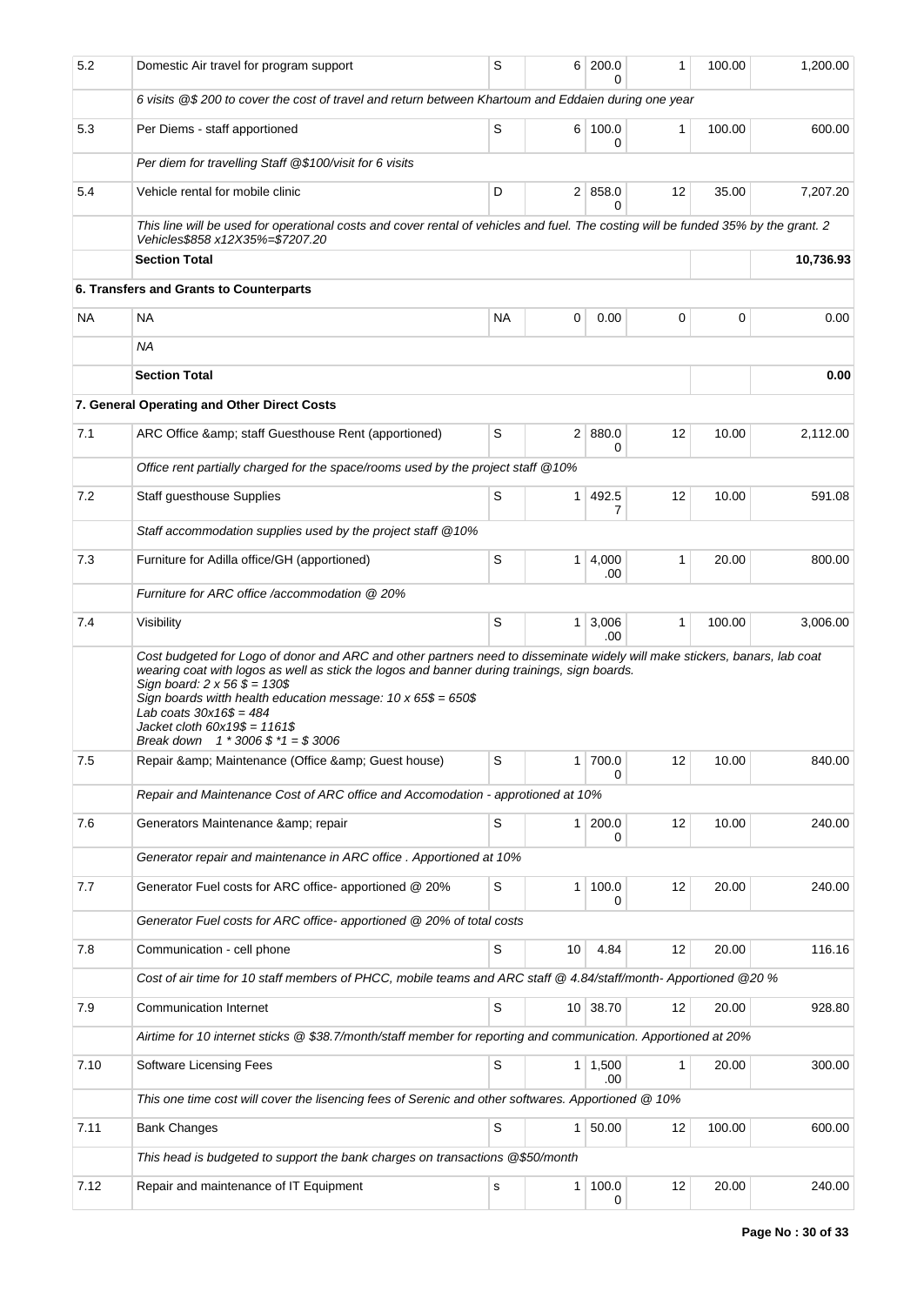| | | | | | | | |
|---|---|---|---|---|---|---|---|
| 5.2 | Domestic Air travel for program support | S | 6 | 200.00 | 1 | 100.00 | 1,200.00 |
| | *6 visits @$ 200 to cover the cost of travel and return between Khartoum and Eddaien during one year* | | | | | | |
| 5.3 | Per Diems - staff apportioned | S | 6 | 100.00 | 1 | 100.00 | 600.00 |
| | *Per diem for travelling Staff @$100/visit for 6 visits* | | | | | | |
| 5.4 | Vehicle rental for mobile clinic | D | 2 | 858.00 | 12 | 35.00 | 7,207.20 |
| | *This line will be used for operational costs and cover rental of vehicles and fuel. The costing will be funded 35% by the grant. 2 Vehicles$858 x12X35%=$7207.20* | | | | | | |
| | **Section Total** | | | | | | **10,736.93** |
| | **6. Transfers and Grants to Counterparts** | | | | | | |
| NA | NA | NA | 0 | 0.00 | 0 | 0 | 0.00 |
| | *NA* | | | | | | |
| | **Section Total** | | | | | | **0.00** |
| | **7. General Operating and Other Direct Costs** | | | | | | |
| 7.1 | ARC Office &amp; staff Guesthouse Rent (apportioned) | S | 2 | 880.00 | 12 | 10.00 | 2,112.00 |
| | *Office rent partially charged for the space/rooms used by the project staff @10%* | | | | | | |
| 7.2 | Staff guesthouse Supplies | S | 1 | 492.57 | 12 | 10.00 | 591.08 |
| | *Staff accommodation supplies used by the project staff @10%* | | | | | | |
| 7.3 | Furniture for Adilla office/GH (apportioned) | S | 1 | 4,000.00 | 1 | 20.00 | 800.00 |
| | *Furniture for ARC office /accommodation @ 20%* | | | | | | |
| 7.4 | Visibility | S | 1 | 3,006.00 | 1 | 100.00 | 3,006.00 |
| | *Cost budgeted for Logo of donor and ARC and other partners need to disseminate widely will make stickers, banars, lab coat wearing coat with logos as well as stick the logos and banner during trainings, sign boards. Sign board: 2 x 56 $ = 130$ Sign boards witth health education message: 10 x 65$ = 650$ Lab coats 30x16$ = 484 Jacket cloth 60x19$ = 1161$ Break down 1 * 3006 $ *1 = $ 3006* | | | | | | |
| 7.5 | Repair &amp; Maintenance (Office &amp; Guest house) | S | 1 | 700.00 | 12 | 10.00 | 840.00 |
| | *Repair and Maintenance Cost of ARC office and Accomodation - approtioned at 10%* | | | | | | |
| 7.6 | Generators Maintenance &amp; repair | S | 1 | 200.00 | 12 | 10.00 | 240.00 |
| | *Generator repair and maintenance in ARC office . Apportioned at 10%* | | | | | | |
| 7.7 | Generator Fuel costs for ARC office- apportioned @ 20% | S | 1 | 100.00 | 12 | 20.00 | 240.00 |
| | *Generator Fuel costs for ARC office- apportioned @ 20% of total costs* | | | | | | |
| 7.8 | Communication - cell phone | S | 10 | 4.84 | 12 | 20.00 | 116.16 |
| | *Cost of air time for 10 staff members of PHCC, mobile teams and ARC staff @ 4.84/staff/month- Apportioned @20 %* | | | | | | |
| 7.9 | Communication Internet | S | 10 | 38.70 | 12 | 20.00 | 928.80 |
| | *Airtime for 10 internet sticks @ $38.7/month/staff member for reporting and communication. Apportioned at 20%* | | | | | | |
| 7.10 | Software Licensing Fees | S | 1 | 1,500.00 | 1 | 20.00 | 300.00 |
| | *This one time cost will cover the lisencing fees of Serenic and other softwares. Apportioned @ 10%* | | | | | | |
| 7.11 | Bank Changes | S | 1 | 50.00 | 12 | 100.00 | 600.00 |
| | *This head is budgeted to support the bank charges on transactions @$50/month* | | | | | | |
| 7.12 | Repair and maintenance of IT Equipment | s | 1 | 100.00 | 12 | 20.00 | 240.00 |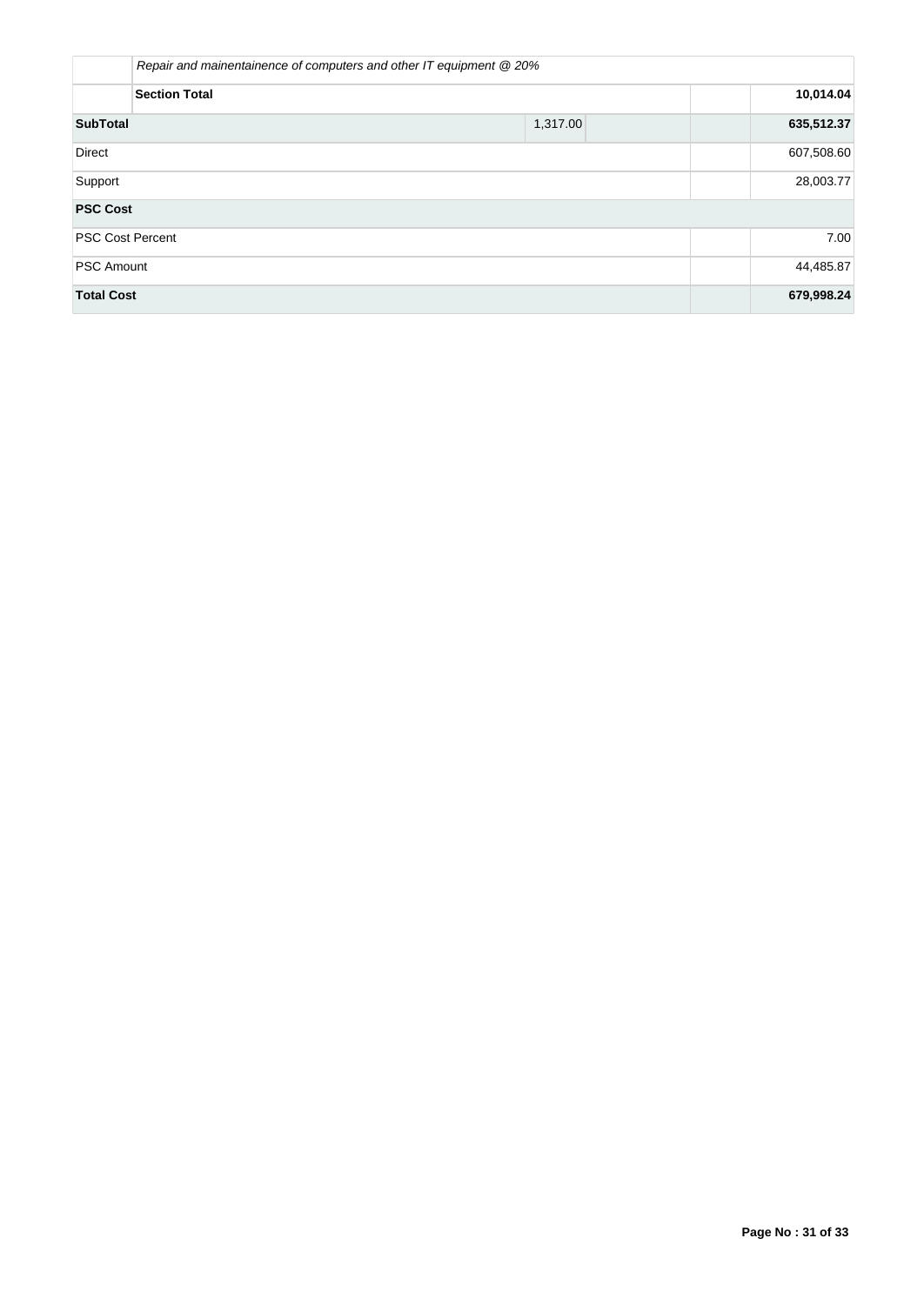|  |  |  |  |  |  |
|---|---|---|---|---|---|
|  | *Repair and maintenance of computers and other IT equipment @ 20%* |  |  |  |  |
|  | **Section Total** |  |  |  | **10,014.04** |
| **SubTotal** |  | 1,317.00 |  |  | **635,512.37** |
| Direct |  |  |  |  | 607,508.60 |
| Support |  |  |  |  | 28,003.77 |
| **PSC Cost** |  |  |  |  |  |
| PSC Cost Percent |  |  |  |  | 7.00 |
| PSC Amount |  |  |  |  | 44,485.87 |
| **Total Cost** |  |  |  |  | **679,998.24** |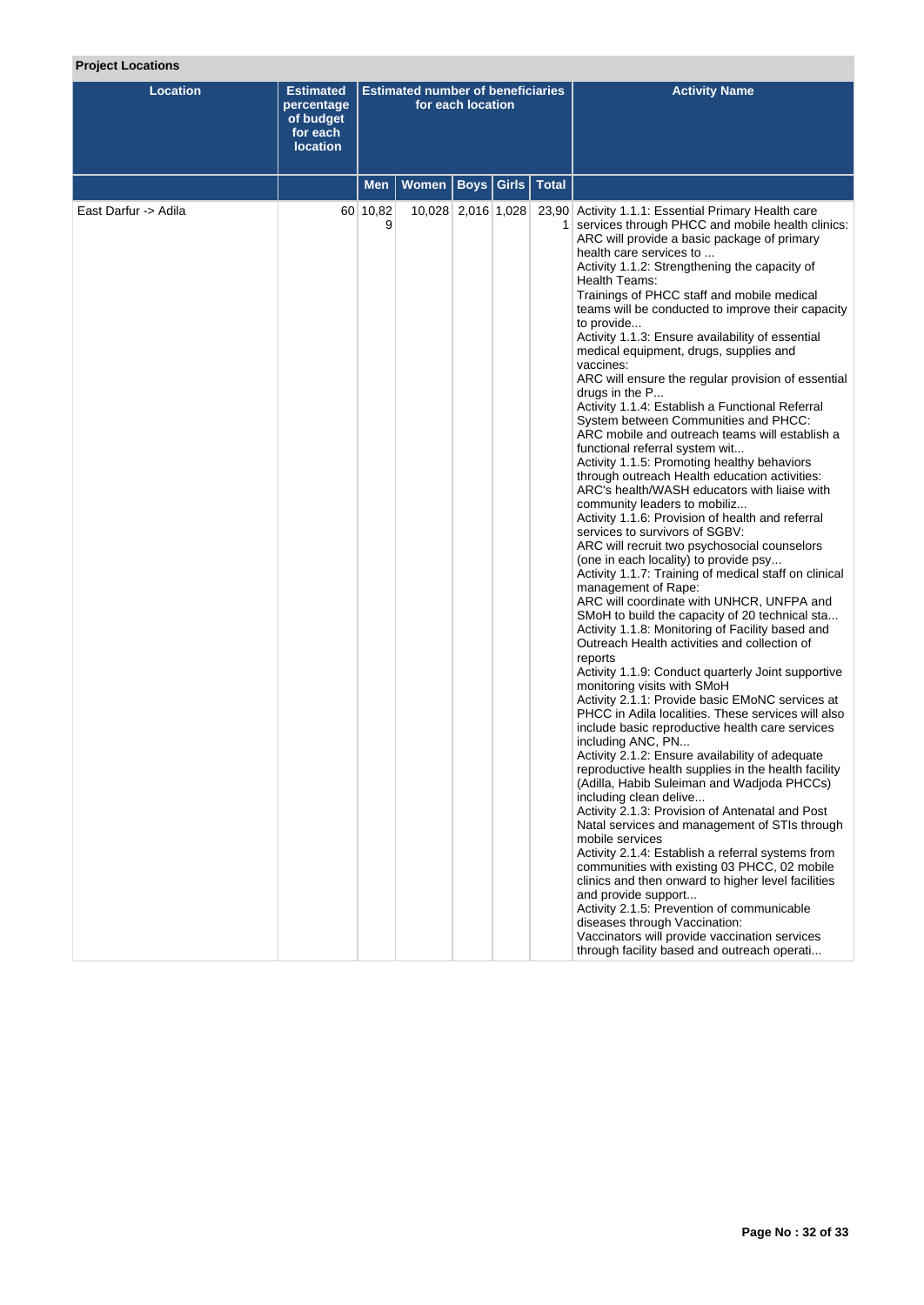**Project Locations**

| Location | Estimated percentage of budget for each location | Estimated number of beneficiaries for each location | | | | | Activity Name |
|---|---|---|---|---|---|---|---|
| | | Men | Women | Boys | Girls | Total | |
| East Darfur -> Adila | 60 | 10,829 | 10,028 | 2,016 | 1,028 | 23,901 | Activity 1.1.1: Essential Primary Health care services through PHCC and mobile health clinics: ARC will provide a basic package of primary health care services to ...<br>Activity 1.1.2: Strengthening the capacity of Health Teams:<br>Trainings of PHCC staff and mobile medical teams will be conducted to improve their capacity to provide...<br>Activity 1.1.3: Ensure availability of essential medical equipment, drugs, supplies and vaccines:<br>ARC will ensure the regular provision of essential drugs in the P...<br>Activity 1.1.4: Establish a Functional Referral System between Communities and PHCC:<br>ARC mobile and outreach teams will establish a functional referral system wit...<br>Activity 1.1.5: Promoting healthy behaviors through outreach Health education activities:<br>ARC's health/WASH educators with liaise with community leaders to mobiliz...<br>Activity 1.1.6: Provision of health and referral services to survivors of SGBV:<br>ARC will recruit two psychosocial counselors (one in each locality) to provide psy...<br>Activity 1.1.7: Training of medical staff on clinical management of Rape:<br>ARC will coordinate with UNHCR, UNFPA and SMoH to build the capacity of 20 technical sta...<br>Activity 1.1.8: Monitoring of Facility based and Outreach Health activities and collection of reports<br>Activity 1.1.9: Conduct quarterly Joint supportive monitoring visits with SMoH<br>Activity 2.1.1: Provide basic EMoNC services at PHCC in Adila localities. These services will also include basic reproductive health care services including ANC, PN...<br>Activity 2.1.2: Ensure availability of adequate reproductive health supplies in the health facility (Adilla, Habib Suleiman and Wadjoda PHCCs) including clean delive...<br>Activity 2.1.3: Provision of Antenatal and Post Natal services and management of STIs through mobile services<br>Activity 2.1.4: Establish a referral systems from communities with existing 03 PHCC, 02 mobile clinics and then onward to higher level facilities and provide support...<br>Activity 2.1.5: Prevention of communicable diseases through Vaccination:<br>Vaccinators will provide vaccination services through facility based and outreach operati... |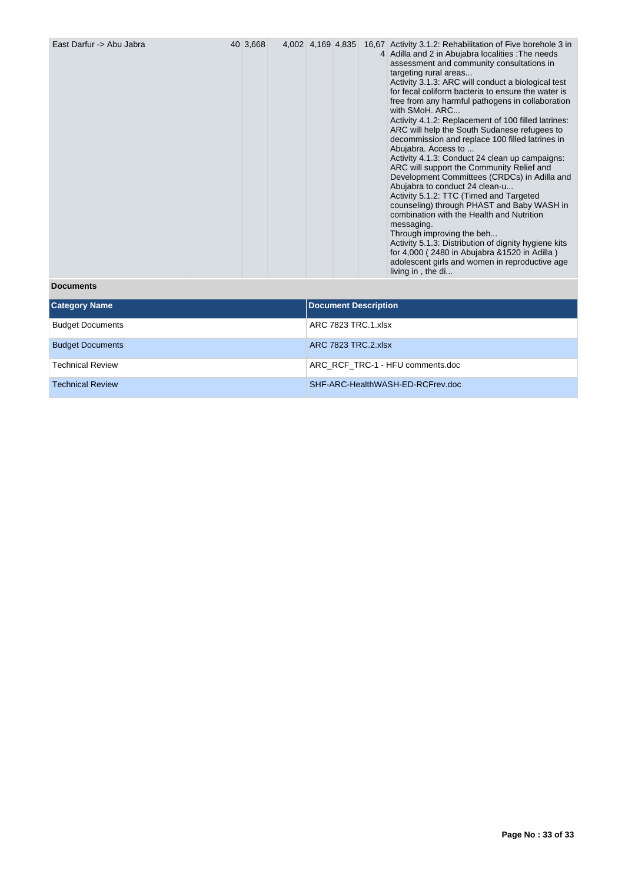| | | | | | | | |
|---|---|---|---|---|---|---|---|
| East Darfur -> Abu Jabra | | 40 | 3,668 | 4,002 | 4,169 | 4,835 | 16,674 | Activity 3.1.2: Rehabilitation of Five borehole 3 in Adilla and 2 in Abujabra localities :The needs assessment and community consultations in targeting rural areas...<br>Activity 3.1.3: ARC will conduct a biological test for fecal coliform bacteria to ensure the water is free from any harmful pathogens in collaboration with SMoH. ARC...<br>Activity 4.1.2: Replacement of 100 filled latrines: ARC will help the South Sudanese refugees to decommission and replace 100 filled latrines in Abujabra. Access to ...<br>Activity 4.1.3: Conduct 24 clean up campaigns: ARC will support the Community Relief and Development Committees (CRDCs) in Adilla and Abujabra to conduct 24 clean-u...<br>Activity 5.1.2: TTC (Timed and Targeted counseling) through PHAST and Baby WASH in combination with the Health and Nutrition messaging.<br>Through improving the beh...<br>Activity 5.1.3: Distribution of dignity hygiene kits for 4,000 ( 2480 in Abujabra &1520 in Adilla ) adolescent girls and women in reproductive age living in , the di... |

**Documents**

| Category Name | Document Description |
|---|---|
| Budget Documents | ARC 7823 TRC.1.xlsx |
| Budget Documents | ARC 7823 TRC.2.xlsx |
| Technical Review | ARC_RCF_TRC-1 - HFU comments.doc |
| Technical Review | SHF-ARC-HealthWASH-ED-RCFrev.doc |